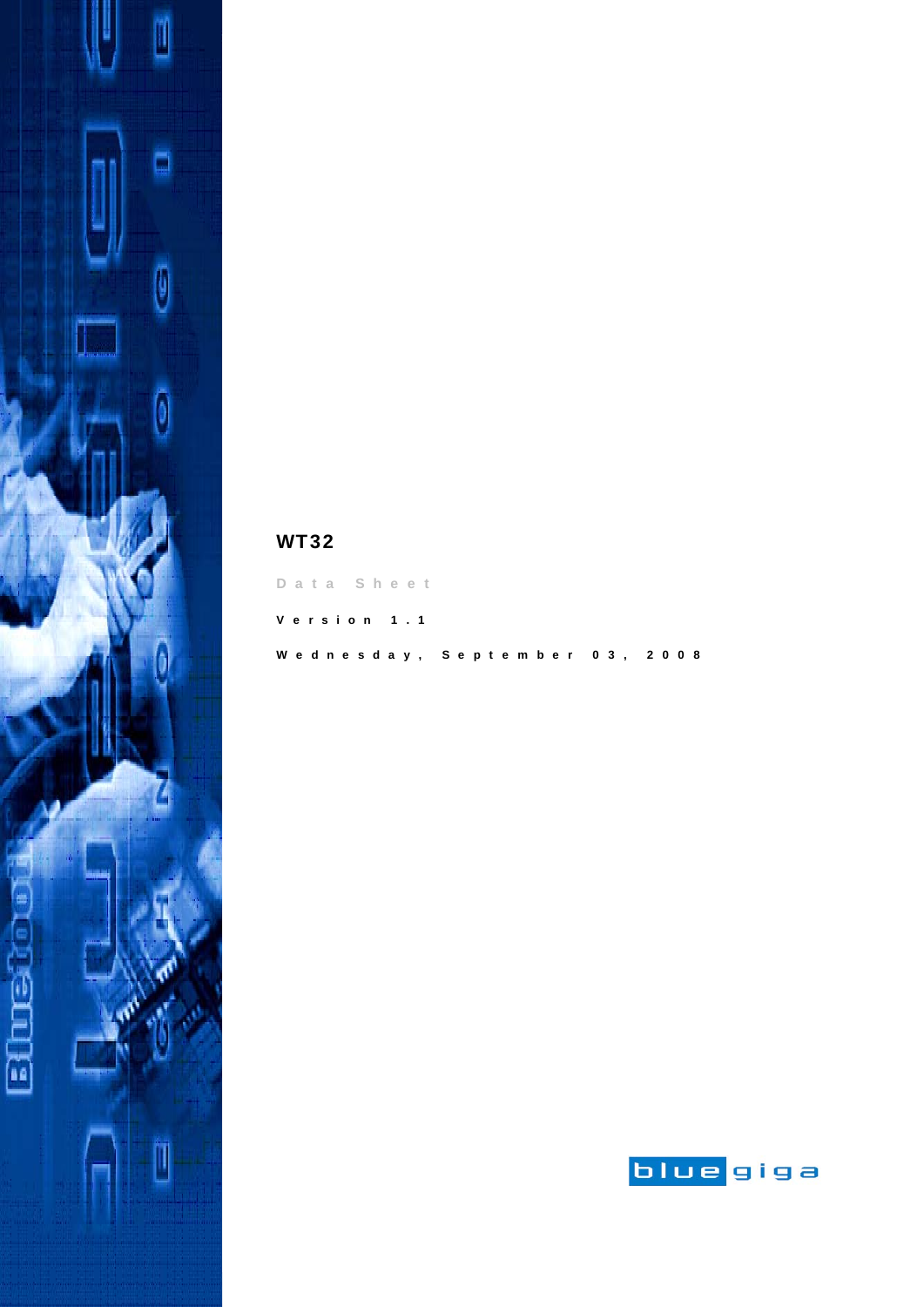# WT32

Data Sheet

Version 1.1

Wednesday, September 03, 2008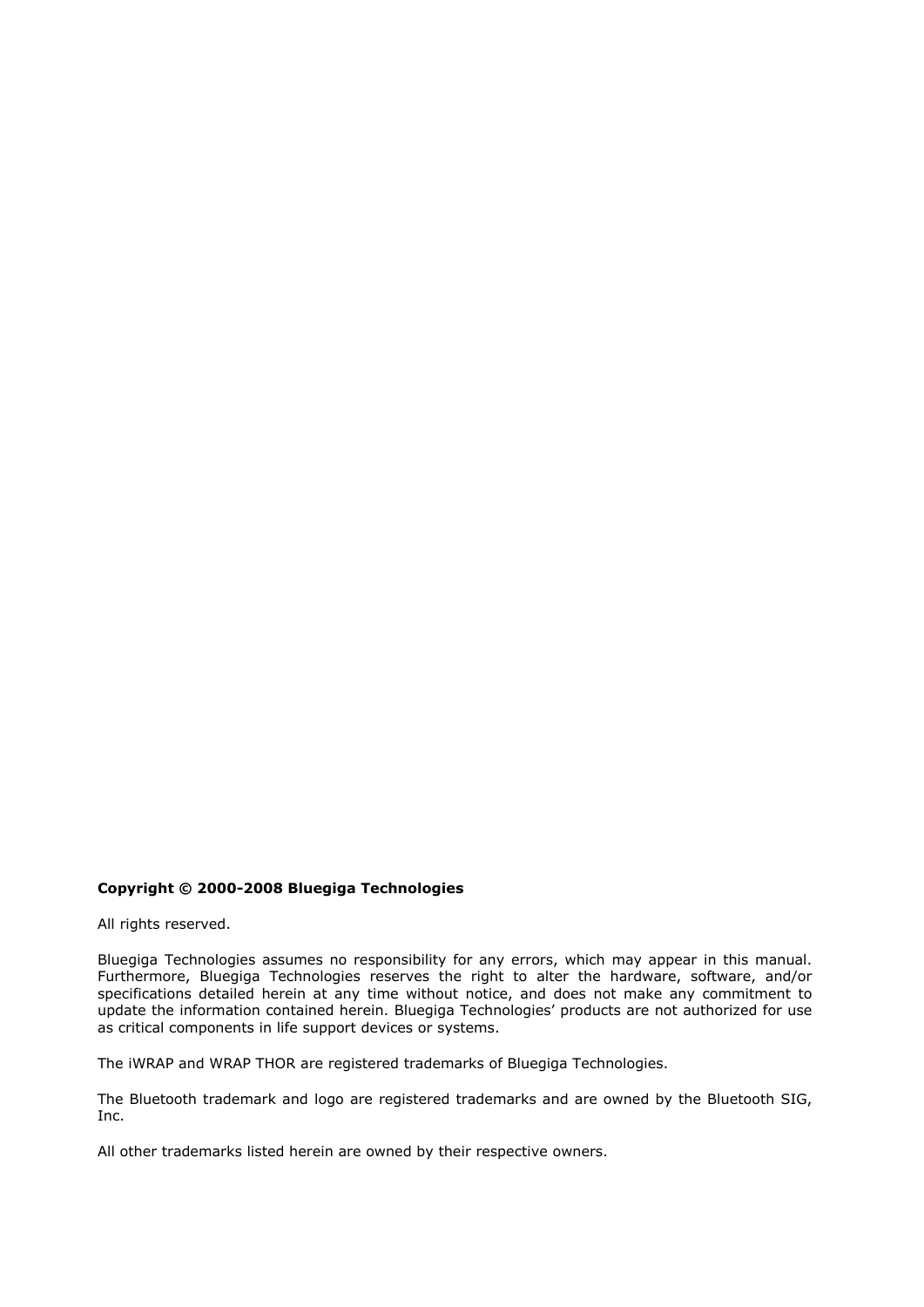**Copyright © 2000-2008 Bluegiga Technologies**

All rights reserved.

Bluegiga Technologies assumes no responsibility for any errors, which may appear in this manual. Furthermore, Bluegiga Technologies reserves the right to alter the hardware, software, and/or specifications detailed herein at any time without notice, and does not make any commitment to update the information contained herein. Bluegiga Technologies' products are not authorized for use as critical components in life support devices or systems.

The iWRAP and WRAP THOR are registered trademarks of Bluegiga Technologies.

The Bluetooth trademark and logo are registered trademarks and are owned by the Bluetooth SIG, Inc.

All other trademarks listed herein are owned by their respective owners.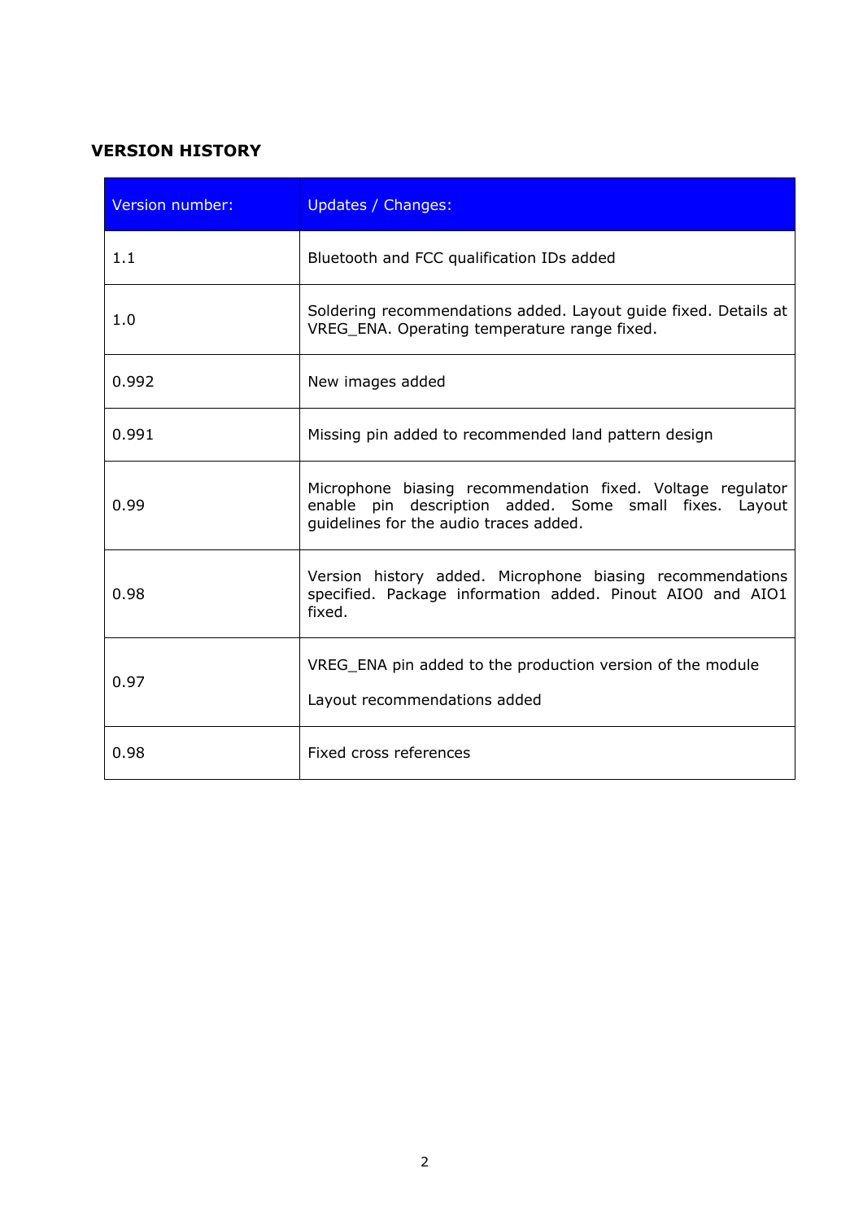**VERSION HISTORY**

| Version number: | Updates / Changes: |
|---|---|
| 1.1 | Bluetooth and FCC qualification IDs added |
| 1.0 | Soldering recommendations added. Layout guide fixed. Details at VREG_ENA. Operating temperature range fixed. |
| 0.992 | New images added |
| 0.991 | Missing pin added to recommended land pattern design |
| 0.99 | Microphone biasing recommendation fixed. Voltage regulator enable pin description added. Some small fixes. Layout guidelines for the audio traces added. |
| 0.98 | Version history added. Microphone biasing recommendations specified. Package information added. Pinout AIO0 and AIO1 fixed. |
| 0.97 | VREG_ENA pin added to the production version of the module<br><br>Layout recommendations added |
| 0.98 | Fixed cross references |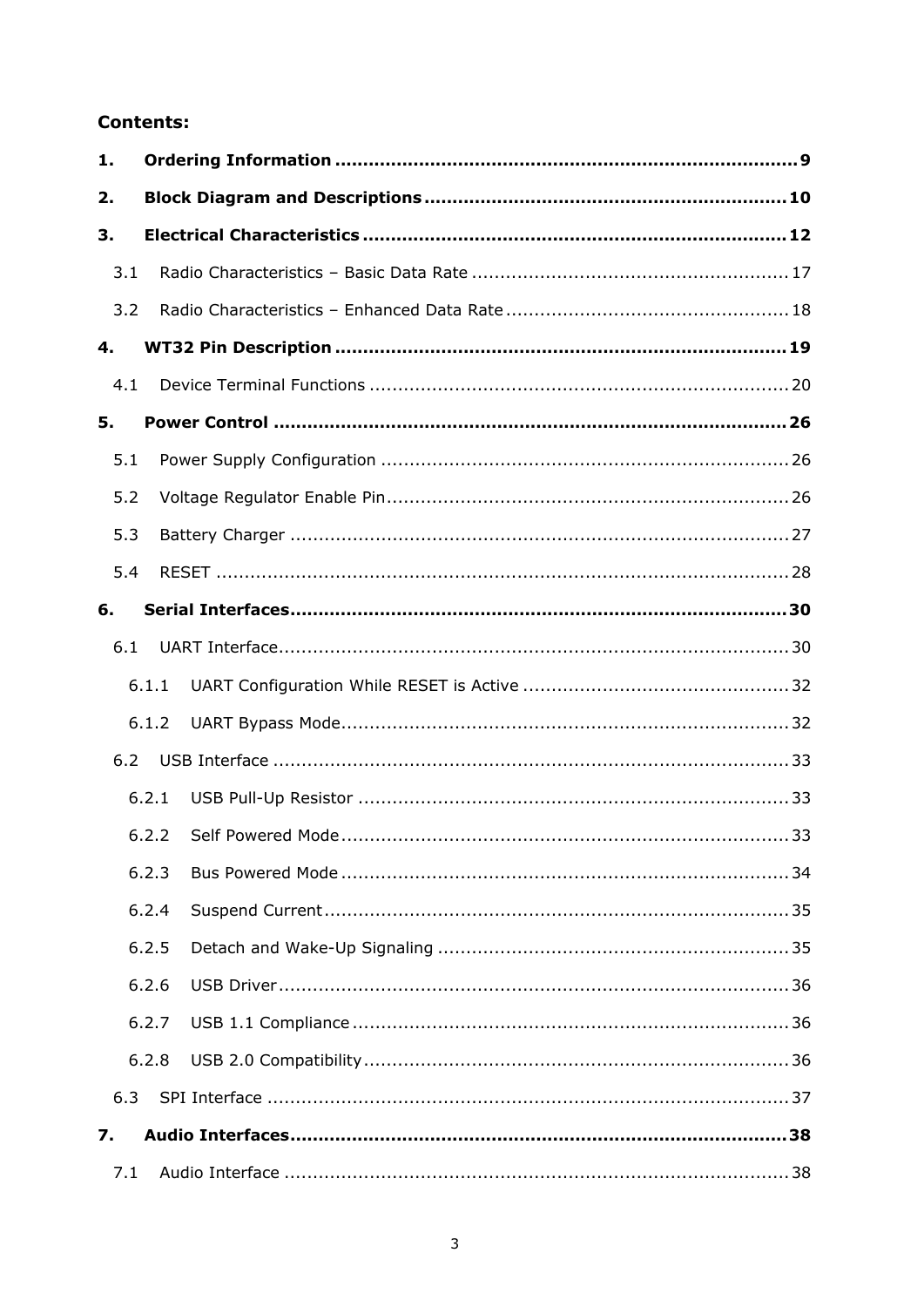**Contents:**

**1. Ordering Information ........................................................................ 9**

**2. Block Diagram and Descriptions ........................................................ 10**

**3. Electrical Characteristics ................................................................... 12**

3.1 Radio Characteristics – Basic Data Rate ................................................ 17

3.2 Radio Characteristics – Enhanced Data Rate .......................................... 18

**4. WT32 Pin Description ........................................................................ 19**

4.1 Device Terminal Functions ................................................................... 20

**5. Power Control .................................................................................. 26**

5.1 Power Supply Configuration ................................................................. 26

5.2 Voltage Regulator Enable Pin ............................................................... 26

5.3 Battery Charger .................................................................................. 27

5.4 RESET ................................................................................................ 28

**6. Serial Interfaces ................................................................................ 30**

6.1 UART Interface ................................................................................... 30

6.1.1 UART Configuration While RESET is Active ........................................ 32

6.1.2 UART Bypass Mode ........................................................................ 32

6.2 USB Interface ..................................................................................... 33

6.2.1 USB Pull-Up Resistor ..................................................................... 33

6.2.2 Self Powered Mode ........................................................................ 33

6.2.3 Bus Powered Mode ........................................................................ 34

6.2.4 Suspend Current ........................................................................... 35

6.2.5 Detach and Wake-Up Signaling ....................................................... 35

6.2.6 USB Driver .................................................................................... 36

6.2.7 USB 1.1 Compliance ....................................................................... 36

6.2.8 USB 2.0 Compatibility .................................................................... 36

6.3 SPI Interface ...................................................................................... 37

**7. Audio Interfaces ................................................................................ 38**

7.1 Audio Interface ................................................................................... 38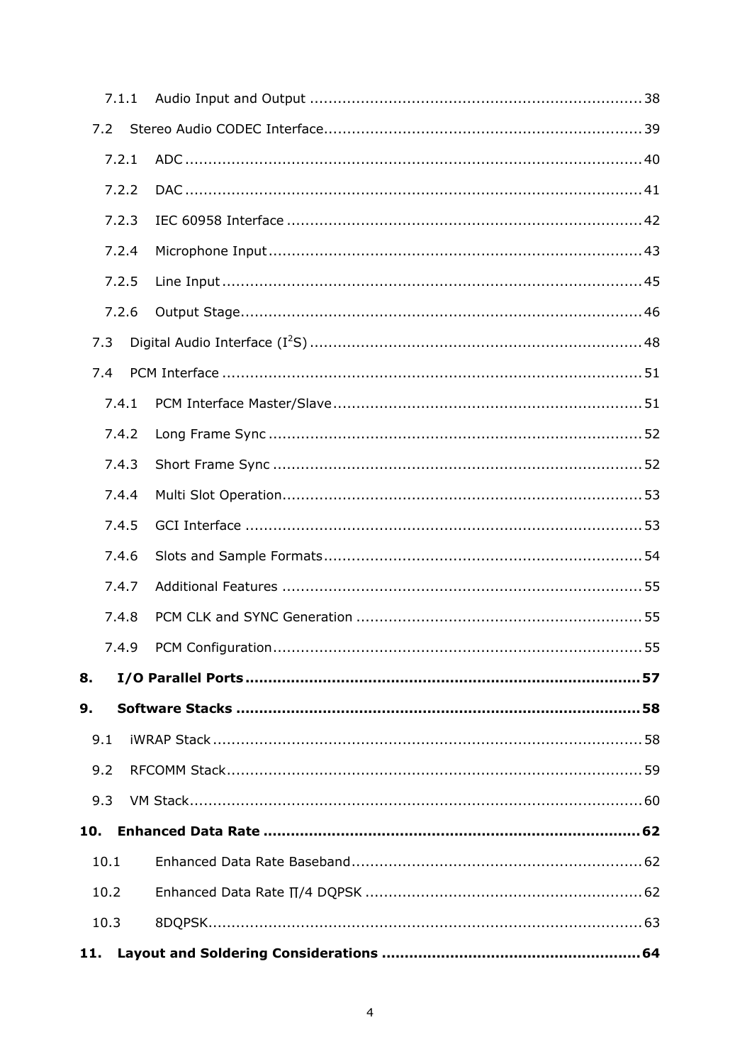7.1.1 Audio Input and Output ........................................................................ 38

7.2 Stereo Audio CODEC Interface..................................................................... 39

7.2.1 ADC ....................................................................................................... 40

7.2.2 DAC ....................................................................................................... 41

7.2.3 IEC 60958 Interface ............................................................................ 42

7.2.4 Microphone Input ................................................................................. 43

7.2.5 Line Input ............................................................................................ 45

7.2.6 Output Stage........................................................................................ 46

7.3 Digital Audio Interface ($I^2S$) ........................................................................ 48

7.4 PCM Interface ............................................................................................. 51

7.4.1 PCM Interface Master/Slave ................................................................... 51

7.4.2 Long Frame Sync .................................................................................. 52

7.4.3 Short Frame Sync ................................................................................. 52

7.4.4 Multi Slot Operation.............................................................................. 53

7.4.5 GCI Interface ....................................................................................... 53

7.4.6 Slots and Sample Formats ..................................................................... 54

7.4.7 Additional Features .............................................................................. 55

7.4.8 PCM CLK and SYNC Generation .............................................................. 55

7.4.9 PCM Configuration................................................................................. 55

**8. I/O Parallel Ports ...................................................................................... 57**

**9. Software Stacks ........................................................................................ 58**

9.1 iWRAP Stack ............................................................................................... 58

9.2 RFCOMM Stack............................................................................................ 59

9.3 VM Stack.................................................................................................... 60

**10. Enhanced Data Rate .................................................................................. 62**

10.1 Enhanced Data Rate Baseband ................................................................ 62

10.2 Enhanced Data Rate Π/4 DQPSK ............................................................. 62

10.3 8DQPSK.............................................................................................. 63

**11. Layout and Soldering Considerations ........................................................ 64**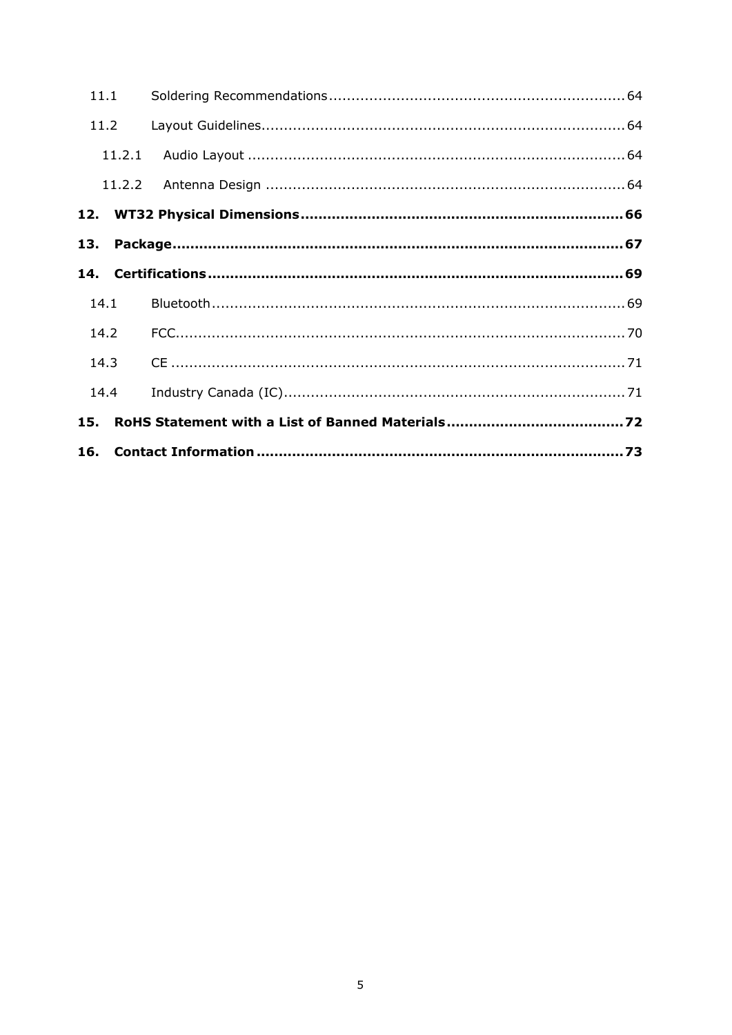11.1 Soldering Recommendations .......... 64

11.2 Layout Guidelines .......... 64

11.2.1 Audio Layout .......... 64

11.2.2 Antenna Design .......... 64

**12. WT32 Physical Dimensions .......... 66**

**13. Package .......... 67**

**14. Certifications .......... 69**

14.1 Bluetooth .......... 69

14.2 FCC .......... 70

14.3 CE .......... 71

14.4 Industry Canada (IC) .......... 71

**15. RoHS Statement with a List of Banned Materials .......... 72**

**16. Contact Information .......... 73**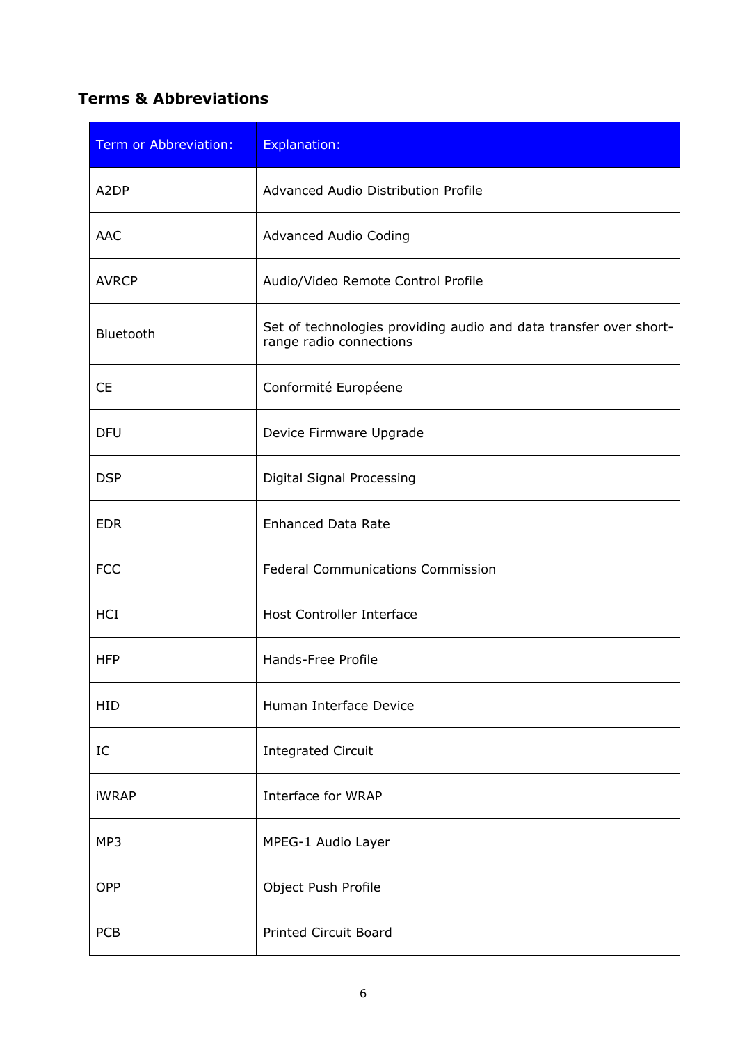## Terms & Abbreviations

| Term or Abbreviation: | Explanation: |
|---|---|
| A2DP | Advanced Audio Distribution Profile |
| AAC | Advanced Audio Coding |
| AVRCP | Audio/Video Remote Control Profile |
| Bluetooth | Set of technologies providing audio and data transfer over short-range radio connections |
| CE | Conformité Européene |
| DFU | Device Firmware Upgrade |
| DSP | Digital Signal Processing |
| EDR | Enhanced Data Rate |
| FCC | Federal Communications Commission |
| HCI | Host Controller Interface |
| HFP | Hands-Free Profile |
| HID | Human Interface Device |
| IC | Integrated Circuit |
| iWRAP | Interface for WRAP |
| MP3 | MPEG-1 Audio Layer |
| OPP | Object Push Profile |
| PCB | Printed Circuit Board |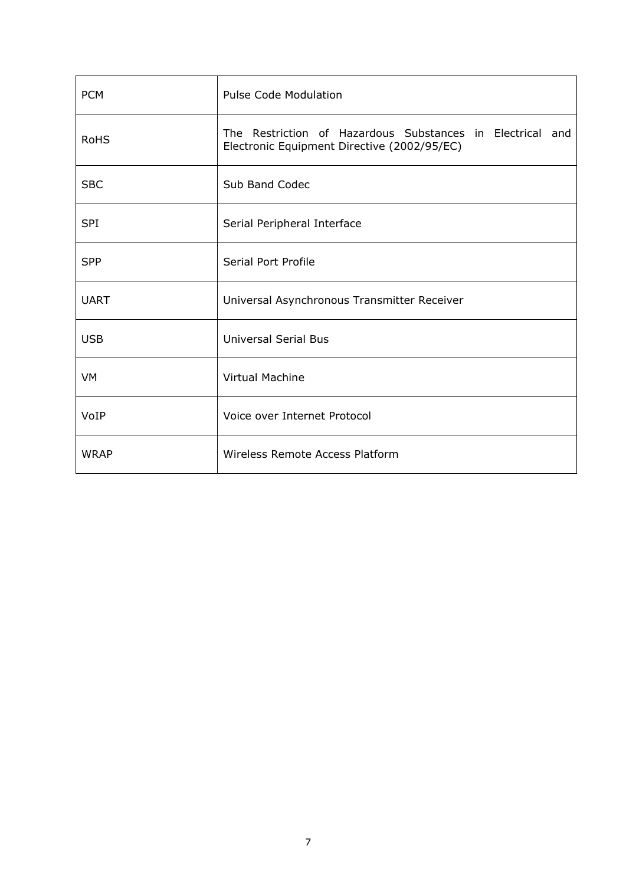| | |
|---|---|
| PCM | Pulse Code Modulation |
| RoHS | The Restriction of Hazardous Substances in Electrical and Electronic Equipment Directive (2002/95/EC) |
| SBC | Sub Band Codec |
| SPI | Serial Peripheral Interface |
| SPP | Serial Port Profile |
| UART | Universal Asynchronous Transmitter Receiver |
| USB | Universal Serial Bus |
| VM | Virtual Machine |
| VoIP | Voice over Internet Protocol |
| WRAP | Wireless Remote Access Platform |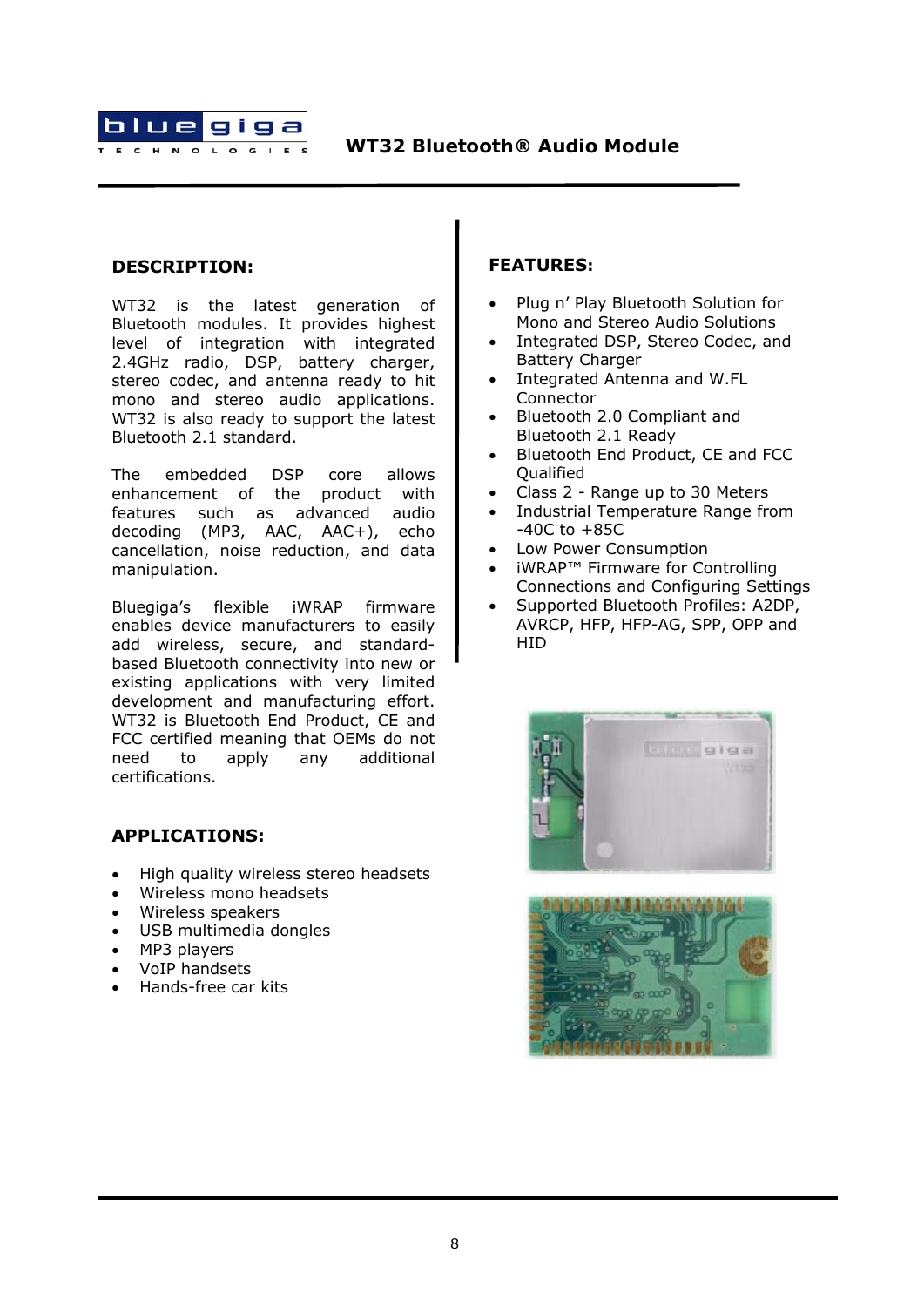# WT32 Bluetooth® Audio Module

## DESCRIPTION:

WT32 is the latest generation of Bluetooth modules. It provides highest level of integration with integrated 2.4GHz radio, DSP, battery charger, stereo codec, and antenna ready to hit mono and stereo audio applications. WT32 is also ready to support the latest Bluetooth 2.1 standard.

The embedded DSP core allows enhancement of the product with features such as advanced audio decoding (MP3, AAC, AAC+), echo cancellation, noise reduction, and data manipulation.

Bluegiga's flexible iWRAP firmware enables device manufacturers to easily add wireless, secure, and standard-based Bluetooth connectivity into new or existing applications with very limited development and manufacturing effort. WT32 is Bluetooth End Product, CE and FCC certified meaning that OEMs do not need to apply any additional certifications.

## APPLICATIONS:

- High quality wireless stereo headsets
- Wireless mono headsets
- Wireless speakers
- USB multimedia dongles
- MP3 players
- VoIP handsets
- Hands-free car kits

## FEATURES:

- Plug n' Play Bluetooth Solution for Mono and Stereo Audio Solutions
- Integrated DSP, Stereo Codec, and Battery Charger
- Integrated Antenna and W.FL Connector
- Bluetooth 2.0 Compliant and Bluetooth 2.1 Ready
- Bluetooth End Product, CE and FCC Qualified
- Class 2 - Range up to 30 Meters
- Industrial Temperature Range from -40C to +85C
- Low Power Consumption
- iWRAP™ Firmware for Controlling Connections and Configuring Settings
- Supported Bluetooth Profiles: A2DP, AVRCP, HFP, HFP-AG, SPP, OPP and HID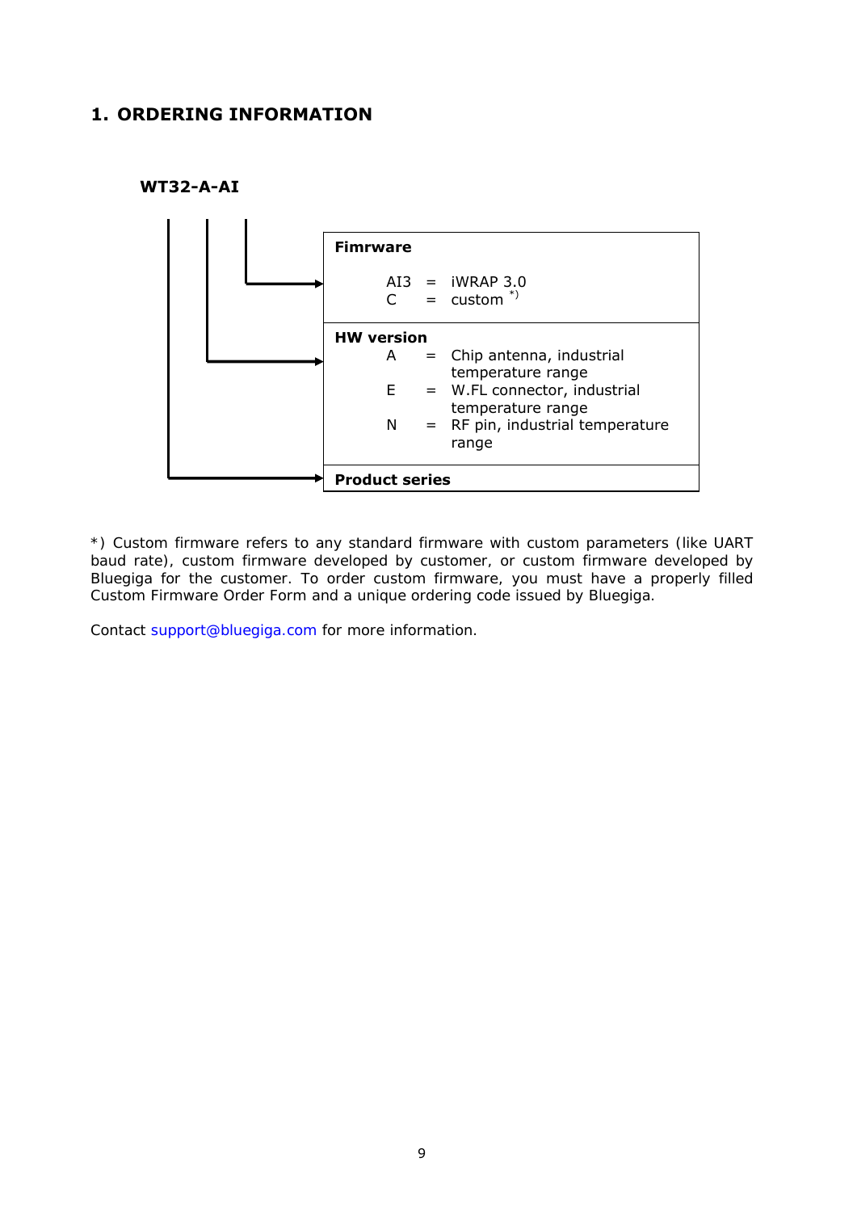# 1. ORDERING INFORMATION

**WT32-A-AI**

| | | |
|---|---|---|
| **Fimrware** | | |
| AI3 | = | iWRAP 3.0 |
| C | = | custom *) |
| **HW version** | | |
| A | = | Chip antenna, industrial temperature range |
| E | = | W.FL connector, industrial temperature range |
| N | = | RF pin, industrial temperature range |
| **Product series** | | |

*) Custom firmware refers to any standard firmware with custom parameters (like UART baud rate), custom firmware developed by customer, or custom firmware developed by Bluegiga for the customer. To order custom firmware, you must have a properly filled Custom Firmware Order Form and a unique ordering code issued by Bluegiga.

Contact support@bluegiga.com for more information.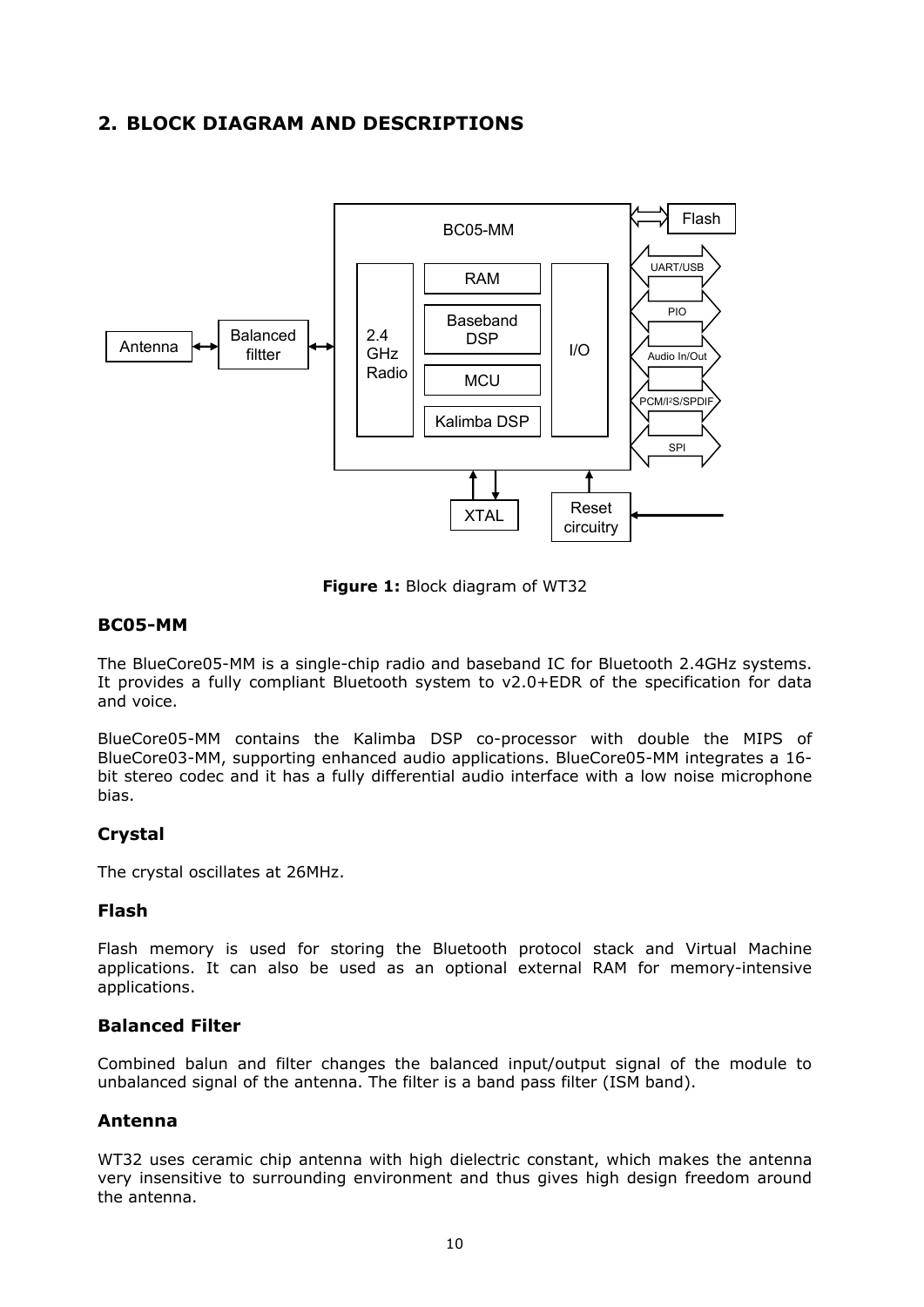## 2. BLOCK DIAGRAM AND DESCRIPTIONS

**Figure 1:** Block diagram of WT32

### BC05-MM

The BlueCore05-MM is a single-chip radio and baseband IC for Bluetooth 2.4GHz systems. It provides a fully compliant Bluetooth system to v2.0+EDR of the specification for data and voice.

BlueCore05-MM contains the Kalimba DSP co-processor with double the MIPS of BlueCore03-MM, supporting enhanced audio applications. BlueCore05-MM integrates a 16-bit stereo codec and it has a fully differential audio interface with a low noise microphone bias.

### Crystal

The crystal oscillates at 26MHz.

### Flash

Flash memory is used for storing the Bluetooth protocol stack and Virtual Machine applications. It can also be used as an optional external RAM for memory-intensive applications.

### Balanced Filter

Combined balun and filter changes the balanced input/output signal of the module to unbalanced signal of the antenna. The filter is a band pass filter (ISM band).

### Antenna

WT32 uses ceramic chip antenna with high dielectric constant, which makes the antenna very insensitive to surrounding environment and thus gives high design freedom around the antenna.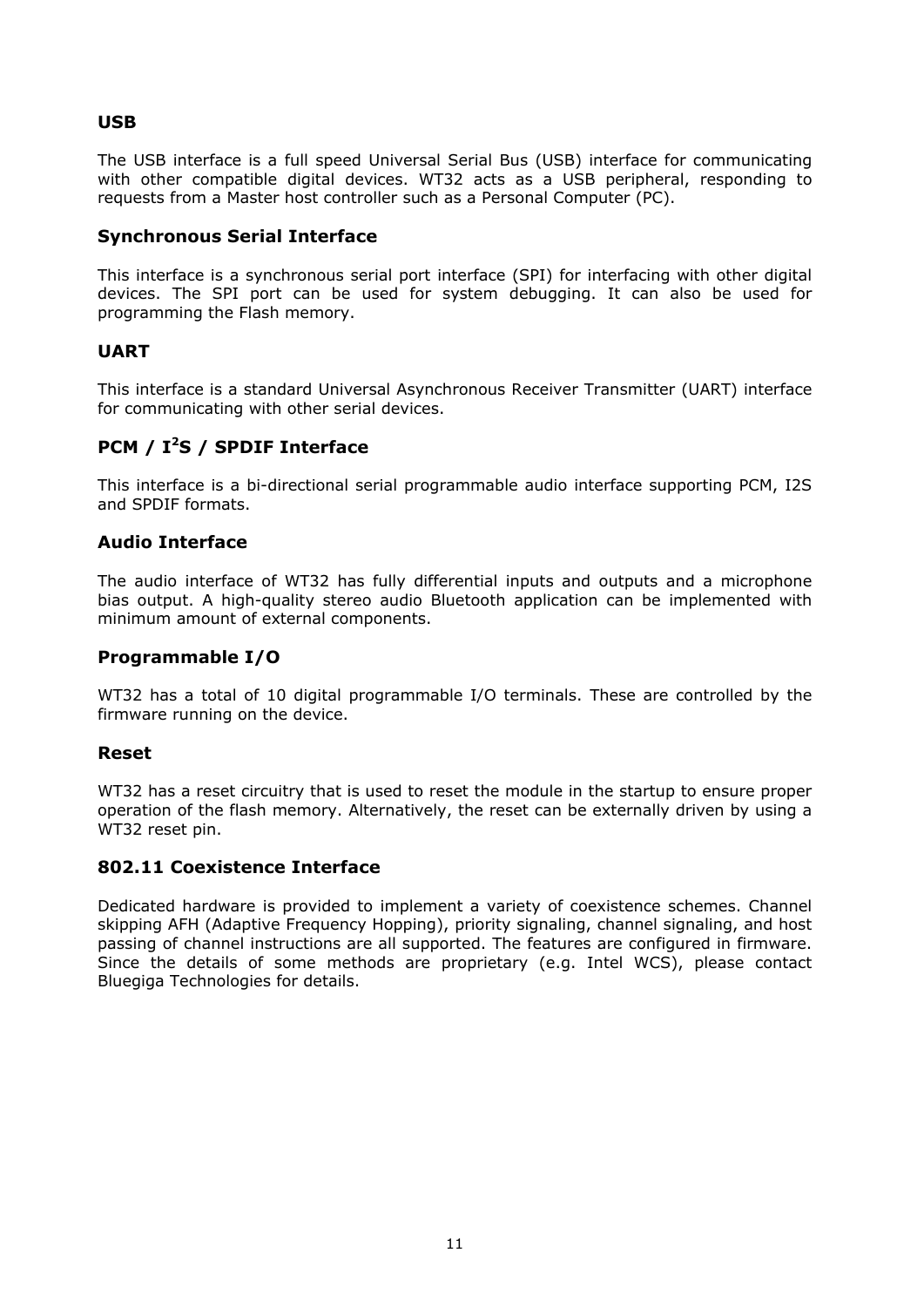### USB

The USB interface is a full speed Universal Serial Bus (USB) interface for communicating with other compatible digital devices. WT32 acts as a USB peripheral, responding to requests from a Master host controller such as a Personal Computer (PC).

### Synchronous Serial Interface

This interface is a synchronous serial port interface (SPI) for interfacing with other digital devices. The SPI port can be used for system debugging. It can also be used for programming the Flash memory.

### UART

This interface is a standard Universal Asynchronous Receiver Transmitter (UART) interface for communicating with other serial devices.

### PCM / I$^2$S / SPDIF Interface

This interface is a bi-directional serial programmable audio interface supporting PCM, I2S and SPDIF formats.

### Audio Interface

The audio interface of WT32 has fully differential inputs and outputs and a microphone bias output. A high-quality stereo audio Bluetooth application can be implemented with minimum amount of external components.

### Programmable I/O

WT32 has a total of 10 digital programmable I/O terminals. These are controlled by the firmware running on the device.

### Reset

WT32 has a reset circuitry that is used to reset the module in the startup to ensure proper operation of the flash memory. Alternatively, the reset can be externally driven by using a WT32 reset pin.

### 802.11 Coexistence Interface

Dedicated hardware is provided to implement a variety of coexistence schemes. Channel skipping AFH (Adaptive Frequency Hopping), priority signaling, channel signaling, and host passing of channel instructions are all supported. The features are configured in firmware. Since the details of some methods are proprietary (e.g. Intel WCS), please contact Bluegiga Technologies for details.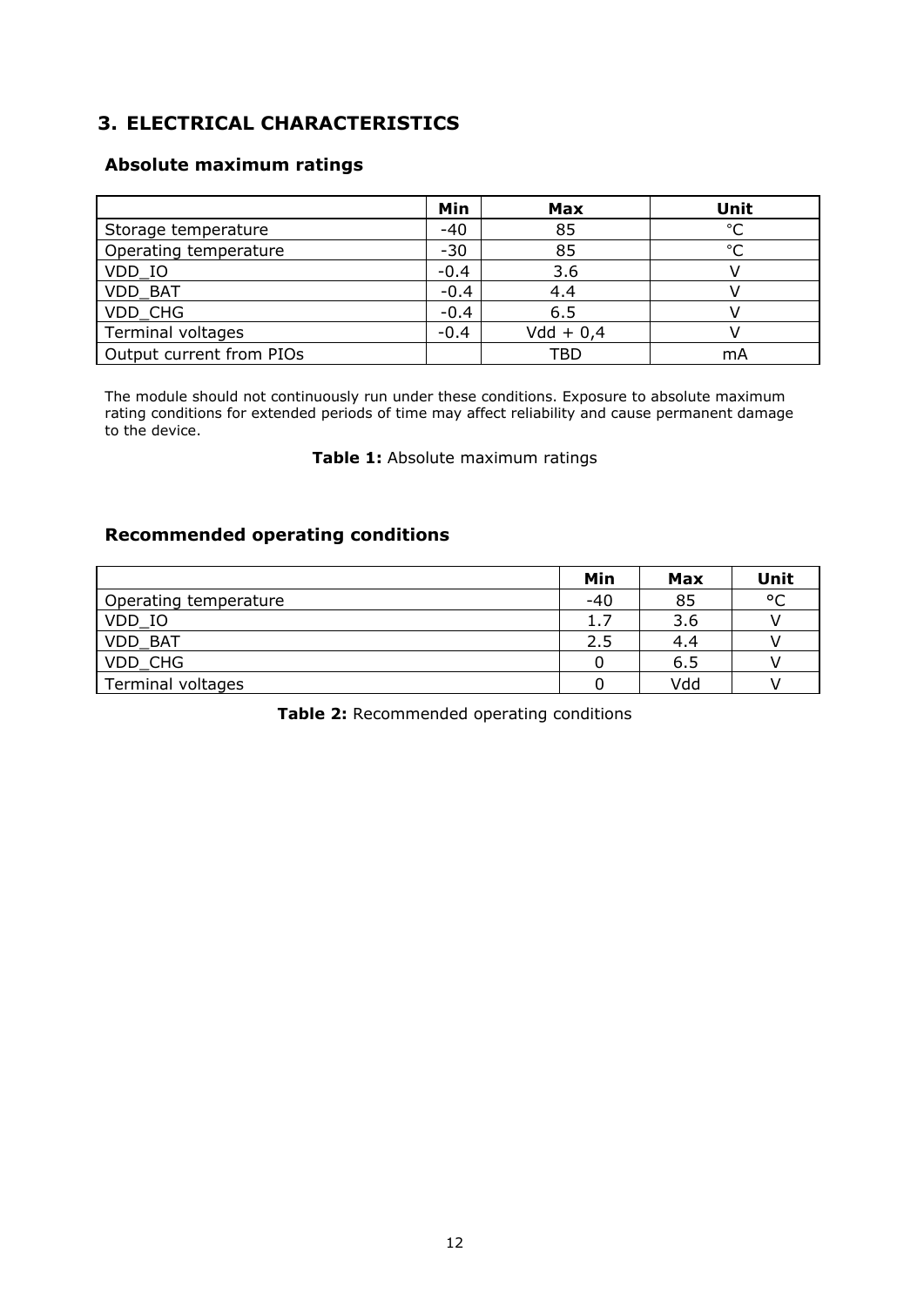## 3. ELECTRICAL CHARACTERISTICS

### Absolute maximum ratings

| | Min | Max | Unit |
|---|---|---|---|
| Storage temperature | -40 | 85 | °C |
| Operating temperature | -30 | 85 | °C |
| VDD_IO | -0.4 | 3.6 | V |
| VDD_BAT | -0.4 | 4.4 | V |
| VDD_CHG | -0.4 | 6.5 | V |
| Terminal voltages | -0.4 | Vdd + 0,4 | V |
| Output current from PIOs | | TBD | mA |

The module should not continuously run under these conditions. Exposure to absolute maximum rating conditions for extended periods of time may affect reliability and cause permanent damage to the device.

**Table 1:** Absolute maximum ratings

### Recommended operating conditions

| | Min | Max | Unit |
|---|---|---|---|
| Operating temperature | -40 | 85 | °C |
| VDD_IO | 1.7 | 3.6 | V |
| VDD_BAT | 2.5 | 4.4 | V |
| VDD_CHG | 0 | 6.5 | V |
| Terminal voltages | 0 | Vdd | V |

**Table 2:** Recommended operating conditions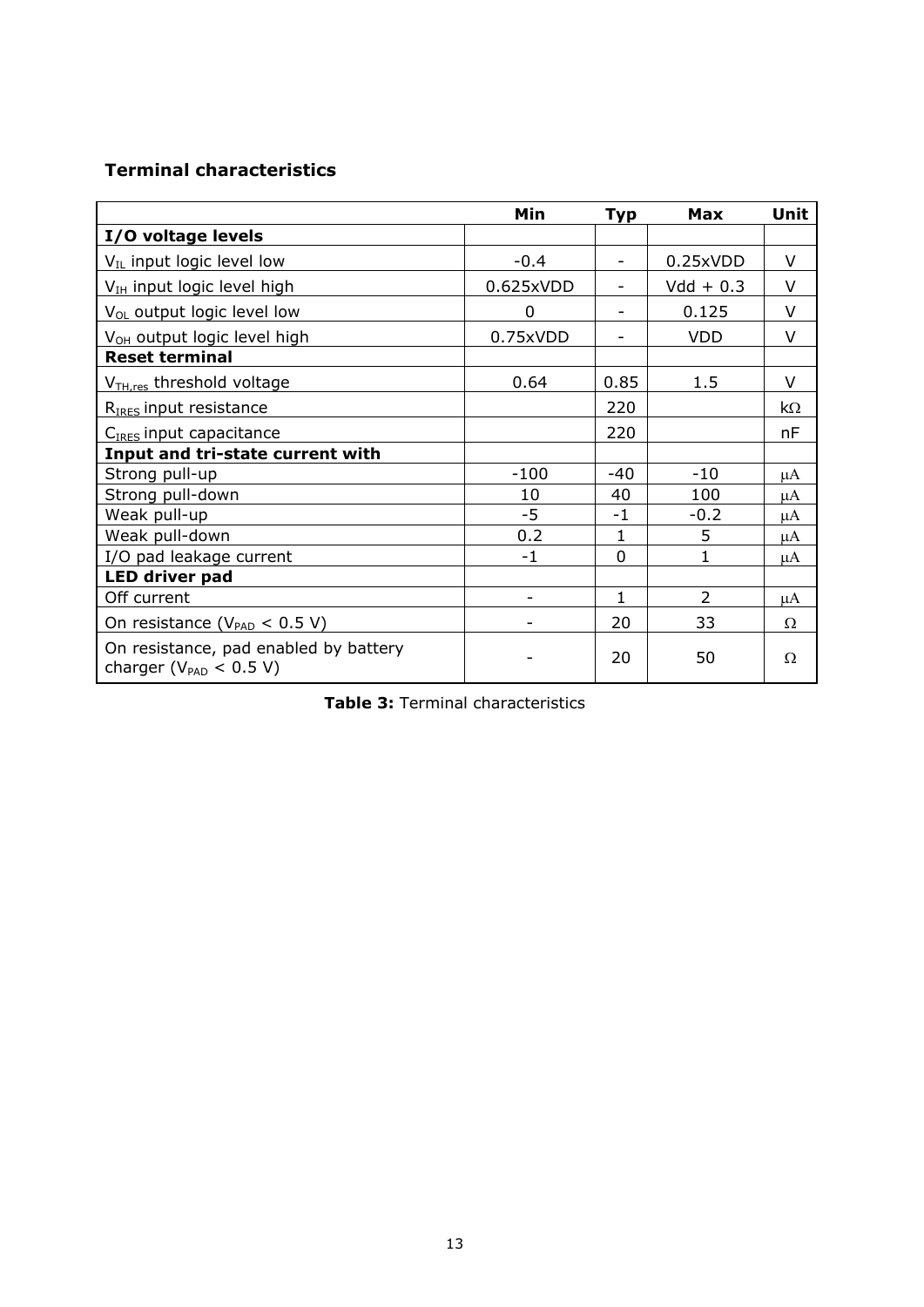## Terminal characteristics

| | Min | Typ | Max | Unit |
|---|---|---|---|---|
| **I/O voltage levels** | | | | |
| $V_{IL}$ input logic level low | -0.4 | - | 0.25xVDD | V |
| $V_{IH}$ input logic level high | 0.625xVDD | - | Vdd + 0.3 | V |
| $V_{OL}$ output logic level low | 0 | - | 0.125 | V |
| $V_{OH}$ output logic level high | 0.75xVDD | - | VDD | V |
| **Reset terminal** | | | | |
| $V_{TH,res}$ threshold voltage | 0.64 | 0.85 | 1.5 | V |
| $R_{IRES}$ input resistance | | 220 | | kΩ |
| $C_{IRES}$ input capacitance | | 220 | | nF |
| **Input and tri-state current with** | | | | |
| Strong pull-up | -100 | -40 | -10 | μA |
| Strong pull-down | 10 | 40 | 100 | μA |
| Weak pull-up | -5 | -1 | -0.2 | μA |
| Weak pull-down | 0.2 | 1 | 5 | μA |
| I/O pad leakage current | -1 | 0 | 1 | μA |
| **LED driver pad** | | | | |
| Off current | - | 1 | 2 | μA |
| On resistance ($V_{PAD}$ < 0.5 V) | - | 20 | 33 | Ω |
| On resistance, pad enabled by battery charger ($V_{PAD}$ < 0.5 V) | - | 20 | 50 | Ω |

**Table 3:** Terminal characteristics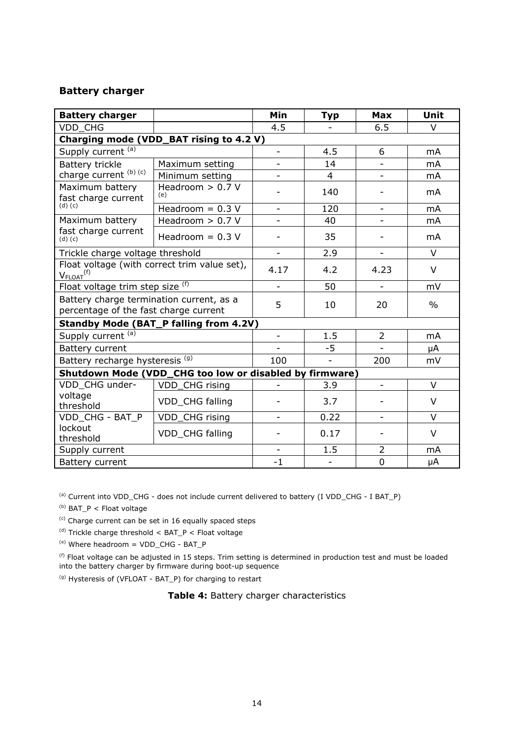## Battery charger

| Battery charger | | Min | Typ | Max | Unit |
|---|---|---|---|---|---|
| VDD_CHG | | 4.5 | - | 6.5 | V |
| **Charging mode (VDD_BAT rising to 4.2 V)** | | | | | |
| Supply current [(a)] | | - | 4.5 | 6 | mA |
| Battery trickle charge current [(b) (c)] | Maximum setting | - | 14 | - | mA |
| | Minimum setting | - | 4 | - | mA |
| Maximum battery fast charge current [(d) (c)] | Headroom > 0.7 V [(e)] | - | 140 | - | mA |
| | Headroom = 0.3 V | - | 120 | - | mA |
| Maximum battery fast charge current [(d) (c)] | Headroom > 0.7 V | - | 40 | - | mA |
| | Headroom = 0.3 V | - | 35 | - | mA |
| Trickle charge voltage threshold | | - | 2.9 | - | V |
| Float voltage (with correct trim value set), $V_{FLOAT}$ [(f)] | | 4.17 | 4.2 | 4.23 | V |
| Float voltage trim step size [(f)] | | - | 50 | - | mV |
| Battery charge termination current, as a percentage of the fast charge current | | 5 | 10 | 20 | % |
| **Standby Mode (BAT_P falling from 4.2V)** | | | | | |
| Supply current [(a)] | | - | 1.5 | 2 | mA |
| Battery current | | - | -5 | - | µA |
| Battery recharge hysteresis [(g)] | | 100 | - | 200 | mV |
| **Shutdown Mode (VDD_CHG too low or disabled by firmware)** | | | | | |
| VDD_CHG under-voltage threshold | VDD_CHG rising | - | 3.9 | - | V |
| | VDD_CHG falling | - | 3.7 | - | V |
| VDD_CHG - BAT_P lockout threshold | VDD_CHG rising | - | 0.22 | - | V |
| | VDD_CHG falling | - | 0.17 | - | V |
| Supply current | | - | 1.5 | 2 | mA |
| Battery current | | -1 | - | 0 | µA |

[(a)] Current into VDD_CHG - does not include current delivered to battery (I VDD_CHG - I BAT_P)

[(b)] BAT_P < Float voltage

[(c)] Charge current can be set in 16 equally spaced steps

[(d)] Trickle charge threshold < BAT_P < Float voltage

[(e)] Where headroom = VDD_CHG - BAT_P

[(f)] Float voltage can be adjusted in 15 steps. Trim setting is determined in production test and must be loaded into the battery charger by firmware during boot-up sequence

[(g)] Hysteresis of (VFLOAT - BAT_P) for charging to restart

**Table 4:** Battery charger characteristics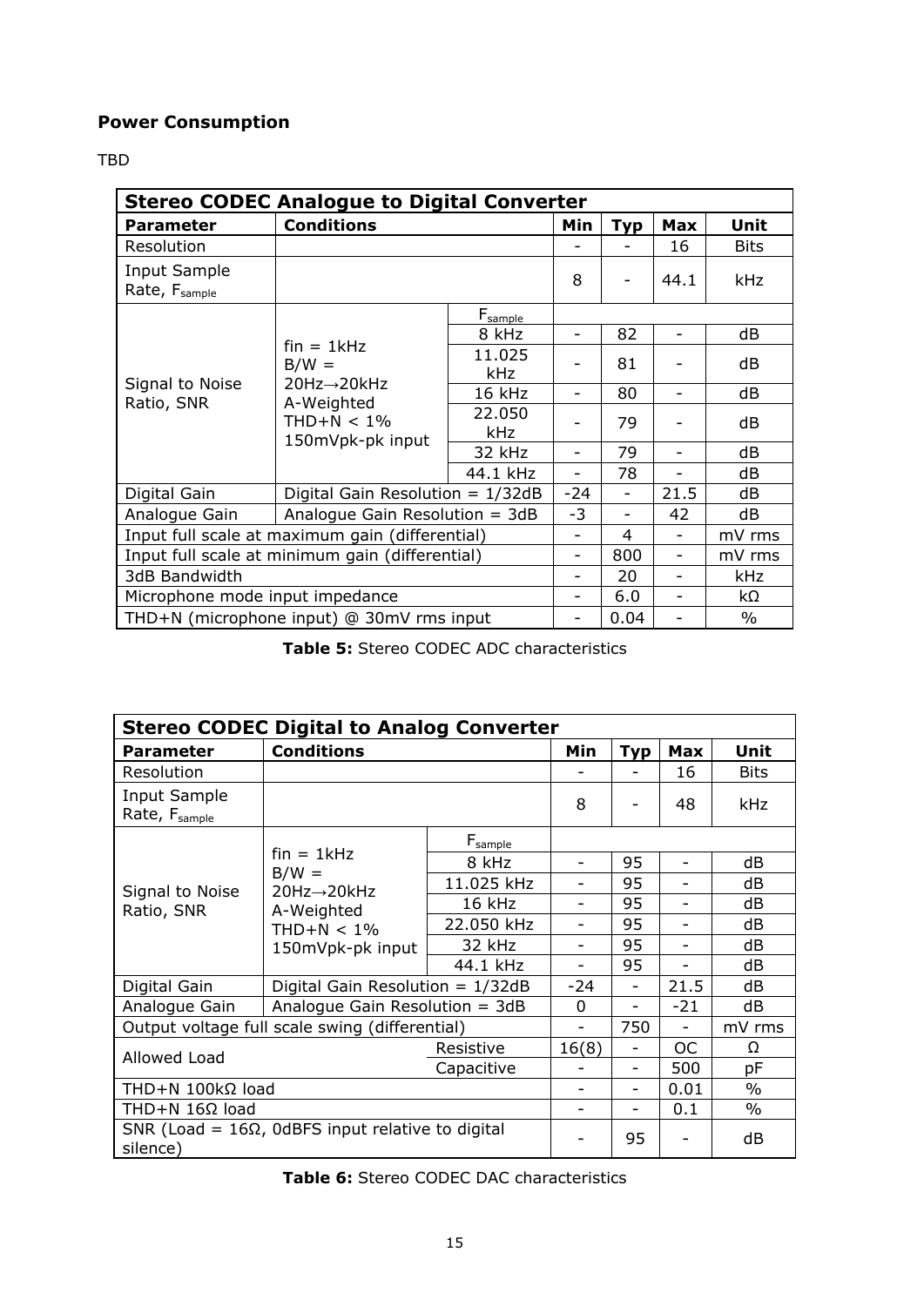## Power Consumption

TBD

| Stereo CODEC Analogue to Digital Converter | | | | | | |
|---|---|---|---|---|---|---|
| **Parameter** | **Conditions** | | **Min** | **Typ** | **Max** | **Unit** |
| Resolution | | | - | - | 16 | Bits |
| Input Sample Rate, $F_{sample}$ | | | 8 | - | 44.1 | kHz |
| Signal to Noise Ratio, SNR | fin = 1kHz B/W = 20Hz→20kHz A-Weighted THD+N < 1% 150mVpk-pk input | $F_{sample}$ | | | | |
| | | 8 kHz | - | 82 | - | dB |
| | | 11.025 kHz | - | 81 | - | dB |
| | | 16 kHz | - | 80 | - | dB |
| | | 22.050 kHz | - | 79 | - | dB |
| | | 32 kHz | - | 79 | - | dB |
| | | 44.1 kHz | - | 78 | - | dB |
| Digital Gain | Digital Gain Resolution = 1/32dB | | -24 | - | 21.5 | dB |
| Analogue Gain | Analogue Gain Resolution = 3dB | | -3 | - | 42 | dB |
| Input full scale at maximum gain (differential) | | | - | 4 | - | mV rms |
| Input full scale at minimum gain (differential) | | | - | 800 | - | mV rms |
| 3dB Bandwidth | | | - | 20 | - | kHz |
| Microphone mode input impedance | | | - | 6.0 | - | kΩ |
| THD+N (microphone input) @ 30mV rms input | | | - | 0.04 | - | % |

**Table 5:** Stereo CODEC ADC characteristics

| Stereo CODEC Digital to Analog Converter | | | | | | |
|---|---|---|---|---|---|---|
| **Parameter** | **Conditions** | | **Min** | **Typ** | **Max** | **Unit** |
| Resolution | | | - | - | 16 | Bits |
| Input Sample Rate, $F_{sample}$ | | | 8 | - | 48 | kHz |
| Signal to Noise Ratio, SNR | fin = 1kHz B/W = 20Hz→20kHz A-Weighted THD+N < 1% 150mVpk-pk input | $F_{sample}$ | | | | |
| | | 8 kHz | - | 95 | - | dB |
| | | 11.025 kHz | - | 95 | - | dB |
| | | 16 kHz | - | 95 | - | dB |
| | | 22.050 kHz | - | 95 | - | dB |
| | | 32 kHz | - | 95 | - | dB |
| | | 44.1 kHz | - | 95 | - | dB |
| Digital Gain | Digital Gain Resolution = 1/32dB | | -24 | - | 21.5 | dB |
| Analogue Gain | Analogue Gain Resolution = 3dB | | 0 | - | -21 | dB |
| Output voltage full scale swing (differential) | | | - | 750 | - | mV rms |
| Allowed Load | | Resistive | 16(8) | - | OC | Ω |
| | | Capacitive | - | - | 500 | pF |
| THD+N 100kΩ load | | | - | - | 0.01 | % |
| THD+N 16Ω load | | | - | - | 0.1 | % |
| SNR (Load = 16Ω, 0dBFS input relative to digital silence) | | | - | 95 | - | dB |

**Table 6:** Stereo CODEC DAC characteristics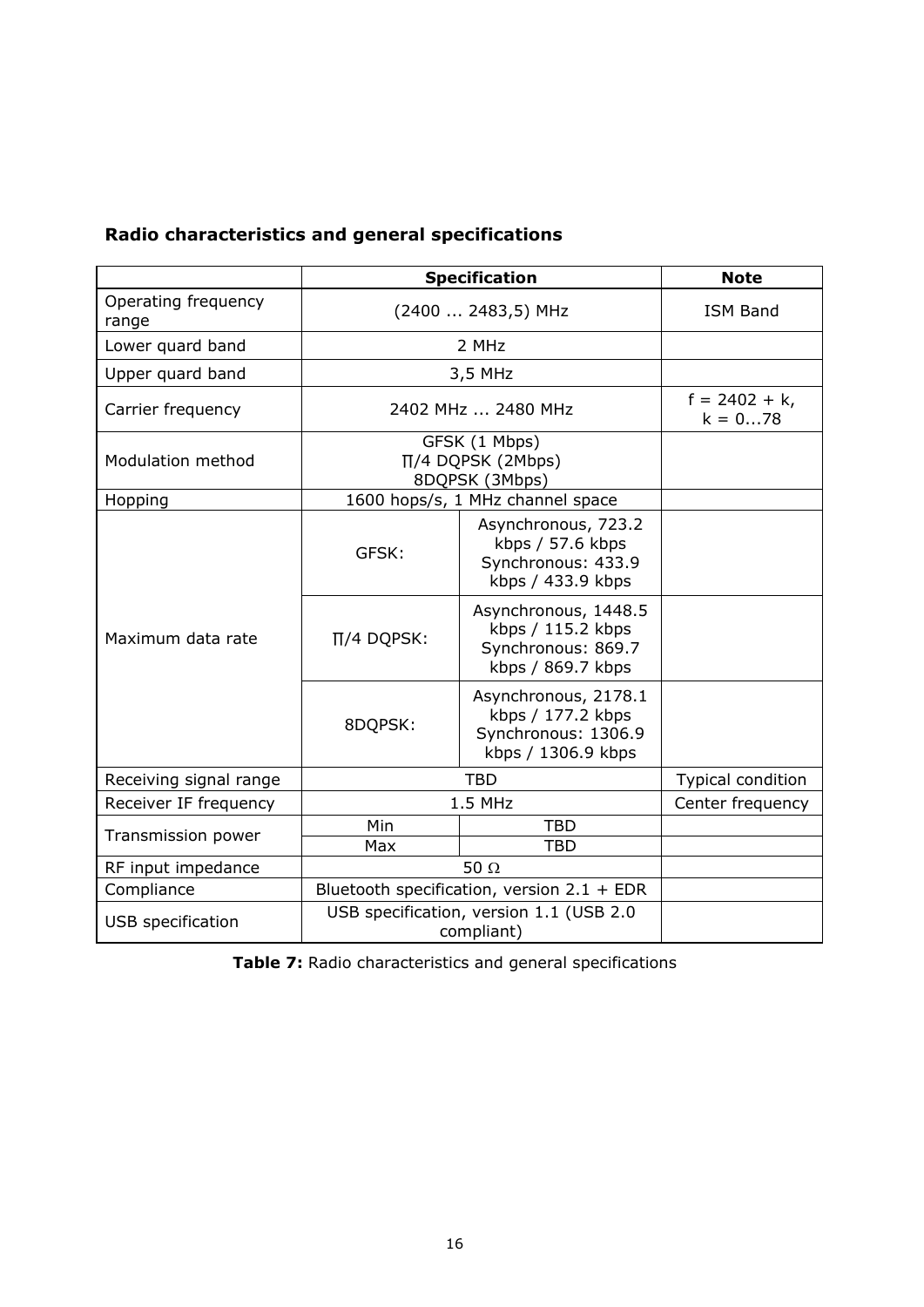## Radio characteristics and general specifications

| | Specification | | Note |
|---|---|---|---|
| Operating frequency range | (2400 ... 2483,5) MHz | | ISM Band |
| Lower quard band | 2 MHz | | |
| Upper quard band | 3,5 MHz | | |
| Carrier frequency | 2402 MHz ... 2480 MHz | | f = 2402 + k, k = 0...78 |
| Modulation method | GFSK (1 Mbps)<br>∏/4 DQPSK (2Mbps)<br>8DQPSK (3Mbps) | | |
| Hopping | 1600 hops/s, 1 MHz channel space | | |
| Maximum data rate | GFSK: | Asynchronous, 723.2 kbps / 57.6 kbps<br>Synchronous: 433.9 kbps / 433.9 kbps | |
| | ∏/4 DQPSK: | Asynchronous, 1448.5 kbps / 115.2 kbps<br>Synchronous: 869.7 kbps / 869.7 kbps | |
| | 8DQPSK: | Asynchronous, 2178.1 kbps / 177.2 kbps<br>Synchronous: 1306.9 kbps / 1306.9 kbps | |
| Receiving signal range | TBD | | Typical condition |
| Receiver IF frequency | 1.5 MHz | | Center frequency |
| Transmission power | Min | TBD | |
| | Max | TBD | |
| RF input impedance | 50 Ω | | |
| Compliance | Bluetooth specification, version 2.1 + EDR | | |
| USB specification | USB specification, version 1.1 (USB 2.0 compliant) | | |

**Table 7:** Radio characteristics and general specifications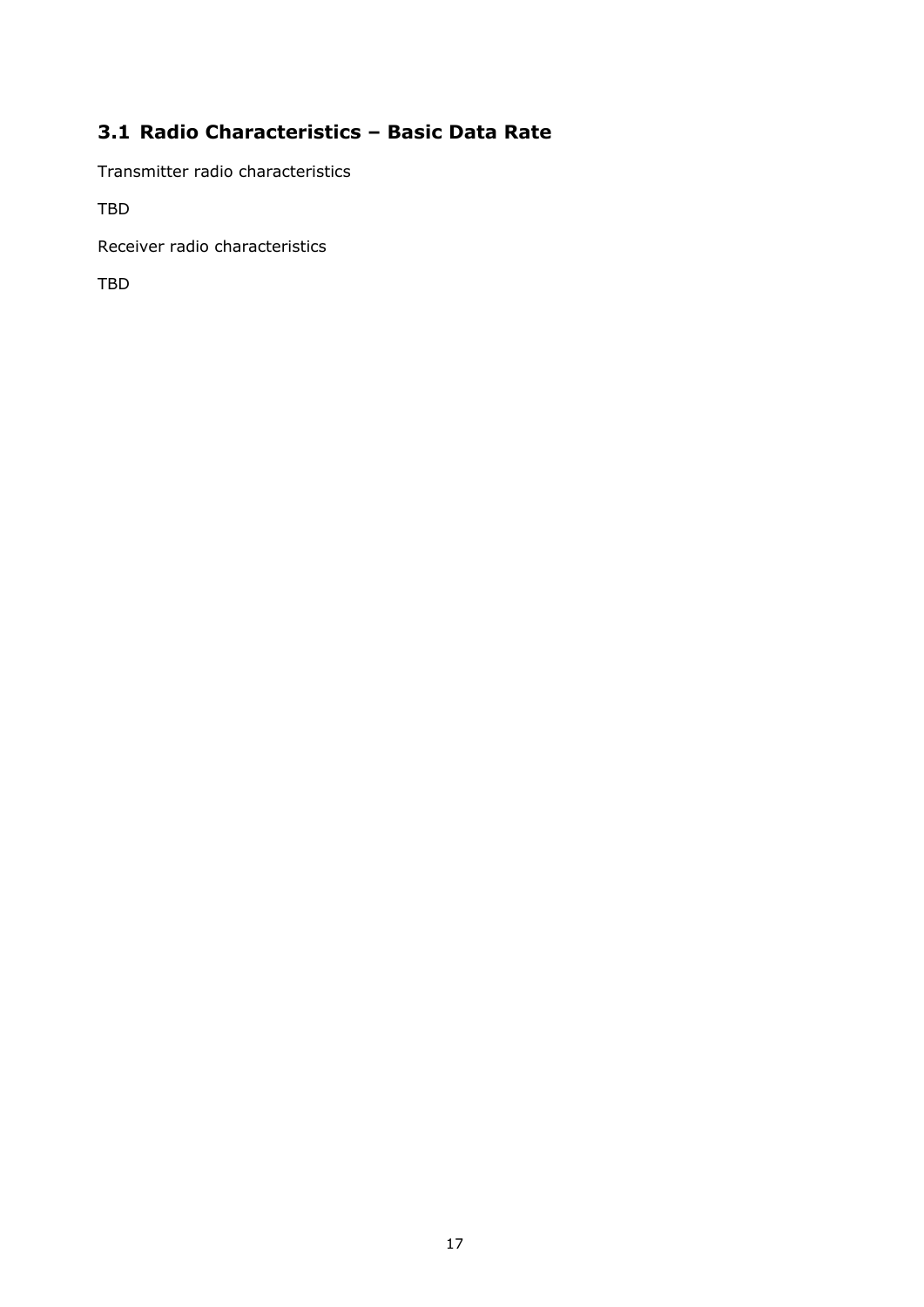## 3.1 Radio Characteristics – Basic Data Rate

Transmitter radio characteristics

TBD

Receiver radio characteristics

TBD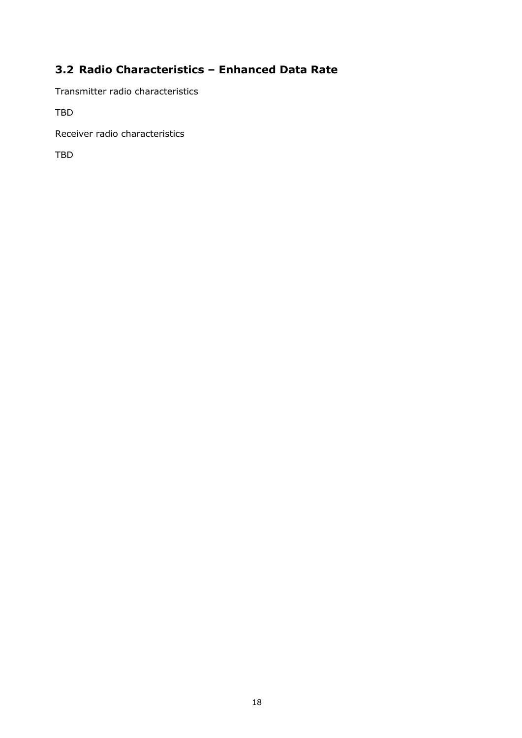## 3.2 Radio Characteristics – Enhanced Data Rate

Transmitter radio characteristics

TBD

Receiver radio characteristics

TBD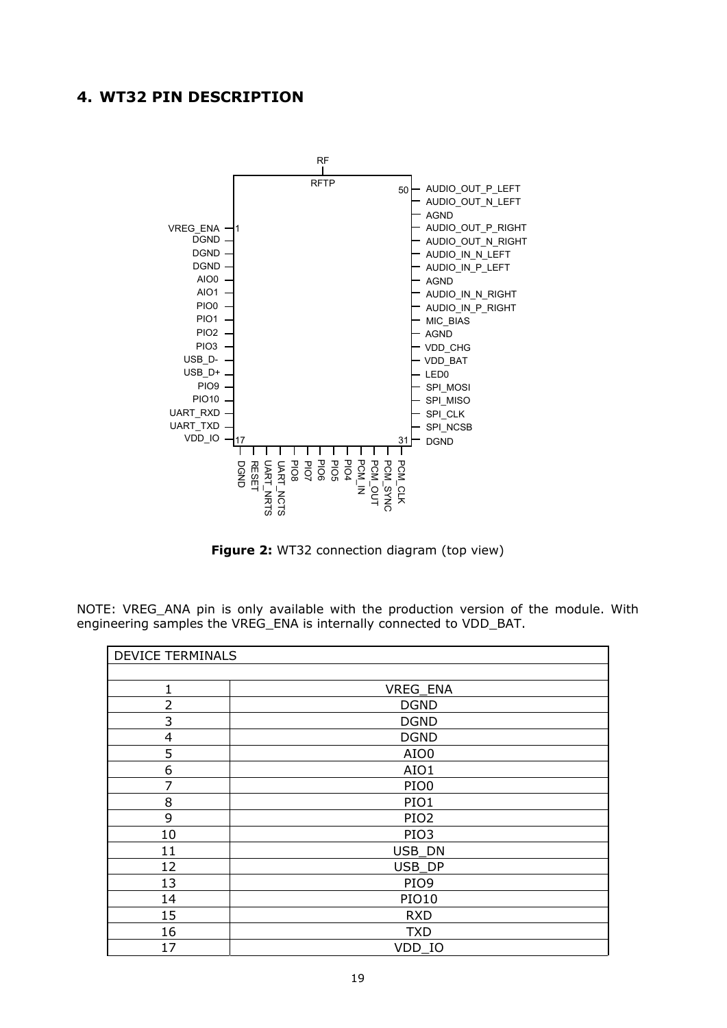## 4. WT32 PIN DESCRIPTION

Figure 2: WT32 connection diagram (top view)

NOTE: VREG_ANA pin is only available with the production version of the module. With engineering samples the VREG_ENA is internally connected to VDD_BAT.

| DEVICE TERMINALS | |
|---|---|
| | |
| 1 | VREG_ENA |
| 2 | DGND |
| 3 | DGND |
| 4 | DGND |
| 5 | AIO0 |
| 6 | AIO1 |
| 7 | PIO0 |
| 8 | PIO1 |
| 9 | PIO2 |
| 10 | PIO3 |
| 11 | USB_DN |
| 12 | USB_DP |
| 13 | PIO9 |
| 14 | PIO10 |
| 15 | RXD |
| 16 | TXD |
| 17 | VDD_IO |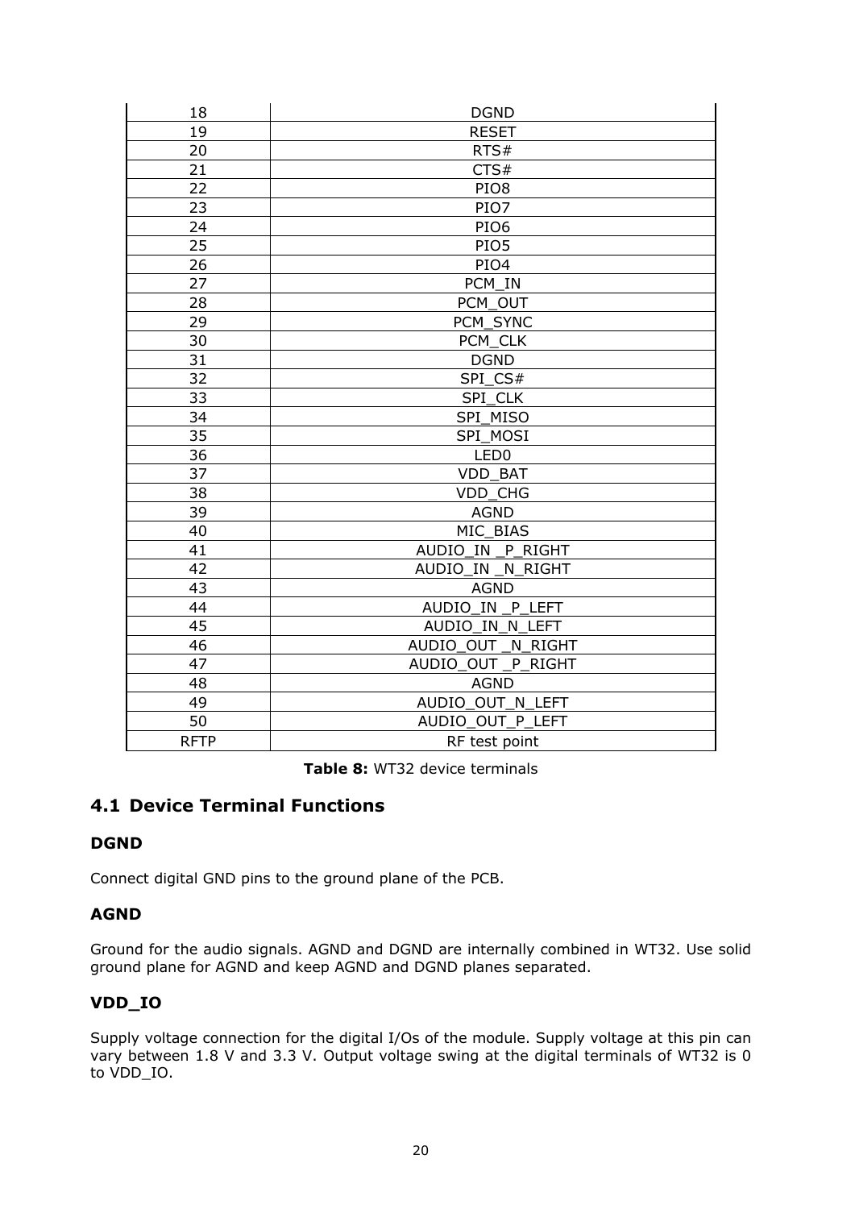| | |
|---|---|
| 18 | DGND |
| 19 | RESET |
| 20 | RTS# |
| 21 | CTS# |
| 22 | PIO8 |
| 23 | PIO7 |
| 24 | PIO6 |
| 25 | PIO5 |
| 26 | PIO4 |
| 27 | PCM_IN |
| 28 | PCM_OUT |
| 29 | PCM_SYNC |
| 30 | PCM_CLK |
| 31 | DGND |
| 32 | SPI_CS# |
| 33 | SPI_CLK |
| 34 | SPI_MISO |
| 35 | SPI_MOSI |
| 36 | LED0 |
| 37 | VDD_BAT |
| 38 | VDD_CHG |
| 39 | AGND |
| 40 | MIC_BIAS |
| 41 | AUDIO_IN _P_RIGHT |
| 42 | AUDIO_IN _N_RIGHT |
| 43 | AGND |
| 44 | AUDIO_IN _P_LEFT |
| 45 | AUDIO_IN_N_LEFT |
| 46 | AUDIO_OUT _N_RIGHT |
| 47 | AUDIO_OUT _P_RIGHT |
| 48 | AGND |
| 49 | AUDIO_OUT_N_LEFT |
| 50 | AUDIO_OUT_P_LEFT |
| RFTP | RF test point |

**Table 8:** WT32 device terminals

## 4.1 Device Terminal Functions

### DGND

Connect digital GND pins to the ground plane of the PCB.

### AGND

Ground for the audio signals. AGND and DGND are internally combined in WT32. Use solid ground plane for AGND and keep AGND and DGND planes separated.

### VDD_IO

Supply voltage connection for the digital I/Os of the module. Supply voltage at this pin can vary between 1.8 V and 3.3 V. Output voltage swing at the digital terminals of WT32 is 0 to VDD_IO.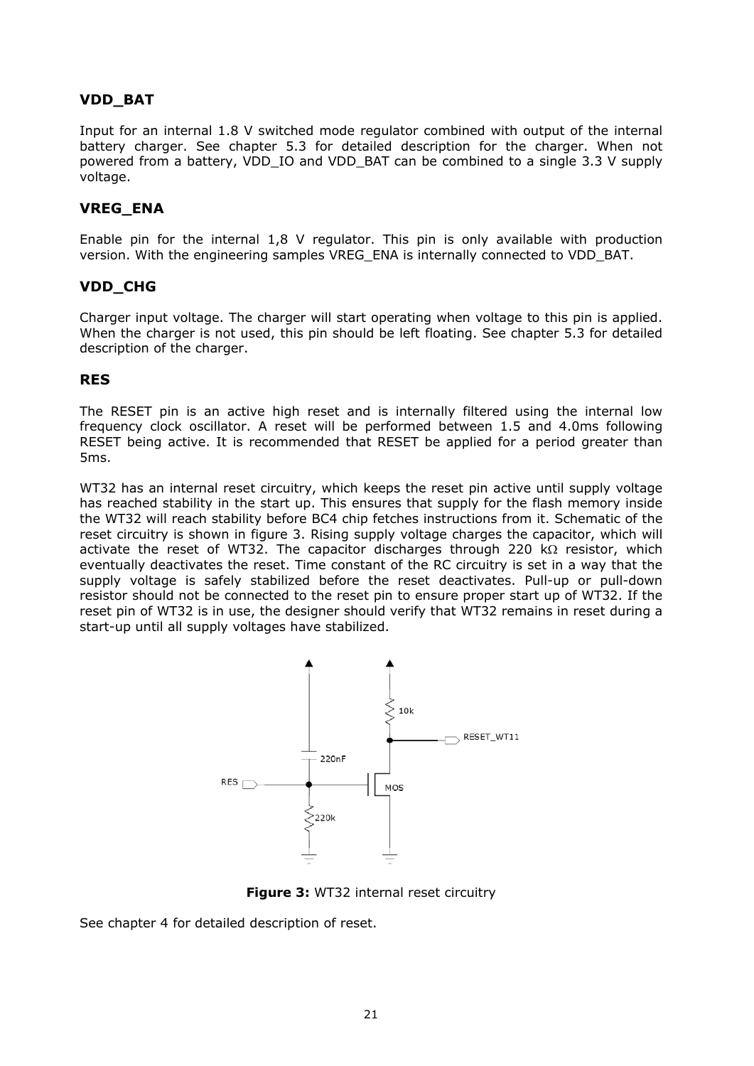### VDD_BAT

Input for an internal 1.8 V switched mode regulator combined with output of the internal battery charger. See chapter 5.3 for detailed description for the charger. When not powered from a battery, VDD_IO and VDD_BAT can be combined to a single 3.3 V supply voltage.

### VREG_ENA

Enable pin for the internal 1,8 V regulator. This pin is only available with production version. With the engineering samples VREG_ENA is internally connected to VDD_BAT.

### VDD_CHG

Charger input voltage. The charger will start operating when voltage to this pin is applied. When the charger is not used, this pin should be left floating. See chapter 5.3 for detailed description of the charger.

### RES

The RESET pin is an active high reset and is internally filtered using the internal low frequency clock oscillator. A reset will be performed between 1.5 and 4.0ms following RESET being active. It is recommended that RESET be applied for a period greater than 5ms.

WT32 has an internal reset circuitry, which keeps the reset pin active until supply voltage has reached stability in the start up. This ensures that supply for the flash memory inside the WT32 will reach stability before BC4 chip fetches instructions from it. Schematic of the reset circuitry is shown in figure 3. Rising supply voltage charges the capacitor, which will activate the reset of WT32. The capacitor discharges through 220 kΩ resistor, which eventually deactivates the reset. Time constant of the RC circuitry is set in a way that the supply voltage is safely stabilized before the reset deactivates. Pull-up or pull-down resistor should not be connected to the reset pin to ensure proper start up of WT32. If the reset pin of WT32 is in use, the designer should verify that WT32 remains in reset during a start-up until all supply voltages have stabilized.

**Figure 3:** WT32 internal reset circuitry

See chapter 4 for detailed description of reset.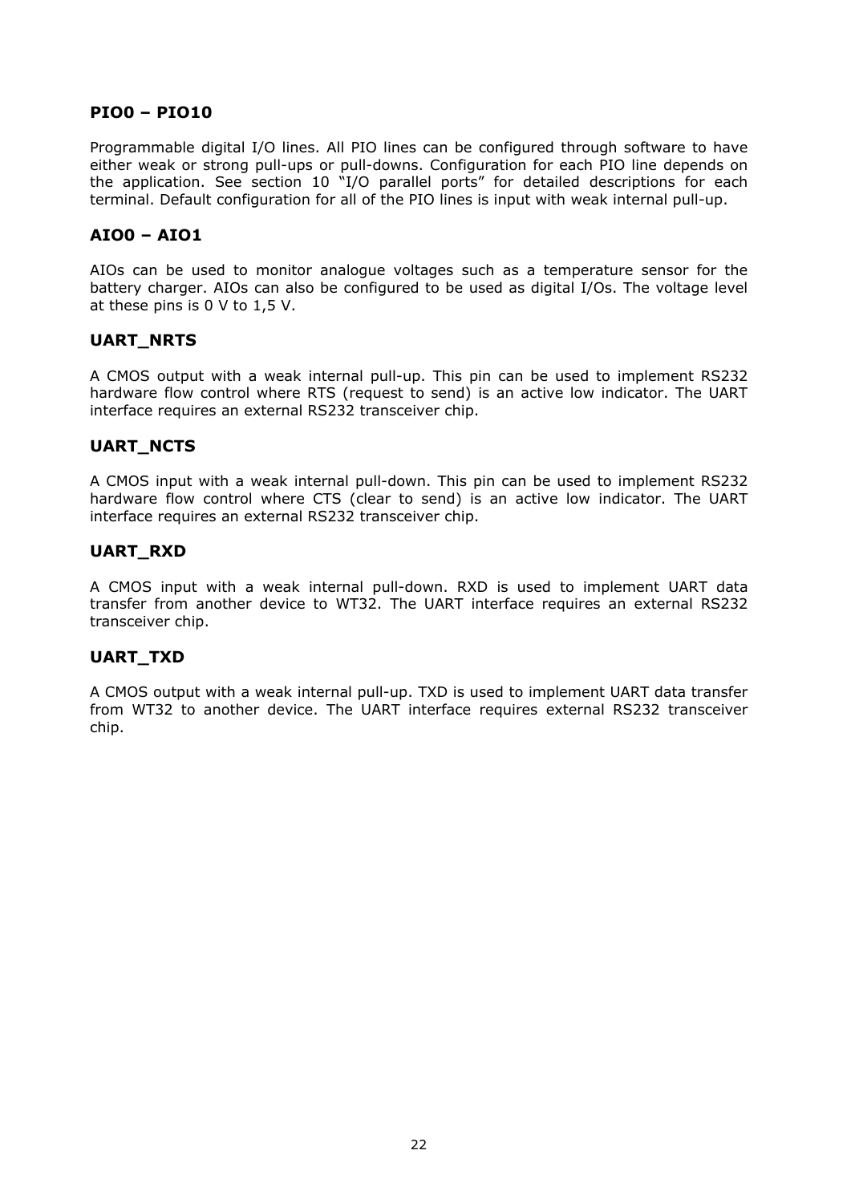### PIO0 – PIO10

Programmable digital I/O lines. All PIO lines can be configured through software to have either weak or strong pull-ups or pull-downs. Configuration for each PIO line depends on the application. See section 10 "I/O parallel ports" for detailed descriptions for each terminal. Default configuration for all of the PIO lines is input with weak internal pull-up.

### AIO0 – AIO1

AIOs can be used to monitor analogue voltages such as a temperature sensor for the battery charger. AIOs can also be configured to be used as digital I/Os. The voltage level at these pins is 0 V to 1,5 V.

### UART_NRTS

A CMOS output with a weak internal pull-up. This pin can be used to implement RS232 hardware flow control where RTS (request to send) is an active low indicator. The UART interface requires an external RS232 transceiver chip.

### UART_NCTS

A CMOS input with a weak internal pull-down. This pin can be used to implement RS232 hardware flow control where CTS (clear to send) is an active low indicator. The UART interface requires an external RS232 transceiver chip.

### UART_RXD

A CMOS input with a weak internal pull-down. RXD is used to implement UART data transfer from another device to WT32. The UART interface requires an external RS232 transceiver chip.

### UART_TXD

A CMOS output with a weak internal pull-up. TXD is used to implement UART data transfer from WT32 to another device. The UART interface requires external RS232 transceiver chip.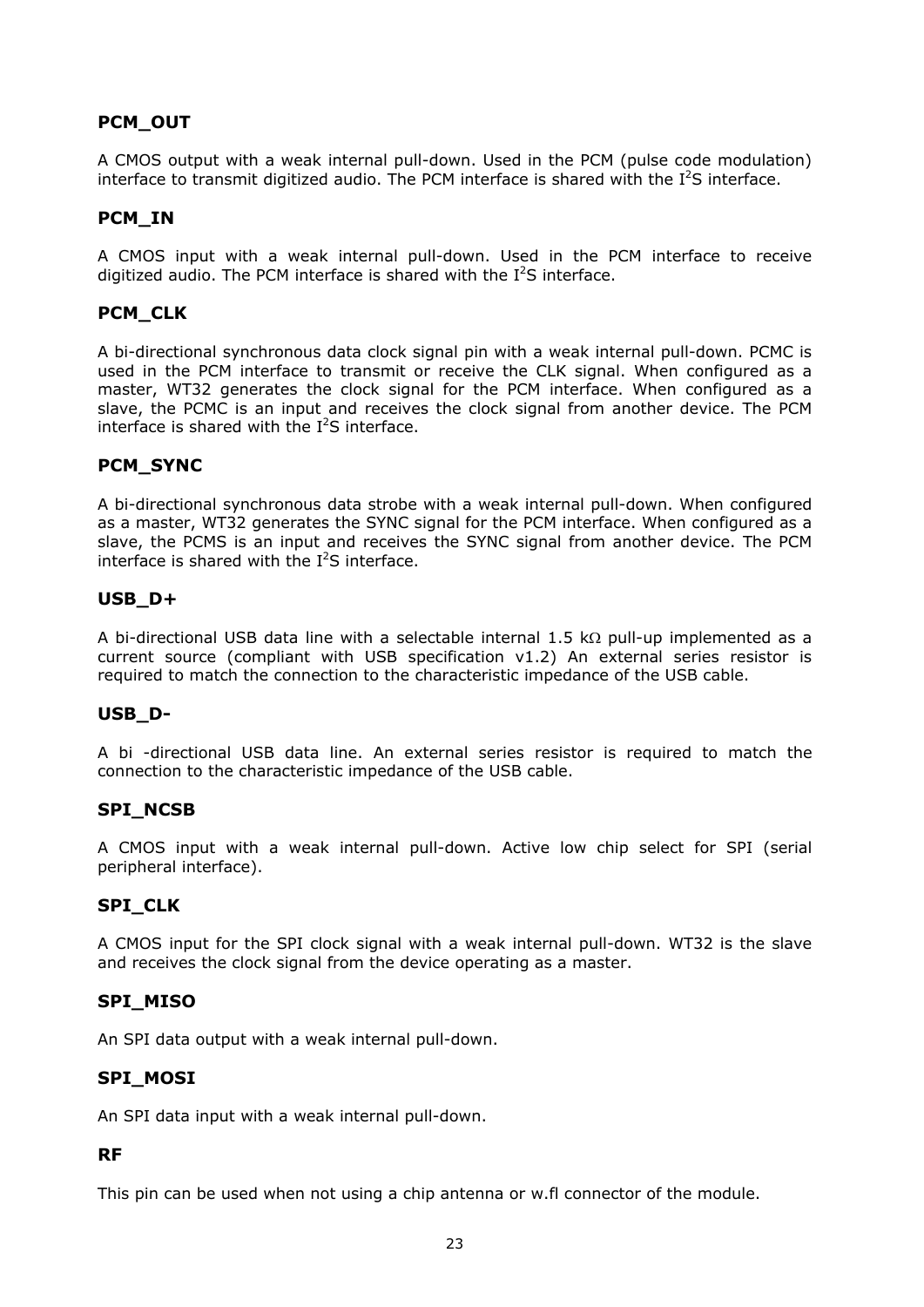### PCM_OUT

A CMOS output with a weak internal pull-down. Used in the PCM (pulse code modulation) interface to transmit digitized audio. The PCM interface is shared with the $I^2S$ interface.

### PCM_IN

A CMOS input with a weak internal pull-down. Used in the PCM interface to receive digitized audio. The PCM interface is shared with the $I^2S$ interface.

### PCM_CLK

A bi-directional synchronous data clock signal pin with a weak internal pull-down. PCMC is used in the PCM interface to transmit or receive the CLK signal. When configured as a master, WT32 generates the clock signal for the PCM interface. When configured as a slave, the PCMC is an input and receives the clock signal from another device. The PCM interface is shared with the $I^2S$ interface.

### PCM_SYNC

A bi-directional synchronous data strobe with a weak internal pull-down. When configured as a master, WT32 generates the SYNC signal for the PCM interface. When configured as a slave, the PCMS is an input and receives the SYNC signal from another device. The PCM interface is shared with the $I^2S$ interface.

### USB_D+

A bi-directional USB data line with a selectable internal 1.5 kΩ pull-up implemented as a current source (compliant with USB specification v1.2) An external series resistor is required to match the connection to the characteristic impedance of the USB cable.

### USB_D-

A bi -directional USB data line. An external series resistor is required to match the connection to the characteristic impedance of the USB cable.

### SPI_NCSB

A CMOS input with a weak internal pull-down. Active low chip select for SPI (serial peripheral interface).

### SPI_CLK

A CMOS input for the SPI clock signal with a weak internal pull-down. WT32 is the slave and receives the clock signal from the device operating as a master.

### SPI_MISO

An SPI data output with a weak internal pull-down.

### SPI_MOSI

An SPI data input with a weak internal pull-down.

### RF

This pin can be used when not using a chip antenna or w.fl connector of the module.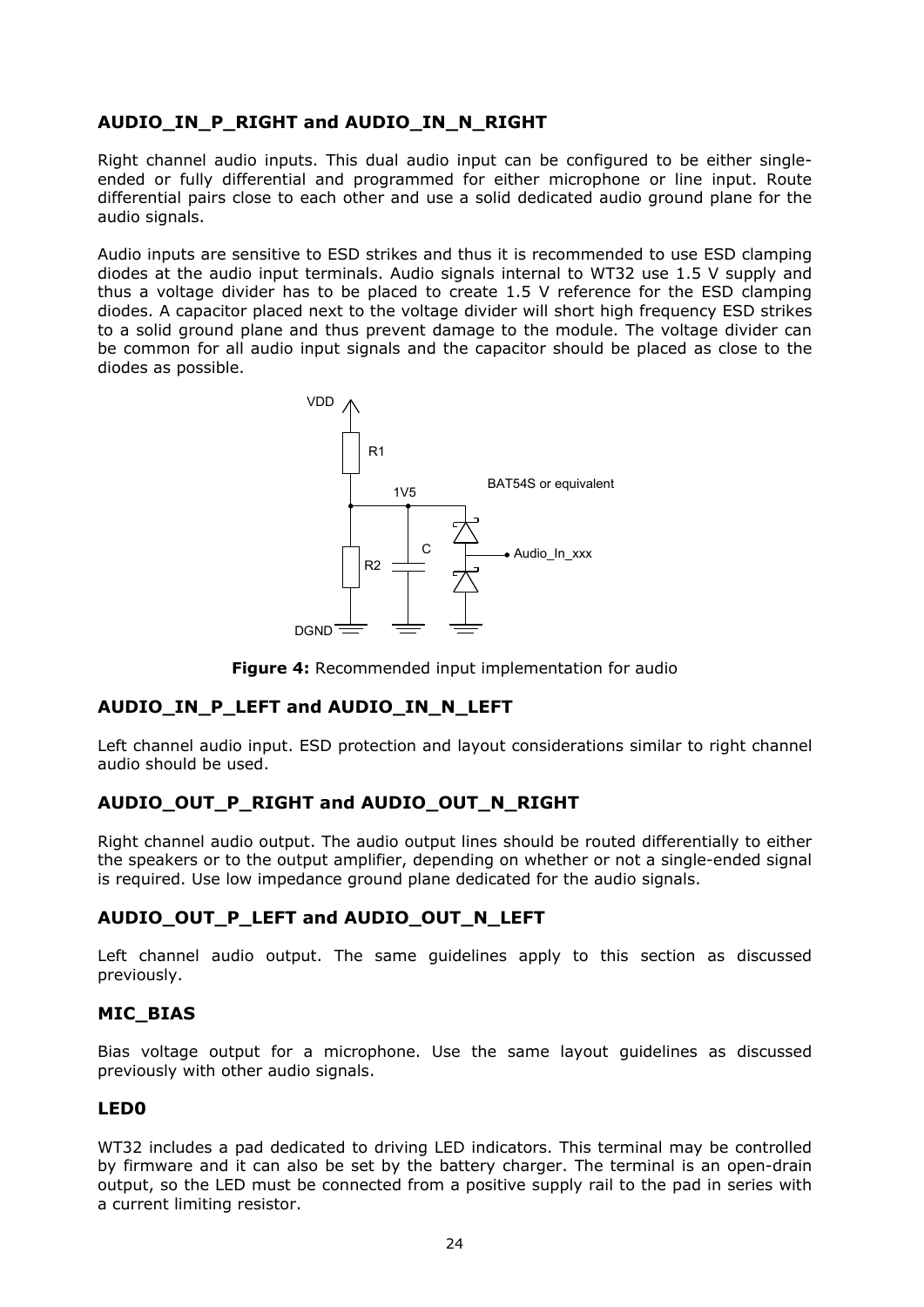### AUDIO_IN_P_RIGHT and AUDIO_IN_N_RIGHT

Right channel audio inputs. This dual audio input can be configured to be either single-ended or fully differential and programmed for either microphone or line input. Route differential pairs close to each other and use a solid dedicated audio ground plane for the audio signals.

Audio inputs are sensitive to ESD strikes and thus it is recommended to use ESD clamping diodes at the audio input terminals. Audio signals internal to WT32 use 1.5 V supply and thus a voltage divider has to be placed to create 1.5 V reference for the ESD clamping diodes. A capacitor placed next to the voltage divider will short high frequency ESD strikes to a solid ground plane and thus prevent damage to the module. The voltage divider can be common for all audio input signals and the capacitor should be placed as close to the diodes as possible.

**Figure 4:** Recommended input implementation for audio

### AUDIO_IN_P_LEFT and AUDIO_IN_N_LEFT

Left channel audio input. ESD protection and layout considerations similar to right channel audio should be used.

### AUDIO_OUT_P_RIGHT and AUDIO_OUT_N_RIGHT

Right channel audio output. The audio output lines should be routed differentially to either the speakers or to the output amplifier, depending on whether or not a single-ended signal is required. Use low impedance ground plane dedicated for the audio signals.

### AUDIO_OUT_P_LEFT and AUDIO_OUT_N_LEFT

Left channel audio output. The same guidelines apply to this section as discussed previously.

### MIC_BIAS

Bias voltage output for a microphone. Use the same layout guidelines as discussed previously with other audio signals.

### LED0

WT32 includes a pad dedicated to driving LED indicators. This terminal may be controlled by firmware and it can also be set by the battery charger. The terminal is an open-drain output, so the LED must be connected from a positive supply rail to the pad in series with a current limiting resistor.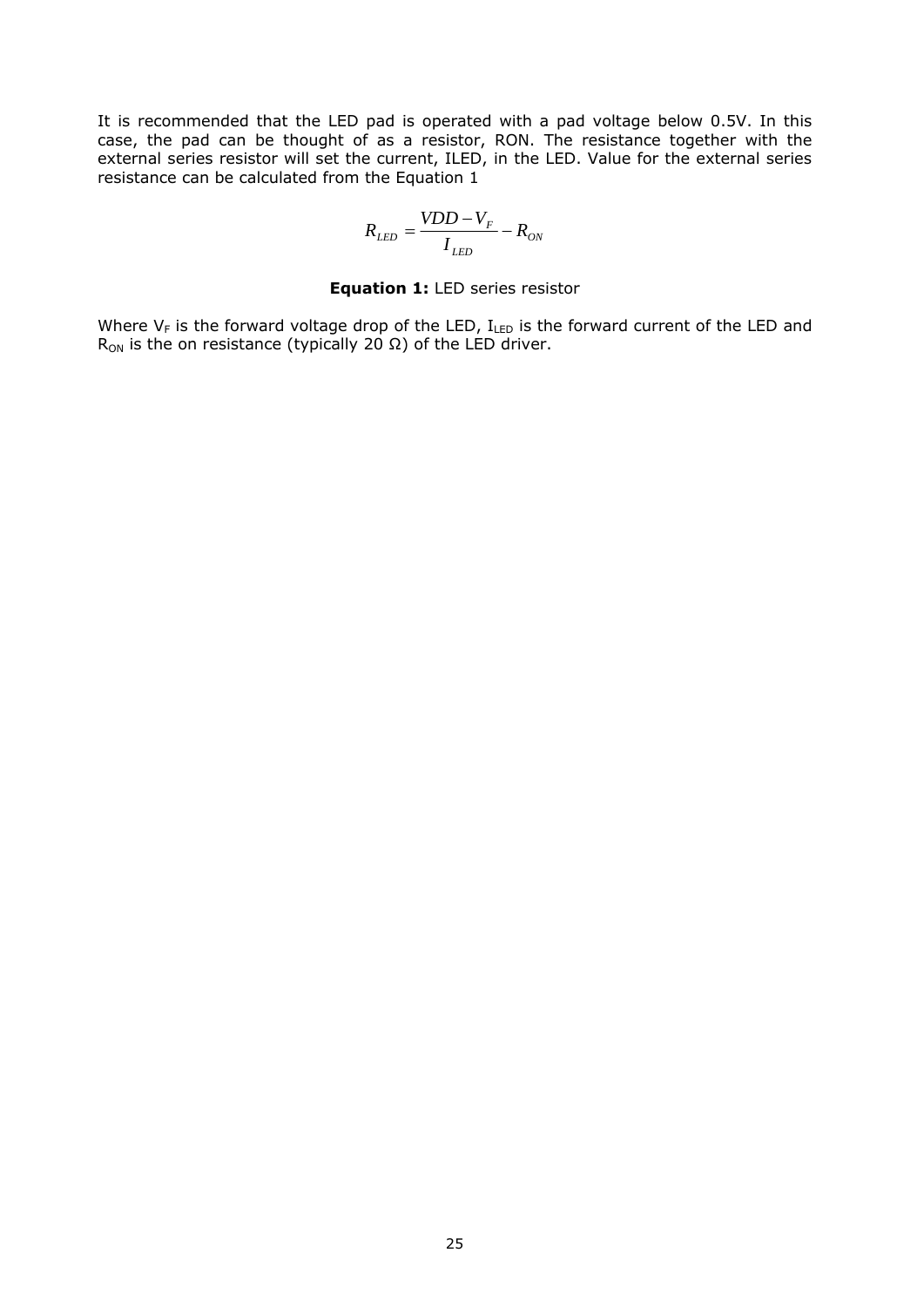It is recommended that the LED pad is operated with a pad voltage below 0.5V. In this case, the pad can be thought of as a resistor, RON. The resistance together with the external series resistor will set the current, ILED, in the LED. Value for the external series resistance can be calculated from the Equation 1

$$R_{LED} = \frac{VDD - V_F}{I_{LED}} - R_{ON}$$

**Equation 1:** LED series resistor

Where $V_F$ is the forward voltage drop of the LED, $I_{LED}$ is the forward current of the LED and $R_{ON}$ is the on resistance (typically 20 Ω) of the LED driver.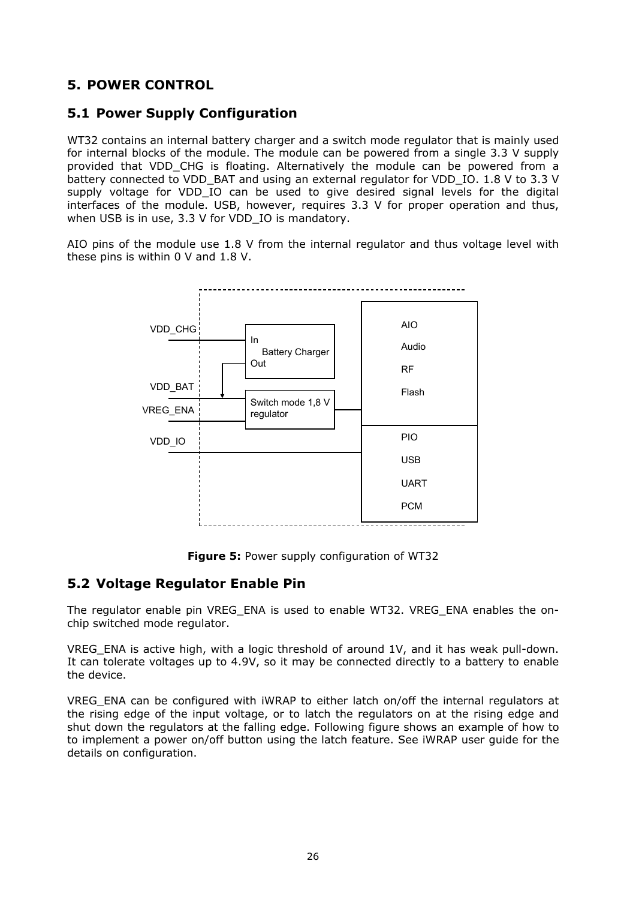# 5. POWER CONTROL

## 5.1 Power Supply Configuration

WT32 contains an internal battery charger and a switch mode regulator that is mainly used for internal blocks of the module. The module can be powered from a single 3.3 V supply provided that VDD_CHG is floating. Alternatively the module can be powered from a battery connected to VDD_BAT and using an external regulator for VDD_IO. 1.8 V to 3.3 V supply voltage for VDD_IO can be used to give desired signal levels for the digital interfaces of the module. USB, however, requires 3.3 V for proper operation and thus, when USB is in use, 3.3 V for VDD_IO is mandatory.

AIO pins of the module use 1.8 V from the internal regulator and thus voltage level with these pins is within 0 V and 1.8 V.

VDD_CHG
VDD_BAT
VREG_ENA
VDD_IO
In
Battery Charger
Out
Switch mode 1,8 V regulator
AIO
Audio
RF
Flash
PIO
USB
UART
PCM

**Figure 5:** Power supply configuration of WT32

## 5.2 Voltage Regulator Enable Pin

The regulator enable pin VREG_ENA is used to enable WT32. VREG_ENA enables the on-chip switched mode regulator.

VREG_ENA is active high, with a logic threshold of around 1V, and it has weak pull-down. It can tolerate voltages up to 4.9V, so it may be connected directly to a battery to enable the device.

VREG_ENA can be configured with iWRAP to either latch on/off the internal regulators at the rising edge of the input voltage, or to latch the regulators on at the rising edge and shut down the regulators at the falling edge. Following figure shows an example of how to to implement a power on/off button using the latch feature. See iWRAP user guide for the details on configuration.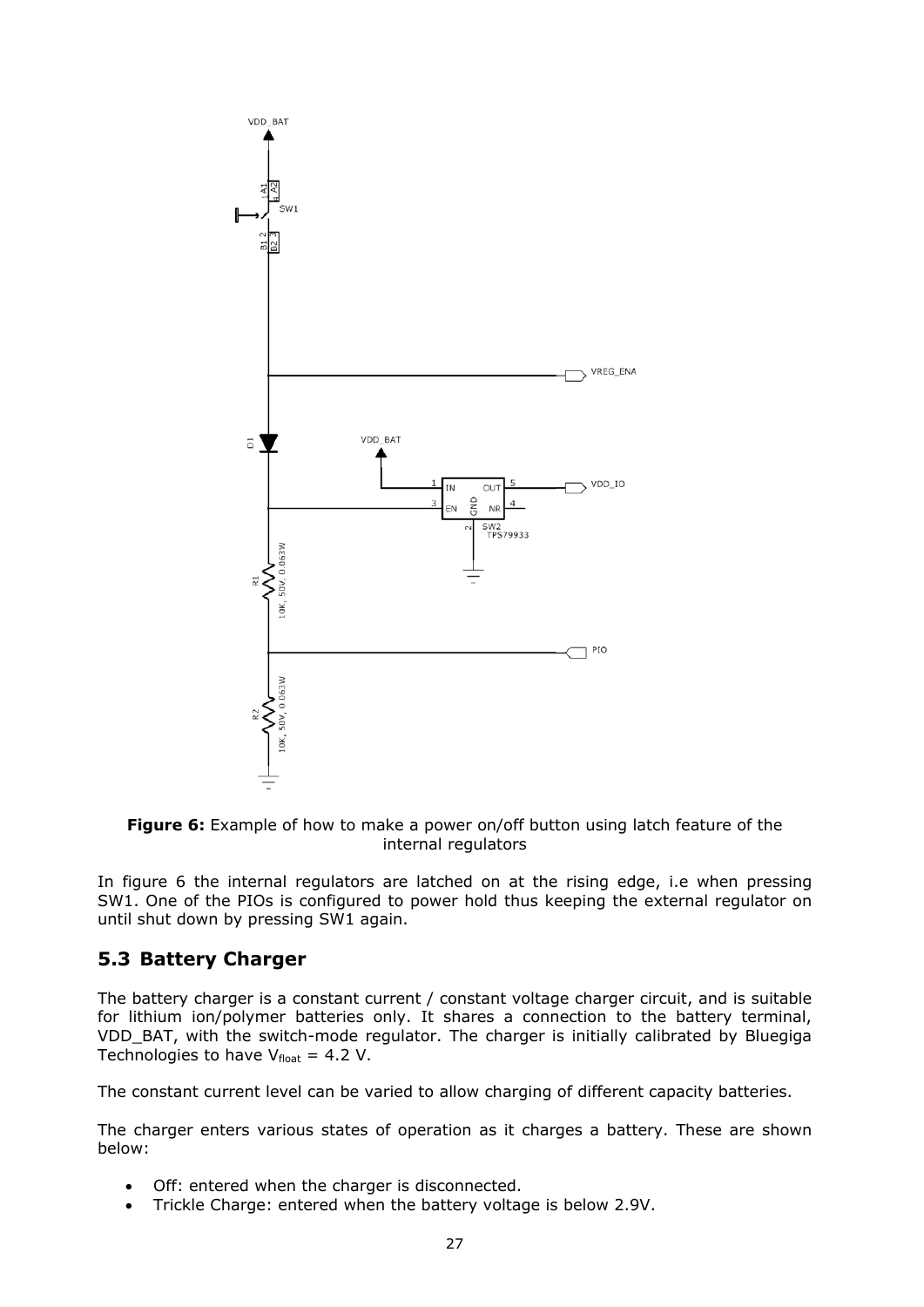**Figure 6:** Example of how to make a power on/off button using latch feature of the internal regulators

In figure 6 the internal regulators are latched on at the rising edge, i.e when pressing SW1. One of the PIOs is configured to power hold thus keeping the external regulator on until shut down by pressing SW1 again.

## 5.3 Battery Charger

The battery charger is a constant current / constant voltage charger circuit, and is suitable for lithium ion/polymer batteries only. It shares a connection to the battery terminal, VDD_BAT, with the switch-mode regulator. The charger is initially calibrated by Bluegiga Technologies to have $V_{float}$ = 4.2 V.

The constant current level can be varied to allow charging of different capacity batteries.

The charger enters various states of operation as it charges a battery. These are shown below:

- Off: entered when the charger is disconnected.
- Trickle Charge: entered when the battery voltage is below 2.9V.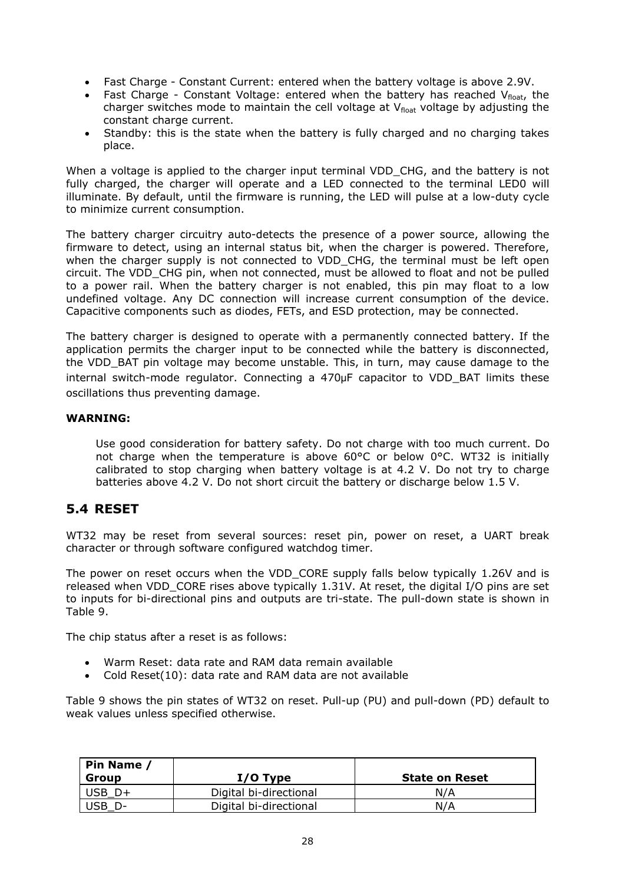- Fast Charge - Constant Current: entered when the battery voltage is above 2.9V.
- Fast Charge - Constant Voltage: entered when the battery has reached $V_{float}$, the charger switches mode to maintain the cell voltage at $V_{float}$ voltage by adjusting the constant charge current.
- Standby: this is the state when the battery is fully charged and no charging takes place.

When a voltage is applied to the charger input terminal VDD_CHG, and the battery is not fully charged, the charger will operate and a LED connected to the terminal LED0 will illuminate. By default, until the firmware is running, the LED will pulse at a low-duty cycle to minimize current consumption.

The battery charger circuitry auto-detects the presence of a power source, allowing the firmware to detect, using an internal status bit, when the charger is powered. Therefore, when the charger supply is not connected to VDD_CHG, the terminal must be left open circuit. The VDD_CHG pin, when not connected, must be allowed to float and not be pulled to a power rail. When the battery charger is not enabled, this pin may float to a low undefined voltage. Any DC connection will increase current consumption of the device. Capacitive components such as diodes, FETs, and ESD protection, may be connected.

The battery charger is designed to operate with a permanently connected battery. If the application permits the charger input to be connected while the battery is disconnected, the VDD_BAT pin voltage may become unstable. This, in turn, may cause damage to the internal switch-mode regulator. Connecting a 470µF capacitor to VDD_BAT limits these oscillations thus preventing damage.

**WARNING:**

Use good consideration for battery safety. Do not charge with too much current. Do not charge when the temperature is above 60°C or below 0°C. WT32 is initially calibrated to stop charging when battery voltage is at 4.2 V. Do not try to charge batteries above 4.2 V. Do not short circuit the battery or discharge below 1.5 V.

## 5.4 RESET

WT32 may be reset from several sources: reset pin, power on reset, a UART break character or through software configured watchdog timer.

The power on reset occurs when the VDD_CORE supply falls below typically 1.26V and is released when VDD_CORE rises above typically 1.31V. At reset, the digital I/O pins are set to inputs for bi-directional pins and outputs are tri-state. The pull-down state is shown in Table 9.

The chip status after a reset is as follows:

- Warm Reset: data rate and RAM data remain available
- Cold Reset(10): data rate and RAM data are not available

Table 9 shows the pin states of WT32 on reset. Pull-up (PU) and pull-down (PD) default to weak values unless specified otherwise.

| Pin Name / Group | I/O Type | State on Reset |
|---|---|---|
| USB_D+ | Digital bi-directional | N/A |
| USB_D- | Digital bi-directional | N/A |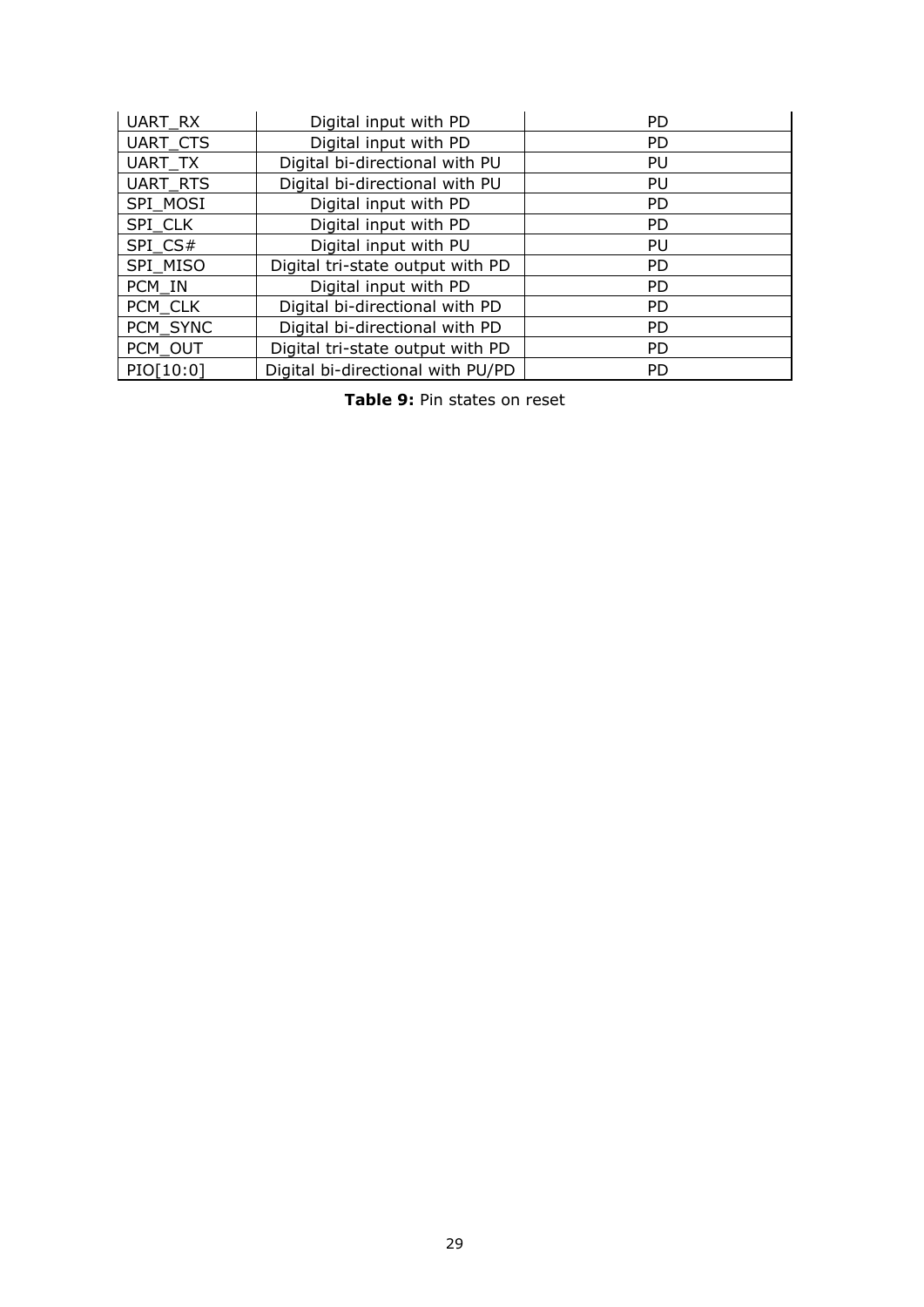| | | |
|---|---|---|
| UART_RX | Digital input with PD | PD |
| UART_CTS | Digital input with PD | PD |
| UART_TX | Digital bi-directional with PU | PU |
| UART_RTS | Digital bi-directional with PU | PU |
| SPI_MOSI | Digital input with PD | PD |
| SPI_CLK | Digital input with PD | PD |
| SPI_CS# | Digital input with PU | PU |
| SPI_MISO | Digital tri-state output with PD | PD |
| PCM_IN | Digital input with PD | PD |
| PCM_CLK | Digital bi-directional with PD | PD |
| PCM_SYNC | Digital bi-directional with PD | PD |
| PCM_OUT | Digital tri-state output with PD | PD |
| PIO[10:0] | Digital bi-directional with PU/PD | PD |

**Table 9:** Pin states on reset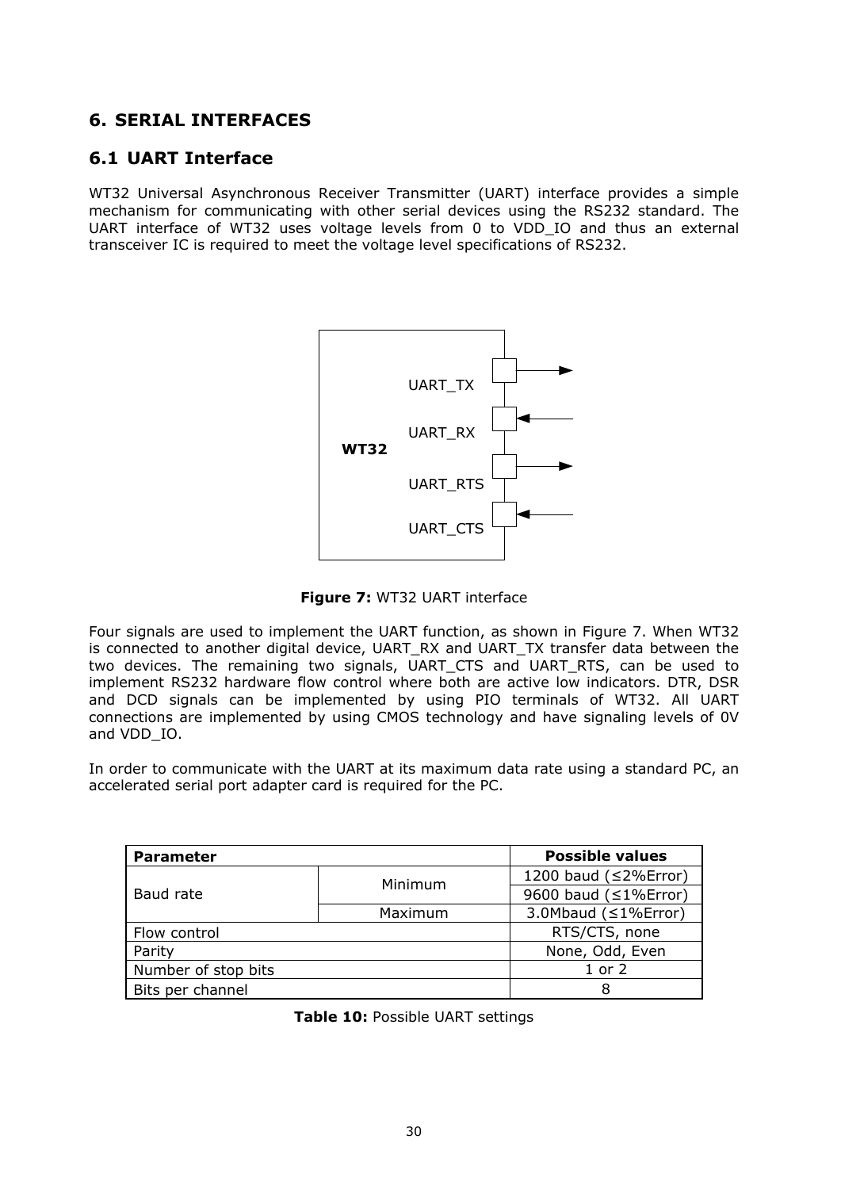# 6. SERIAL INTERFACES

## 6.1 UART Interface

WT32 Universal Asynchronous Receiver Transmitter (UART) interface provides a simple mechanism for communicating with other serial devices using the RS232 standard. The UART interface of WT32 uses voltage levels from 0 to VDD_IO and thus an external transceiver IC is required to meet the voltage level specifications of RS232.

**Figure 7:** WT32 UART interface

Four signals are used to implement the UART function, as shown in Figure 7. When WT32 is connected to another digital device, UART_RX and UART_TX transfer data between the two devices. The remaining two signals, UART_CTS and UART_RTS, can be used to implement RS232 hardware flow control where both are active low indicators. DTR, DSR and DCD signals can be implemented by using PIO terminals of WT32. All UART connections are implemented by using CMOS technology and have signaling levels of 0V and VDD_IO.

In order to communicate with the UART at its maximum data rate using a standard PC, an accelerated serial port adapter card is required for the PC.

| Parameter | | Possible values |
|---|---|---|
| Baud rate | Minimum | 1200 baud (≤2%Error) |
| | | 9600 baud (≤1%Error) |
| | Maximum | 3.0Mbaud (≤1%Error) |
| Flow control | | RTS/CTS, none |
| Parity | | None, Odd, Even |
| Number of stop bits | | 1 or 2 |
| Bits per channel | | 8 |

**Table 10:** Possible UART settings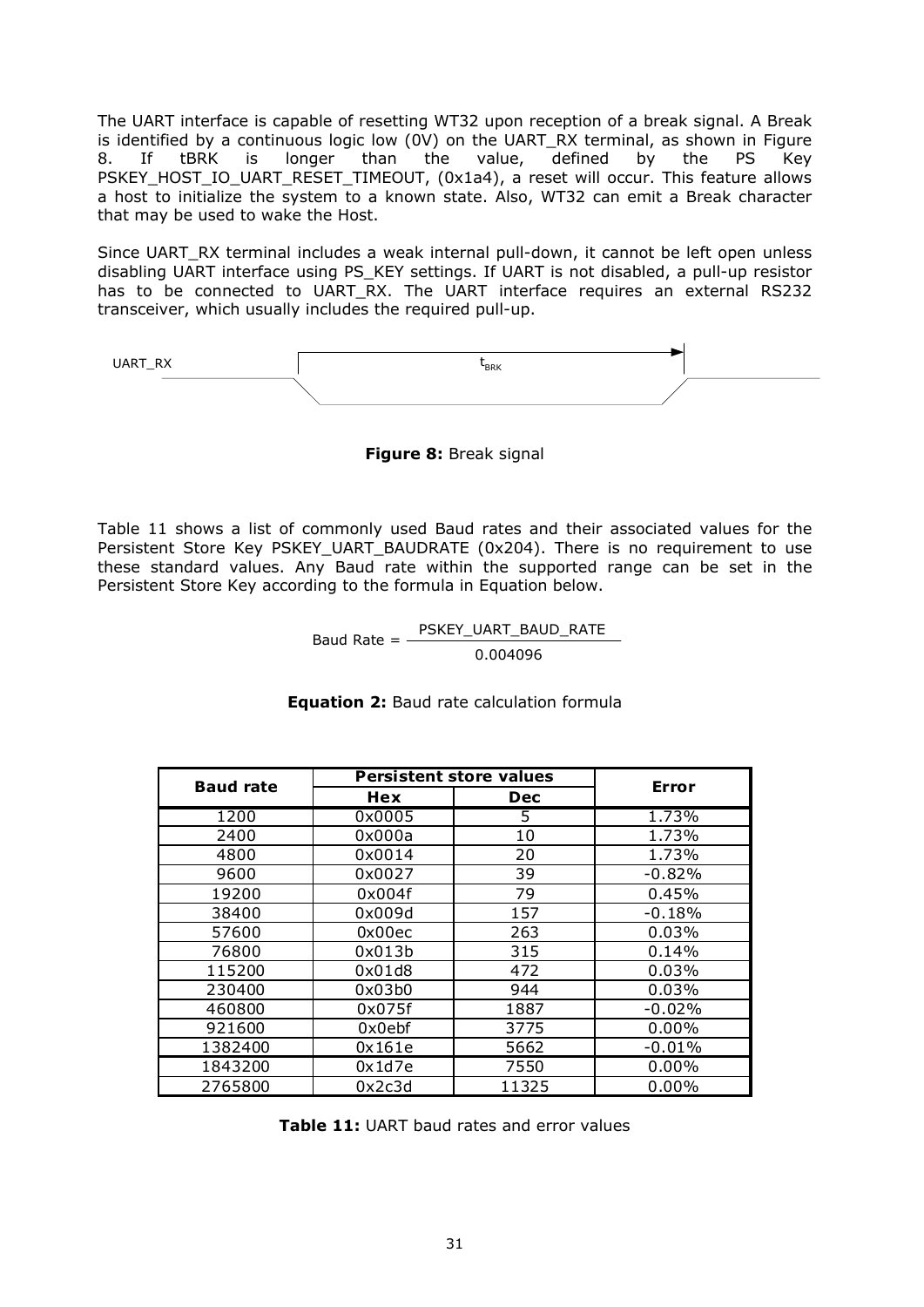The UART interface is capable of resetting WT32 upon reception of a break signal. A Break is identified by a continuous logic low (0V) on the UART_RX terminal, as shown in Figure 8. If tBRK is longer than the value, defined by the PS Key PSKEY_HOST_IO_UART_RESET_TIMEOUT, (0x1a4), a reset will occur. This feature allows a host to initialize the system to a known state. Also, WT32 can emit a Break character that may be used to wake the Host.

Since UART_RX terminal includes a weak internal pull-down, it cannot be left open unless disabling UART interface using PS_KEY settings. If UART is not disabled, a pull-up resistor has to be connected to UART_RX. The UART interface requires an external RS232 transceiver, which usually includes the required pull-up.

UART_RX $t_{BRK}$

**Figure 8:** Break signal

Table 11 shows a list of commonly used Baud rates and their associated values for the Persistent Store Key PSKEY_UART_BAUDRATE (0x204). There is no requirement to use these standard values. Any Baud rate within the supported range can be set in the Persistent Store Key according to the formula in Equation below.

$$\text{Baud Rate} = \frac{\text{PSKEY\_UART\_BAUD\_RATE}}{0.004096}$$

**Equation 2:** Baud rate calculation formula

| Baud rate | Persistent store values | | Error |
|---|---|---|---|
| | Hex | Dec | |
| 1200 | 0x0005 | 5 | 1.73% |
| 2400 | 0x000a | 10 | 1.73% |
| 4800 | 0x0014 | 20 | 1.73% |
| 9600 | 0x0027 | 39 | -0.82% |
| 19200 | 0x004f | 79 | 0.45% |
| 38400 | 0x009d | 157 | -0.18% |
| 57600 | 0x00ec | 263 | 0.03% |
| 76800 | 0x013b | 315 | 0.14% |
| 115200 | 0x01d8 | 472 | 0.03% |
| 230400 | 0x03b0 | 944 | 0.03% |
| 460800 | 0x075f | 1887 | -0.02% |
| 921600 | 0x0ebf | 3775 | 0.00% |
| 1382400 | 0x161e | 5662 | -0.01% |
| 1843200 | 0x1d7e | 7550 | 0.00% |
| 2765800 | 0x2c3d | 11325 | 0.00% |

**Table 11:** UART baud rates and error values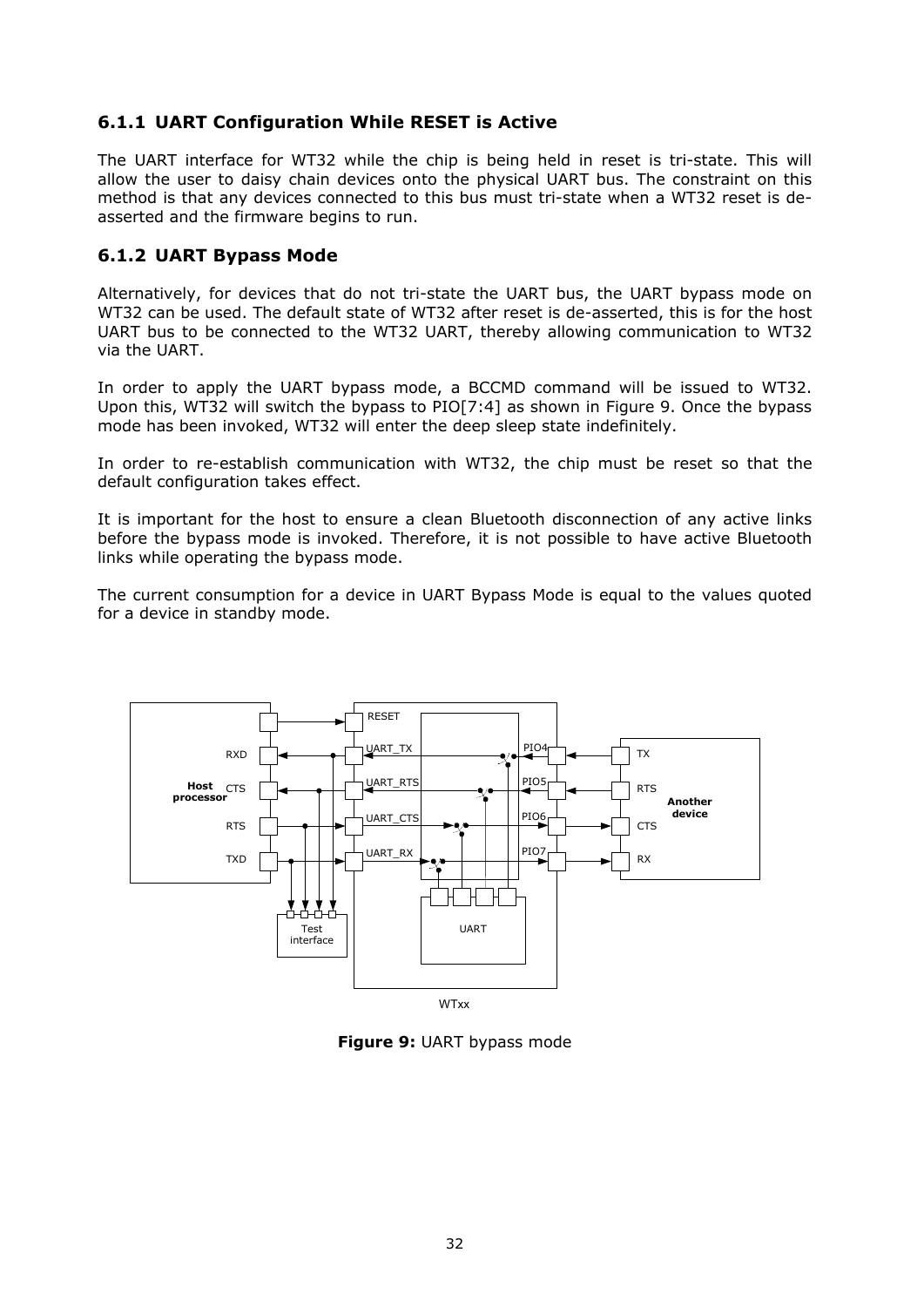### 6.1.1 UART Configuration While RESET is Active

The UART interface for WT32 while the chip is being held in reset is tri-state. This will allow the user to daisy chain devices onto the physical UART bus. The constraint on this method is that any devices connected to this bus must tri-state when a WT32 reset is de-asserted and the firmware begins to run.

### 6.1.2 UART Bypass Mode

Alternatively, for devices that do not tri-state the UART bus, the UART bypass mode on WT32 can be used. The default state of WT32 after reset is de-asserted, this is for the host UART bus to be connected to the WT32 UART, thereby allowing communication to WT32 via the UART.

In order to apply the UART bypass mode, a BCCMD command will be issued to WT32. Upon this, WT32 will switch the bypass to PIO[7:4] as shown in Figure 9. Once the bypass mode has been invoked, WT32 will enter the deep sleep state indefinitely.

In order to re-establish communication with WT32, the chip must be reset so that the default configuration takes effect.

It is important for the host to ensure a clean Bluetooth disconnection of any active links before the bypass mode is invoked. Therefore, it is not possible to have active Bluetooth links while operating the bypass mode.

The current consumption for a device in UART Bypass Mode is equal to the values quoted for a device in standby mode.

**Figure 9:** UART bypass mode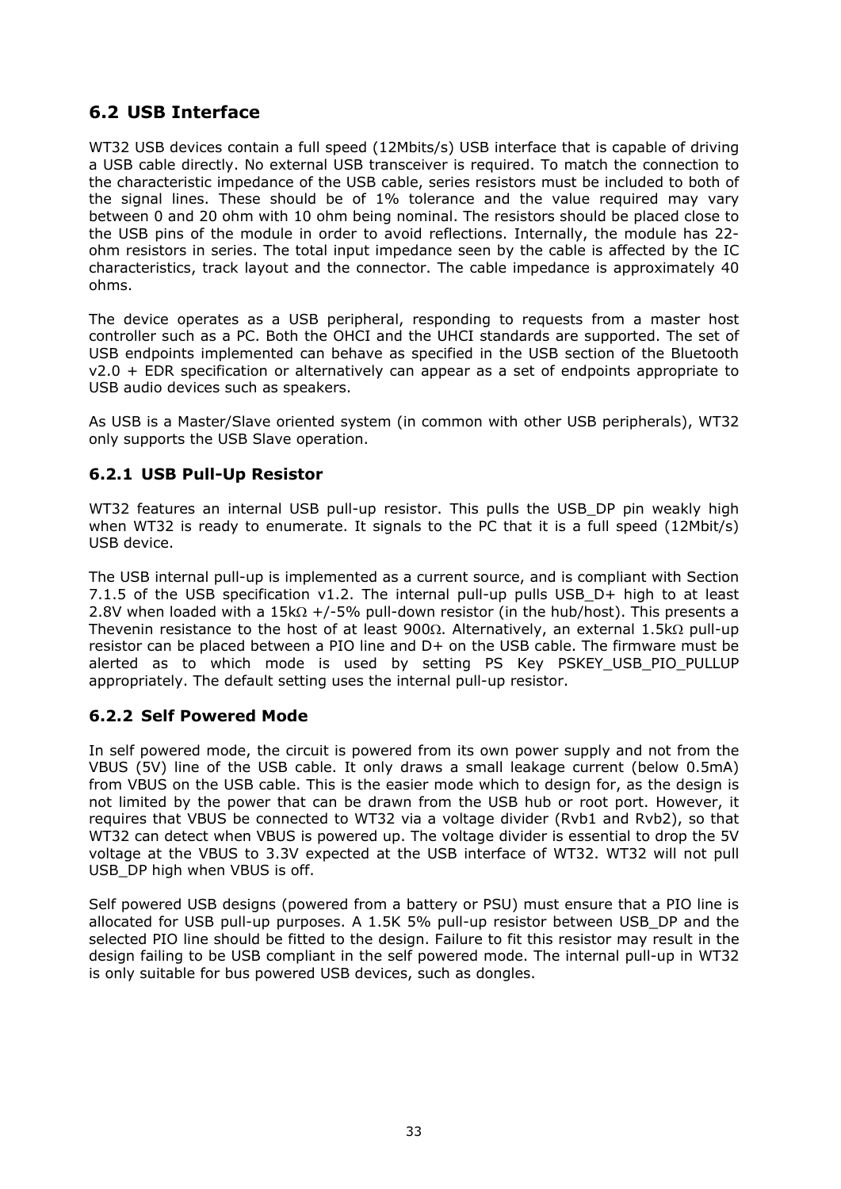## 6.2 USB Interface

WT32 USB devices contain a full speed (12Mbits/s) USB interface that is capable of driving a USB cable directly. No external USB transceiver is required. To match the connection to the characteristic impedance of the USB cable, series resistors must be included to both of the signal lines. These should be of 1% tolerance and the value required may vary between 0 and 20 ohm with 10 ohm being nominal. The resistors should be placed close to the USB pins of the module in order to avoid reflections. Internally, the module has 22-ohm resistors in series. The total input impedance seen by the cable is affected by the IC characteristics, track layout and the connector. The cable impedance is approximately 40 ohms.

The device operates as a USB peripheral, responding to requests from a master host controller such as a PC. Both the OHCI and the UHCI standards are supported. The set of USB endpoints implemented can behave as specified in the USB section of the Bluetooth v2.0 + EDR specification or alternatively can appear as a set of endpoints appropriate to USB audio devices such as speakers.

As USB is a Master/Slave oriented system (in common with other USB peripherals), WT32 only supports the USB Slave operation.

### 6.2.1 USB Pull-Up Resistor

WT32 features an internal USB pull-up resistor. This pulls the USB_DP pin weakly high when WT32 is ready to enumerate. It signals to the PC that it is a full speed (12Mbit/s) USB device.

The USB internal pull-up is implemented as a current source, and is compliant with Section 7.1.5 of the USB specification v1.2. The internal pull-up pulls USB_D+ high to at least 2.8V when loaded with a 15kΩ +/-5% pull-down resistor (in the hub/host). This presents a Thevenin resistance to the host of at least 900Ω. Alternatively, an external 1.5kΩ pull-up resistor can be placed between a PIO line and D+ on the USB cable. The firmware must be alerted as to which mode is used by setting PS Key PSKEY_USB_PIO_PULLUP appropriately. The default setting uses the internal pull-up resistor.

### 6.2.2 Self Powered Mode

In self powered mode, the circuit is powered from its own power supply and not from the VBUS (5V) line of the USB cable. It only draws a small leakage current (below 0.5mA) from VBUS on the USB cable. This is the easier mode which to design for, as the design is not limited by the power that can be drawn from the USB hub or root port. However, it requires that VBUS be connected to WT32 via a voltage divider (Rvb1 and Rvb2), so that WT32 can detect when VBUS is powered up. The voltage divider is essential to drop the 5V voltage at the VBUS to 3.3V expected at the USB interface of WT32. WT32 will not pull USB_DP high when VBUS is off.

Self powered USB designs (powered from a battery or PSU) must ensure that a PIO line is allocated for USB pull-up purposes. A 1.5K 5% pull-up resistor between USB_DP and the selected PIO line should be fitted to the design. Failure to fit this resistor may result in the design failing to be USB compliant in the self powered mode. The internal pull-up in WT32 is only suitable for bus powered USB devices, such as dongles.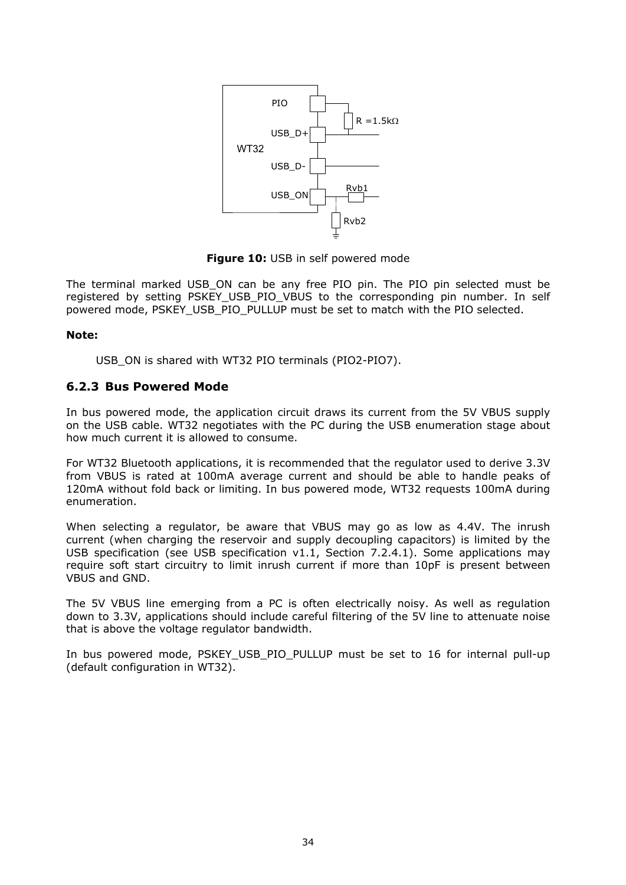**Figure 10:** USB in self powered mode

The terminal marked USB_ON can be any free PIO pin. The PIO pin selected must be registered by setting PSKEY_USB_PIO_VBUS to the corresponding pin number. In self powered mode, PSKEY_USB_PIO_PULLUP must be set to match with the PIO selected.

**Note:**

USB_ON is shared with WT32 PIO terminals (PIO2-PIO7).

### 6.2.3 Bus Powered Mode

In bus powered mode, the application circuit draws its current from the 5V VBUS supply on the USB cable. WT32 negotiates with the PC during the USB enumeration stage about how much current it is allowed to consume.

For WT32 Bluetooth applications, it is recommended that the regulator used to derive 3.3V from VBUS is rated at 100mA average current and should be able to handle peaks of 120mA without fold back or limiting. In bus powered mode, WT32 requests 100mA during enumeration.

When selecting a regulator, be aware that VBUS may go as low as 4.4V. The inrush current (when charging the reservoir and supply decoupling capacitors) is limited by the USB specification (see USB specification v1.1, Section 7.2.4.1). Some applications may require soft start circuitry to limit inrush current if more than 10pF is present between VBUS and GND.

The 5V VBUS line emerging from a PC is often electrically noisy. As well as regulation down to 3.3V, applications should include careful filtering of the 5V line to attenuate noise that is above the voltage regulator bandwidth.

In bus powered mode, PSKEY_USB_PIO_PULLUP must be set to 16 for internal pull-up (default configuration in WT32).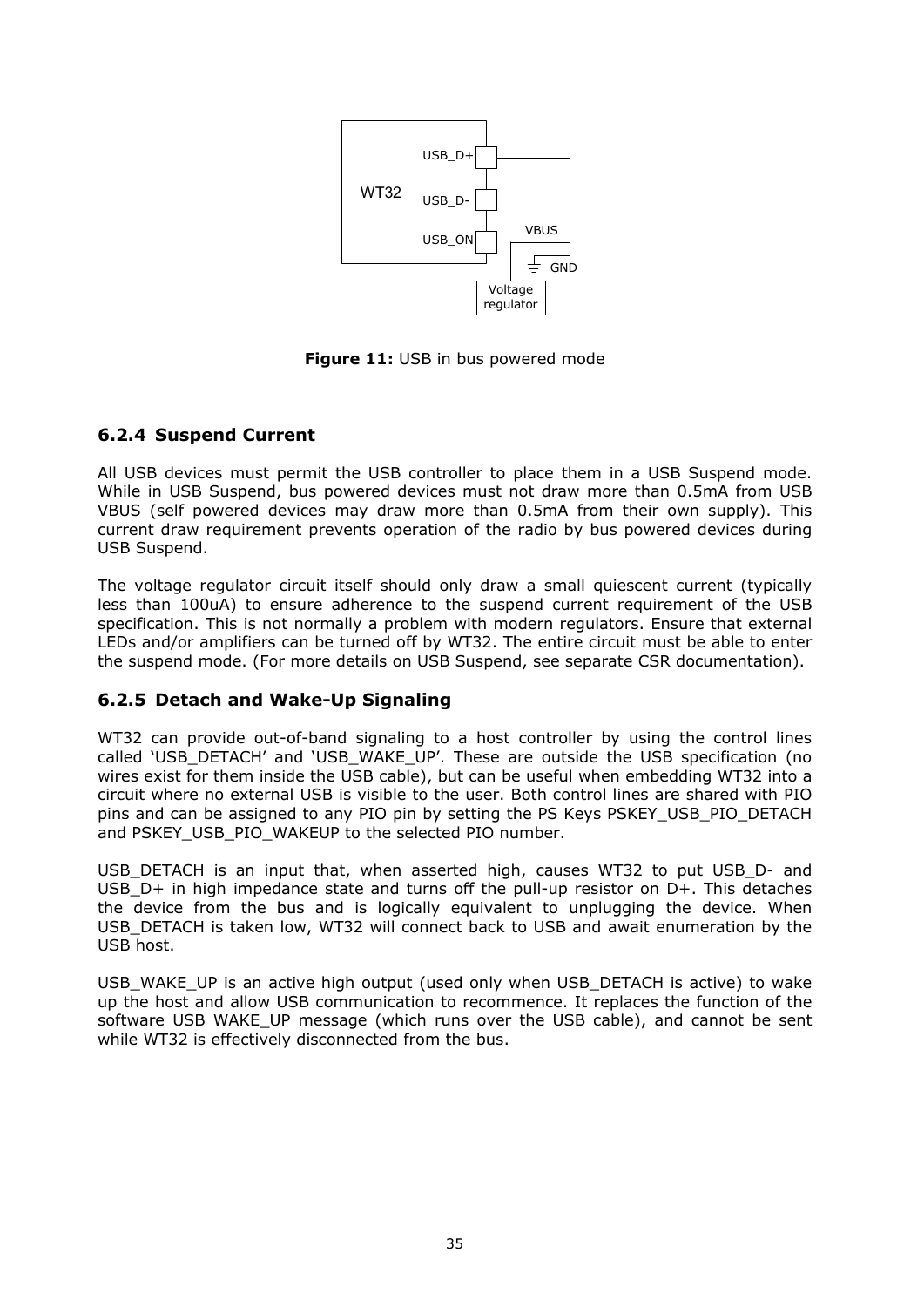**Figure 11:** USB in bus powered mode

### 6.2.4 Suspend Current

All USB devices must permit the USB controller to place them in a USB Suspend mode. While in USB Suspend, bus powered devices must not draw more than 0.5mA from USB VBUS (self powered devices may draw more than 0.5mA from their own supply). This current draw requirement prevents operation of the radio by bus powered devices during USB Suspend.

The voltage regulator circuit itself should only draw a small quiescent current (typically less than 100uA) to ensure adherence to the suspend current requirement of the USB specification. This is not normally a problem with modern regulators. Ensure that external LEDs and/or amplifiers can be turned off by WT32. The entire circuit must be able to enter the suspend mode. (For more details on USB Suspend, see separate CSR documentation).

### 6.2.5 Detach and Wake-Up Signaling

WT32 can provide out-of-band signaling to a host controller by using the control lines called 'USB_DETACH' and 'USB_WAKE_UP'. These are outside the USB specification (no wires exist for them inside the USB cable), but can be useful when embedding WT32 into a circuit where no external USB is visible to the user. Both control lines are shared with PIO pins and can be assigned to any PIO pin by setting the PS Keys PSKEY_USB_PIO_DETACH and PSKEY_USB_PIO_WAKEUP to the selected PIO number.

USB_DETACH is an input that, when asserted high, causes WT32 to put USB_D- and USB_D+ in high impedance state and turns off the pull-up resistor on D+. This detaches the device from the bus and is logically equivalent to unplugging the device. When USB_DETACH is taken low, WT32 will connect back to USB and await enumeration by the USB host.

USB_WAKE_UP is an active high output (used only when USB_DETACH is active) to wake up the host and allow USB communication to recommence. It replaces the function of the software USB WAKE_UP message (which runs over the USB cable), and cannot be sent while WT32 is effectively disconnected from the bus.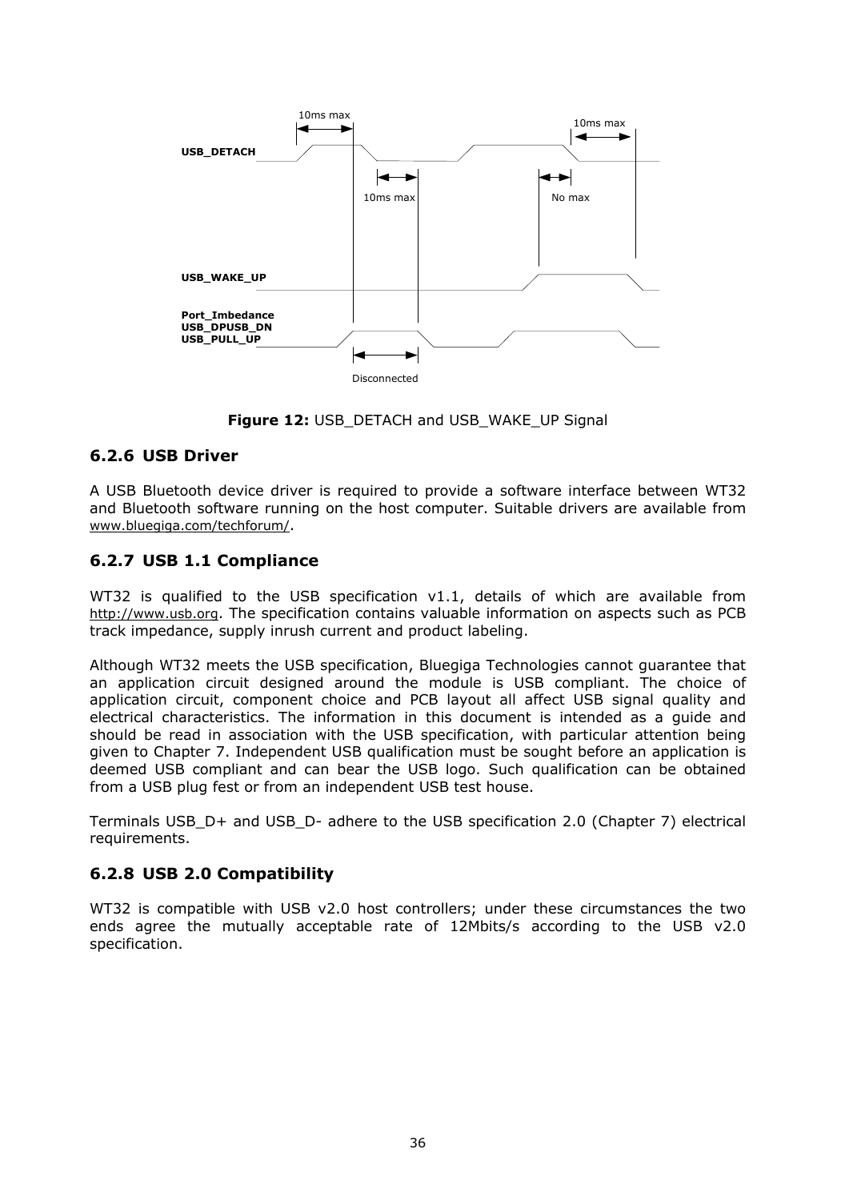Figure 12: USB_DETACH and USB_WAKE_UP Signal

### 6.2.6 USB Driver

A USB Bluetooth device driver is required to provide a software interface between WT32 and Bluetooth software running on the host computer. Suitable drivers are available from www.bluegiga.com/techforum/.

### 6.2.7 USB 1.1 Compliance

WT32 is qualified to the USB specification v1.1, details of which are available from http://www.usb.org. The specification contains valuable information on aspects such as PCB track impedance, supply inrush current and product labeling.

Although WT32 meets the USB specification, Bluegiga Technologies cannot guarantee that an application circuit designed around the module is USB compliant. The choice of application circuit, component choice and PCB layout all affect USB signal quality and electrical characteristics. The information in this document is intended as a guide and should be read in association with the USB specification, with particular attention being given to Chapter 7. Independent USB qualification must be sought before an application is deemed USB compliant and can bear the USB logo. Such qualification can be obtained from a USB plug fest or from an independent USB test house.

Terminals USB_D+ and USB_D- adhere to the USB specification 2.0 (Chapter 7) electrical requirements.

### 6.2.8 USB 2.0 Compatibility

WT32 is compatible with USB v2.0 host controllers; under these circumstances the two ends agree the mutually acceptable rate of 12Mbits/s according to the USB v2.0 specification.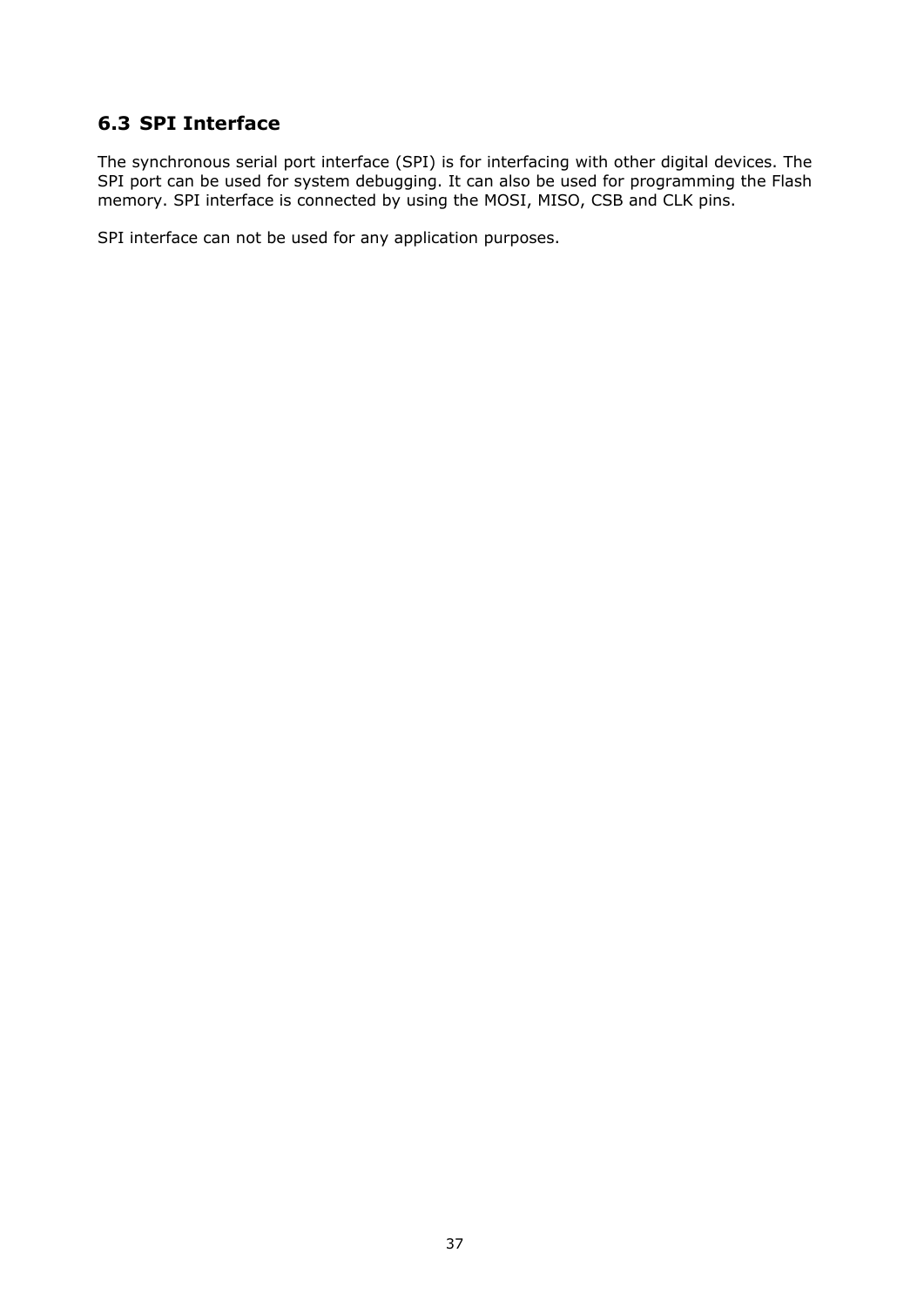## 6.3 SPI Interface

The synchronous serial port interface (SPI) is for interfacing with other digital devices. The SPI port can be used for system debugging. It can also be used for programming the Flash memory. SPI interface is connected by using the MOSI, MISO, CSB and CLK pins.

SPI interface can not be used for any application purposes.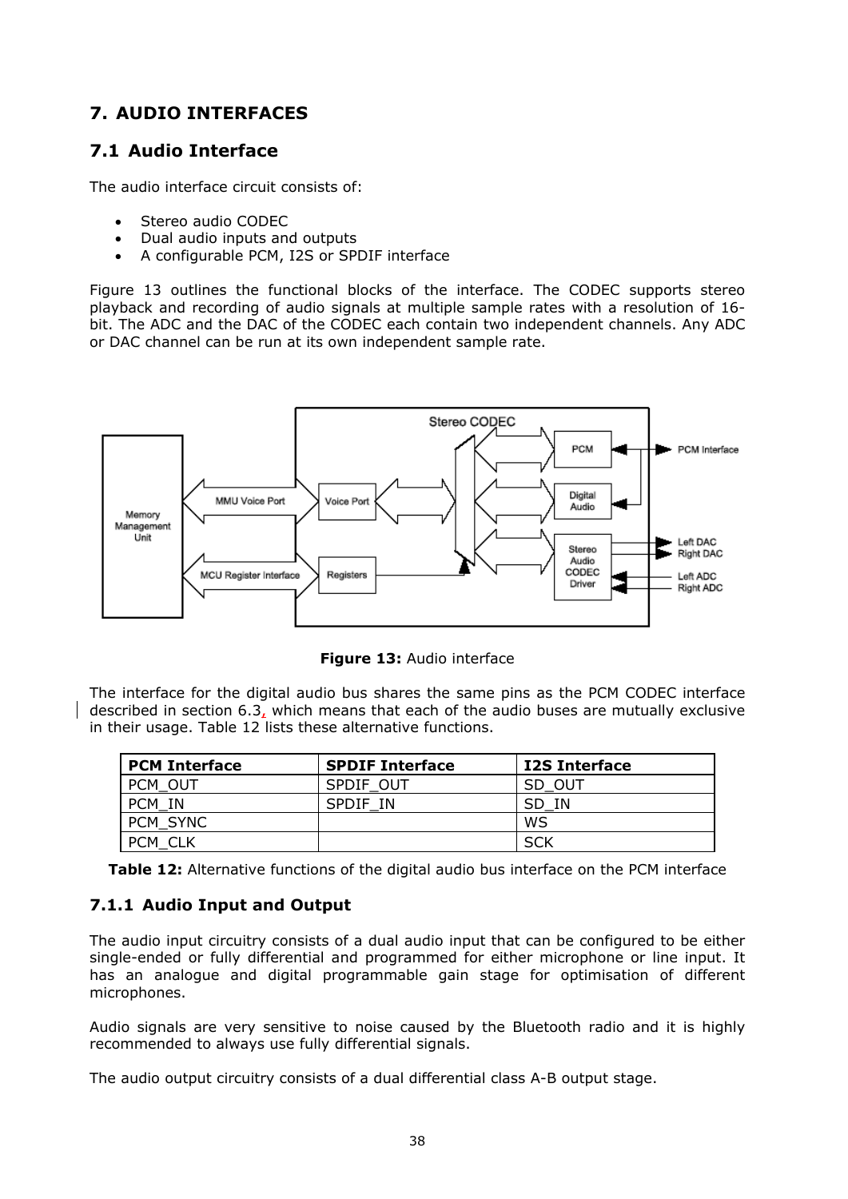# 7. AUDIO INTERFACES

## 7.1 Audio Interface

The audio interface circuit consists of:

- Stereo audio CODEC
- Dual audio inputs and outputs
- A configurable PCM, I2S or SPDIF interface

Figure 13 outlines the functional blocks of the interface. The CODEC supports stereo playback and recording of audio signals at multiple sample rates with a resolution of 16-bit. The ADC and the DAC of the CODEC each contain two independent channels. Any ADC or DAC channel can be run at its own independent sample rate.

**Figure 13:** Audio interface

The interface for the digital audio bus shares the same pins as the PCM CODEC interface described in section 6.3, which means that each of the audio buses are mutually exclusive in their usage. Table 12 lists these alternative functions.

| PCM Interface | SPDIF Interface | I2S Interface |
|---|---|---|
| PCM_OUT | SPDIF_OUT | SD_OUT |
| PCM_IN | SPDIF_IN | SD_IN |
| PCM_SYNC | | WS |
| PCM_CLK | | SCK |

**Table 12:** Alternative functions of the digital audio bus interface on the PCM interface

### 7.1.1 Audio Input and Output

The audio input circuitry consists of a dual audio input that can be configured to be either single-ended or fully differential and programmed for either microphone or line input. It has an analogue and digital programmable gain stage for optimisation of different microphones.

Audio signals are very sensitive to noise caused by the Bluetooth radio and it is highly recommended to always use fully differential signals.

The audio output circuitry consists of a dual differential class A-B output stage.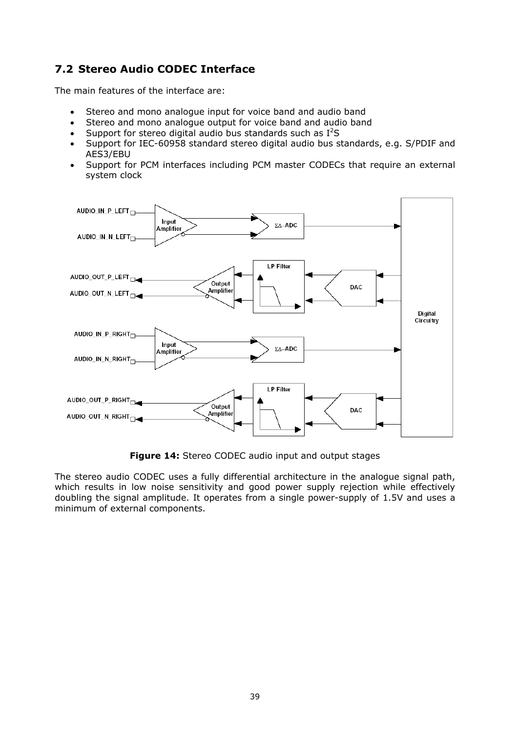## 7.2 Stereo Audio CODEC Interface

The main features of the interface are:

- Stereo and mono analogue input for voice band and audio band
- Stereo and mono analogue output for voice band and audio band
- Support for stereo digital audio bus standards such as I$^2$S
- Support for IEC-60958 standard stereo digital audio bus standards, e.g. S/PDIF and AES3/EBU
- Support for PCM interfaces including PCM master CODECs that require an external system clock

**Figure 14:** Stereo CODEC audio input and output stages

The stereo audio CODEC uses a fully differential architecture in the analogue signal path, which results in low noise sensitivity and good power supply rejection while effectively doubling the signal amplitude. It operates from a single power-supply of 1.5V and uses a minimum of external components.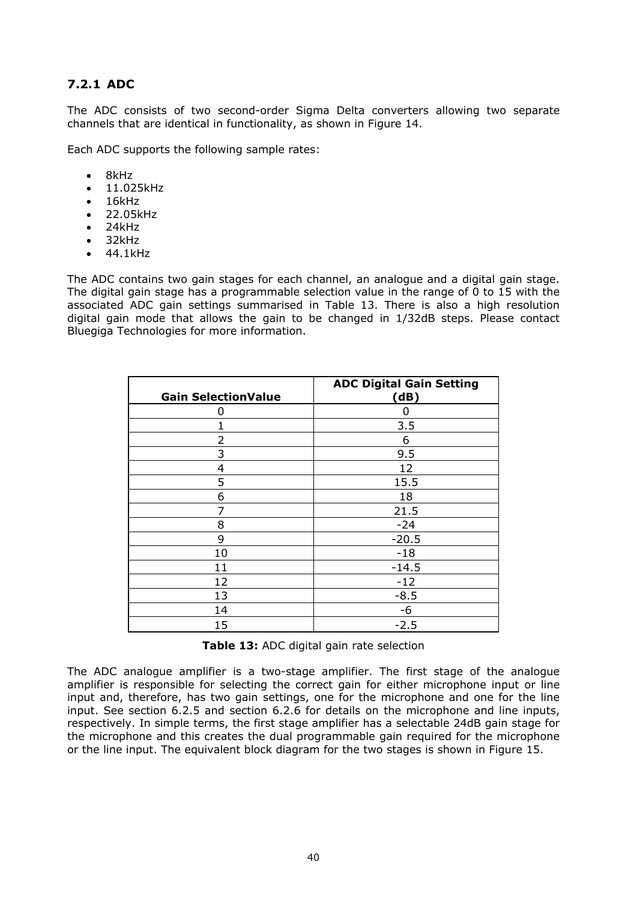### 7.2.1 ADC

The ADC consists of two second-order Sigma Delta converters allowing two separate channels that are identical in functionality, as shown in Figure 14.

Each ADC supports the following sample rates:

- 8kHz
- 11.025kHz
- 16kHz
- 22.05kHz
- 24kHz
- 32kHz
- 44.1kHz

The ADC contains two gain stages for each channel, an analogue and a digital gain stage. The digital gain stage has a programmable selection value in the range of 0 to 15 with the associated ADC gain settings summarised in Table 13. There is also a high resolution digital gain mode that allows the gain to be changed in 1/32dB steps. Please contact Bluegiga Technologies for more information.

| Gain SelectionValue | ADC Digital Gain Setting (dB) |
|---|---|
| 0 | 0 |
| 1 | 3.5 |
| 2 | 6 |
| 3 | 9.5 |
| 4 | 12 |
| 5 | 15.5 |
| 6 | 18 |
| 7 | 21.5 |
| 8 | -24 |
| 9 | -20.5 |
| 10 | -18 |
| 11 | -14.5 |
| 12 | -12 |
| 13 | -8.5 |
| 14 | -6 |
| 15 | -2.5 |

**Table 13:** ADC digital gain rate selection

The ADC analogue amplifier is a two-stage amplifier. The first stage of the analogue amplifier is responsible for selecting the correct gain for either microphone input or line input and, therefore, has two gain settings, one for the microphone and one for the line input. See section 6.2.5 and section 6.2.6 for details on the microphone and line inputs, respectively. In simple terms, the first stage amplifier has a selectable 24dB gain stage for the microphone and this creates the dual programmable gain required for the microphone or the line input. The equivalent block diagram for the two stages is shown in Figure 15.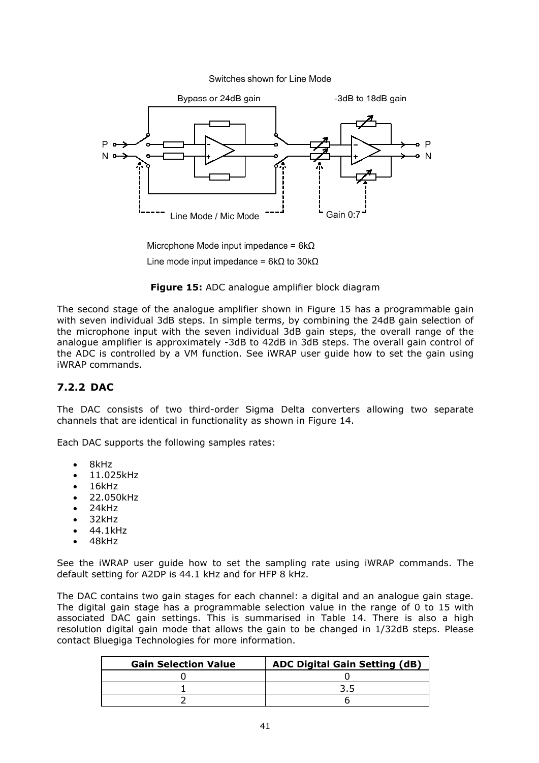Switches shown for Line Mode

Bypass or 24dB gain

-3dB to 18dB gain

Line Mode / Mic Mode

Gain 0:7

Microphone Mode input impedance = 6kΩ

Line mode input impedance = 6kΩ to 30kΩ

**Figure 15:** ADC analogue amplifier block diagram

The second stage of the analogue amplifier shown in Figure 15 has a programmable gain with seven individual 3dB steps. In simple terms, by combining the 24dB gain selection of the microphone input with the seven individual 3dB gain steps, the overall range of the analogue amplifier is approximately -3dB to 42dB in 3dB steps. The overall gain control of the ADC is controlled by a VM function. See iWRAP user guide how to set the gain using iWRAP commands.

### 7.2.2 DAC

The DAC consists of two third-order Sigma Delta converters allowing two separate channels that are identical in functionality as shown in Figure 14.

Each DAC supports the following samples rates:

- 8kHz
- 11.025kHz
- 16kHz
- 22.050kHz
- 24kHz
- 32kHz
- 44.1kHz
- 48kHz

See the iWRAP user guide how to set the sampling rate using iWRAP commands. The default setting for A2DP is 44.1 kHz and for HFP 8 kHz.

The DAC contains two gain stages for each channel: a digital and an analogue gain stage. The digital gain stage has a programmable selection value in the range of 0 to 15 with associated DAC gain settings. This is summarised in Table 14. There is also a high resolution digital gain mode that allows the gain to be changed in 1/32dB steps. Please contact Bluegiga Technologies for more information.

| Gain Selection Value | ADC Digital Gain Setting (dB) |
|---|---|
| 0 | 0 |
| 1 | 3.5 |
| 2 | 6 |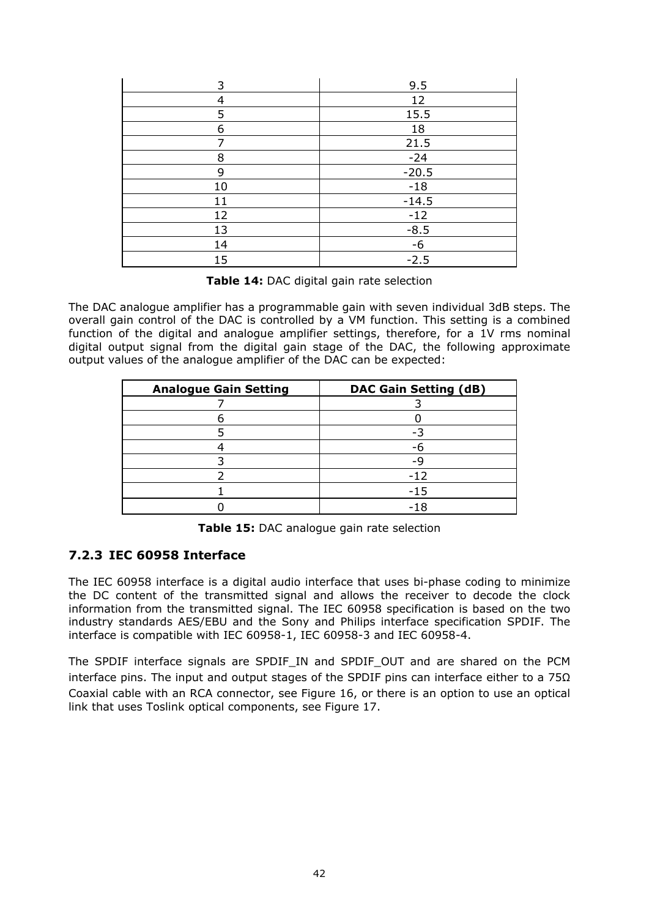| | |
|---|---|
| 3 | 9.5 |
| 4 | 12 |
| 5 | 15.5 |
| 6 | 18 |
| 7 | 21.5 |
| 8 | -24 |
| 9 | -20.5 |
| 10 | -18 |
| 11 | -14.5 |
| 12 | -12 |
| 13 | -8.5 |
| 14 | -6 |
| 15 | -2.5 |

**Table 14:** DAC digital gain rate selection

The DAC analogue amplifier has a programmable gain with seven individual 3dB steps. The overall gain control of the DAC is controlled by a VM function. This setting is a combined function of the digital and analogue amplifier settings, therefore, for a 1V rms nominal digital output signal from the digital gain stage of the DAC, the following approximate output values of the analogue amplifier of the DAC can be expected:

| Analogue Gain Setting | DAC Gain Setting (dB) |
|---|---|
| 7 | 3 |
| 6 | 0 |
| 5 | -3 |
| 4 | -6 |
| 3 | -9 |
| 2 | -12 |
| 1 | -15 |
| 0 | -18 |

**Table 15:** DAC analogue gain rate selection

### 7.2.3 IEC 60958 Interface

The IEC 60958 interface is a digital audio interface that uses bi-phase coding to minimize the DC content of the transmitted signal and allows the receiver to decode the clock information from the transmitted signal. The IEC 60958 specification is based on the two industry standards AES/EBU and the Sony and Philips interface specification SPDIF. The interface is compatible with IEC 60958-1, IEC 60958-3 and IEC 60958-4.

The SPDIF interface signals are SPDIF_IN and SPDIF_OUT and are shared on the PCM interface pins. The input and output stages of the SPDIF pins can interface either to a 75Ω Coaxial cable with an RCA connector, see Figure 16, or there is an option to use an optical link that uses Toslink optical components, see Figure 17.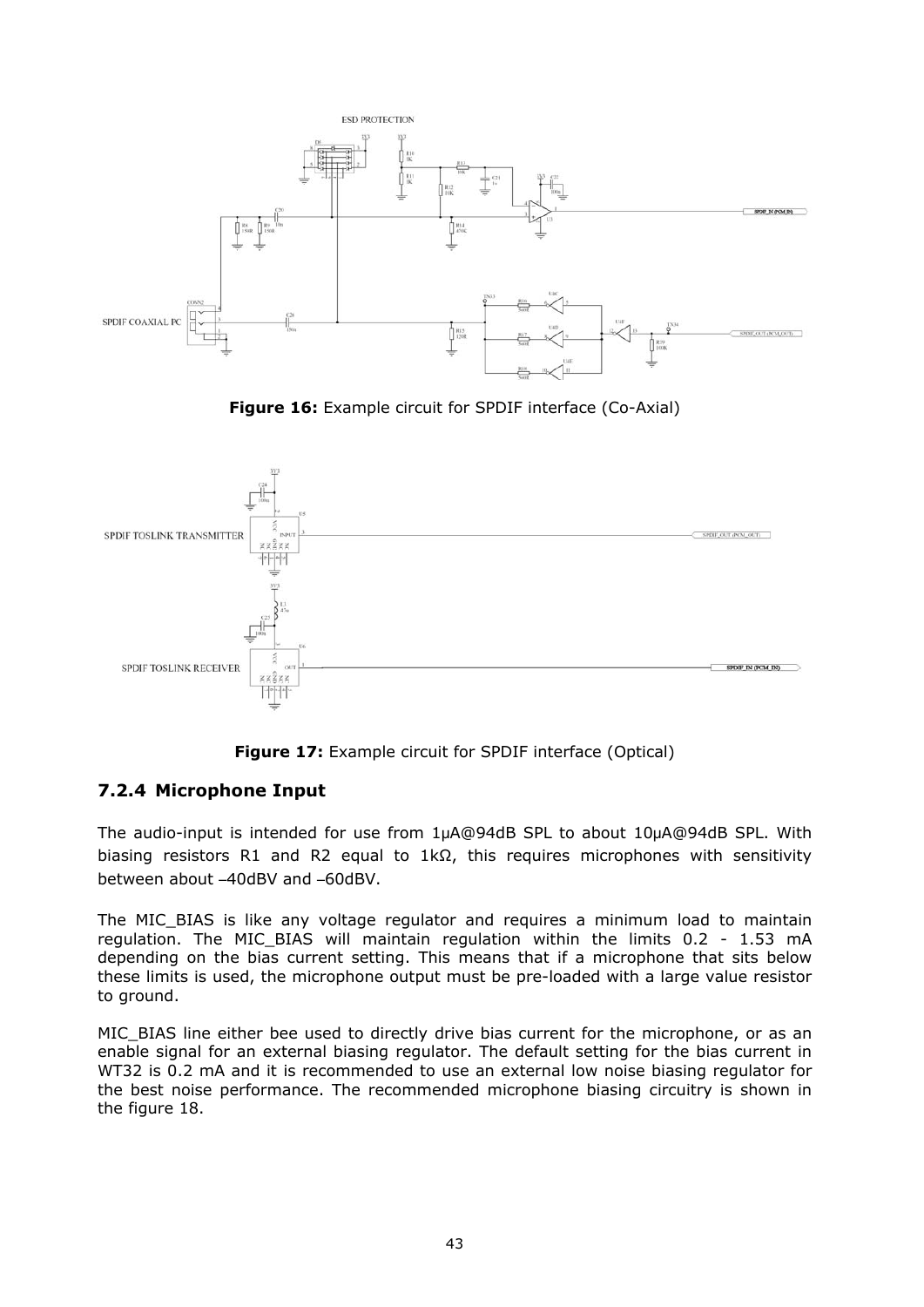Figure 16: Example circuit for SPDIF interface (Co-Axial)

Figure 17: Example circuit for SPDIF interface (Optical)

### 7.2.4 Microphone Input

The audio-input is intended for use from 1µA@94dB SPL to about 10µA@94dB SPL. With biasing resistors R1 and R2 equal to 1kΩ, this requires microphones with sensitivity between about –40dBV and –60dBV.

The MIC_BIAS is like any voltage regulator and requires a minimum load to maintain regulation. The MIC_BIAS will maintain regulation within the limits 0.2 - 1.53 mA depending on the bias current setting. This means that if a microphone that sits below these limits is used, the microphone output must be pre-loaded with a large value resistor to ground.

MIC_BIAS line either bee used to directly drive bias current for the microphone, or as an enable signal for an external biasing regulator. The default setting for the bias current in WT32 is 0.2 mA and it is recommended to use an external low noise biasing regulator for the best noise performance. The recommended microphone biasing circuitry is shown in the figure 18.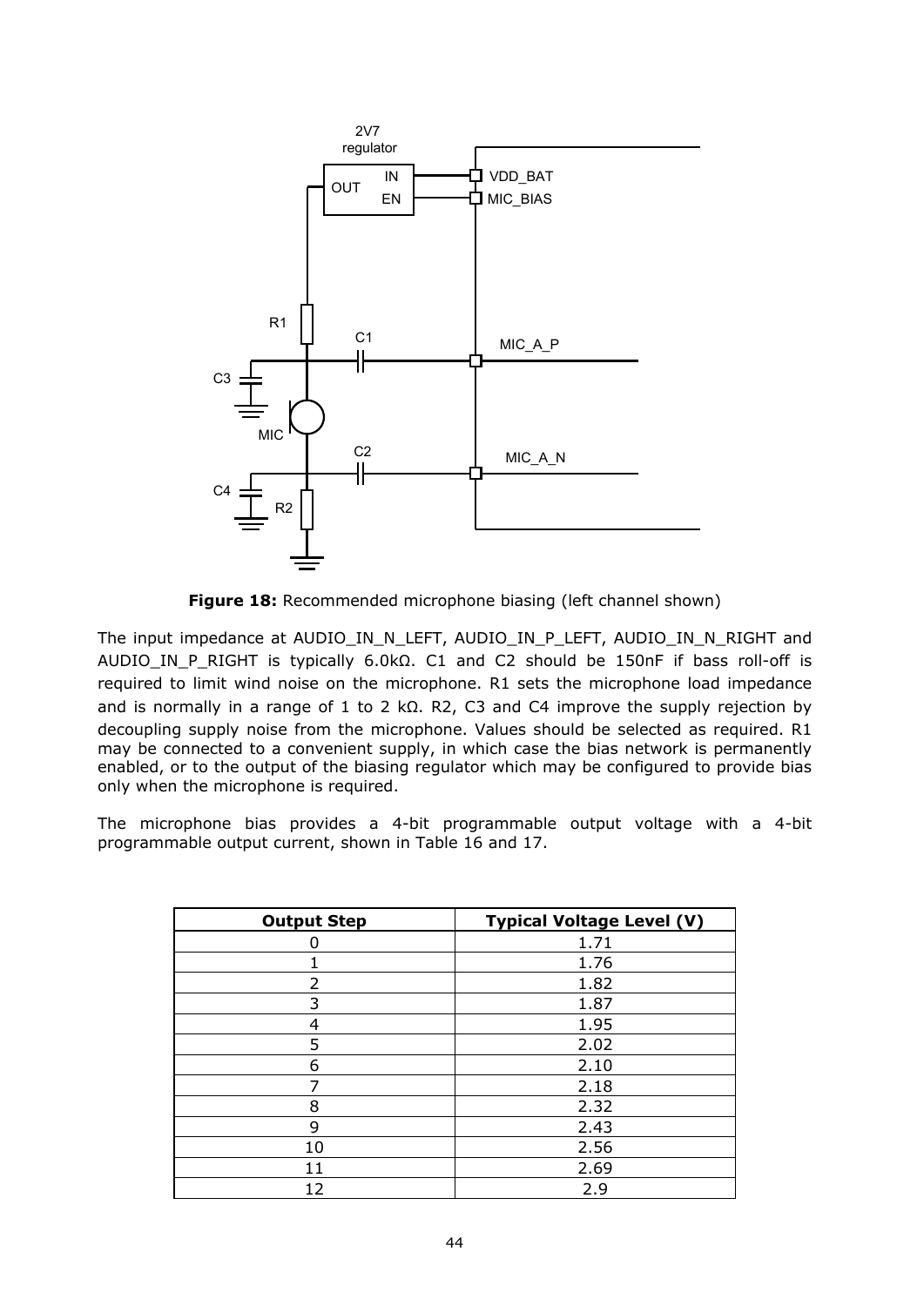**Figure 18:** Recommended microphone biasing (left channel shown)

The input impedance at AUDIO_IN_N_LEFT, AUDIO_IN_P_LEFT, AUDIO_IN_N_RIGHT and AUDIO_IN_P_RIGHT is typically 6.0kΩ. C1 and C2 should be 150nF if bass roll-off is required to limit wind noise on the microphone. R1 sets the microphone load impedance and is normally in a range of 1 to 2 kΩ. R2, C3 and C4 improve the supply rejection by decoupling supply noise from the microphone. Values should be selected as required. R1 may be connected to a convenient supply, in which case the bias network is permanently enabled, or to the output of the biasing regulator which may be configured to provide bias only when the microphone is required.

The microphone bias provides a 4-bit programmable output voltage with a 4-bit programmable output current, shown in Table 16 and 17.

| Output Step | Typical Voltage Level (V) |
|---|---|
| 0 | 1.71 |
| 1 | 1.76 |
| 2 | 1.82 |
| 3 | 1.87 |
| 4 | 1.95 |
| 5 | 2.02 |
| 6 | 2.10 |
| 7 | 2.18 |
| 8 | 2.32 |
| 9 | 2.43 |
| 10 | 2.56 |
| 11 | 2.69 |
| 12 | 2.9 |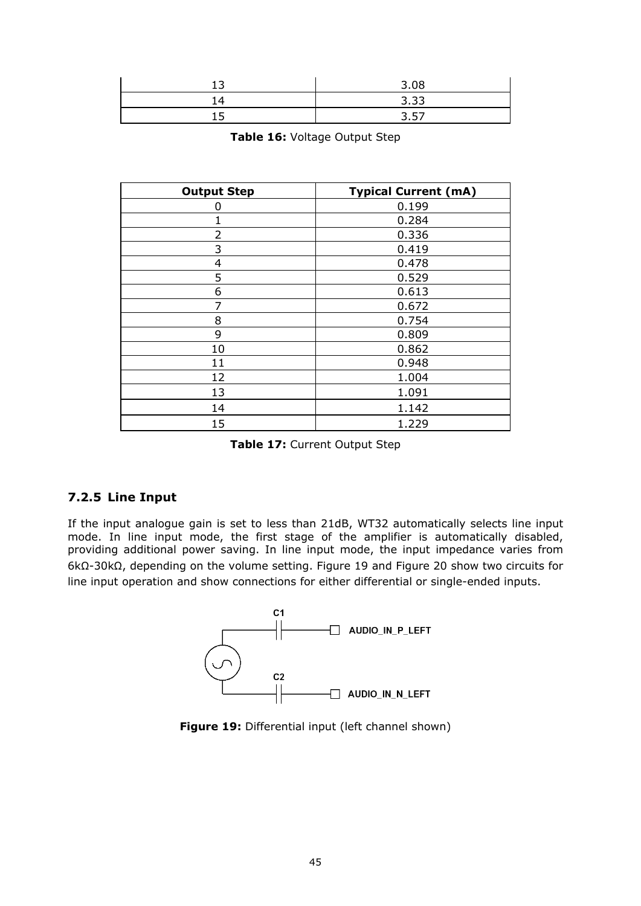| 13 | 3.08 |
|---|---|
| 14 | 3.33 |
| 15 | 3.57 |

**Table 16:** Voltage Output Step

| Output Step | Typical Current (mA) |
|---|---|
| 0 | 0.199 |
| 1 | 0.284 |
| 2 | 0.336 |
| 3 | 0.419 |
| 4 | 0.478 |
| 5 | 0.529 |
| 6 | 0.613 |
| 7 | 0.672 |
| 8 | 0.754 |
| 9 | 0.809 |
| 10 | 0.862 |
| 11 | 0.948 |
| 12 | 1.004 |
| 13 | 1.091 |
| 14 | 1.142 |
| 15 | 1.229 |

**Table 17:** Current Output Step

### 7.2.5 Line Input

If the input analogue gain is set to less than 21dB, WT32 automatically selects line input mode. In line input mode, the first stage of the amplifier is automatically disabled, providing additional power saving. In line input mode, the input impedance varies from 6kΩ-30kΩ, depending on the volume setting. Figure 19 and Figure 20 show two circuits for line input operation and show connections for either differential or single-ended inputs.

C1
AUDIO_IN_P_LEFT
C2
AUDIO_IN_N_LEFT

**Figure 19:** Differential input (left channel shown)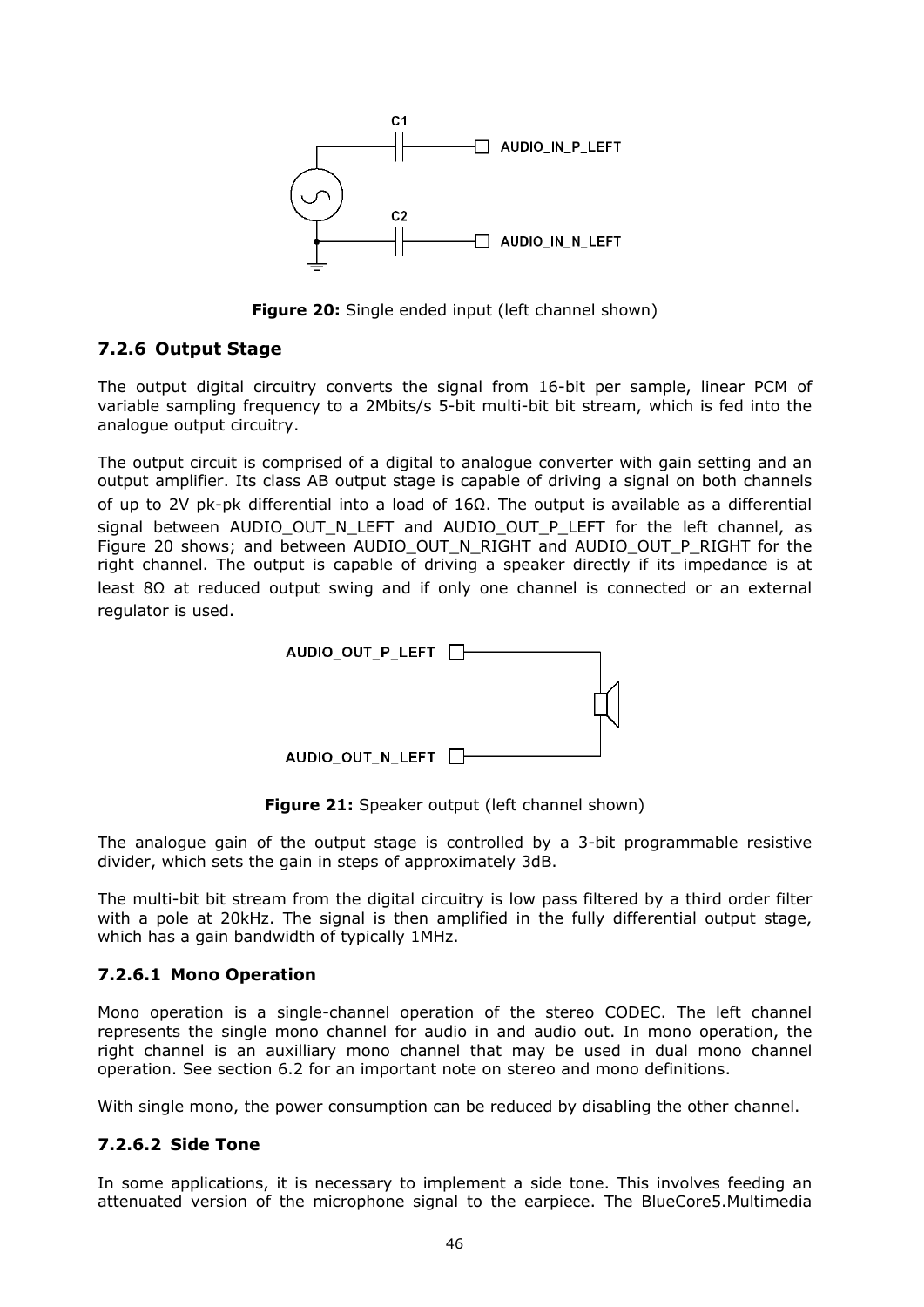**Figure 20:** Single ended input (left channel shown)

### 7.2.6 Output Stage

The output digital circuitry converts the signal from 16-bit per sample, linear PCM of variable sampling frequency to a 2Mbits/s 5-bit multi-bit bit stream, which is fed into the analogue output circuitry.

The output circuit is comprised of a digital to analogue converter with gain setting and an output amplifier. Its class AB output stage is capable of driving a signal on both channels of up to 2V pk-pk differential into a load of 16Ω. The output is available as a differential signal between AUDIO_OUT_N_LEFT and AUDIO_OUT_P_LEFT for the left channel, as Figure 20 shows; and between AUDIO_OUT_N_RIGHT and AUDIO_OUT_P_RIGHT for the right channel. The output is capable of driving a speaker directly if its impedance is at least 8Ω at reduced output swing and if only one channel is connected or an external regulator is used.

**Figure 21:** Speaker output (left channel shown)

The analogue gain of the output stage is controlled by a 3-bit programmable resistive divider, which sets the gain in steps of approximately 3dB.

The multi-bit bit stream from the digital circuitry is low pass filtered by a third order filter with a pole at 20kHz. The signal is then amplified in the fully differential output stage, which has a gain bandwidth of typically 1MHz.

#### 7.2.6.1 Mono Operation

Mono operation is a single-channel operation of the stereo CODEC. The left channel represents the single mono channel for audio in and audio out. In mono operation, the right channel is an auxilliary mono channel that may be used in dual mono channel operation. See section 6.2 for an important note on stereo and mono definitions.

With single mono, the power consumption can be reduced by disabling the other channel.

#### 7.2.6.2 Side Tone

In some applications, it is necessary to implement a side tone. This involves feeding an attenuated version of the microphone signal to the earpiece. The BlueCore5.Multimedia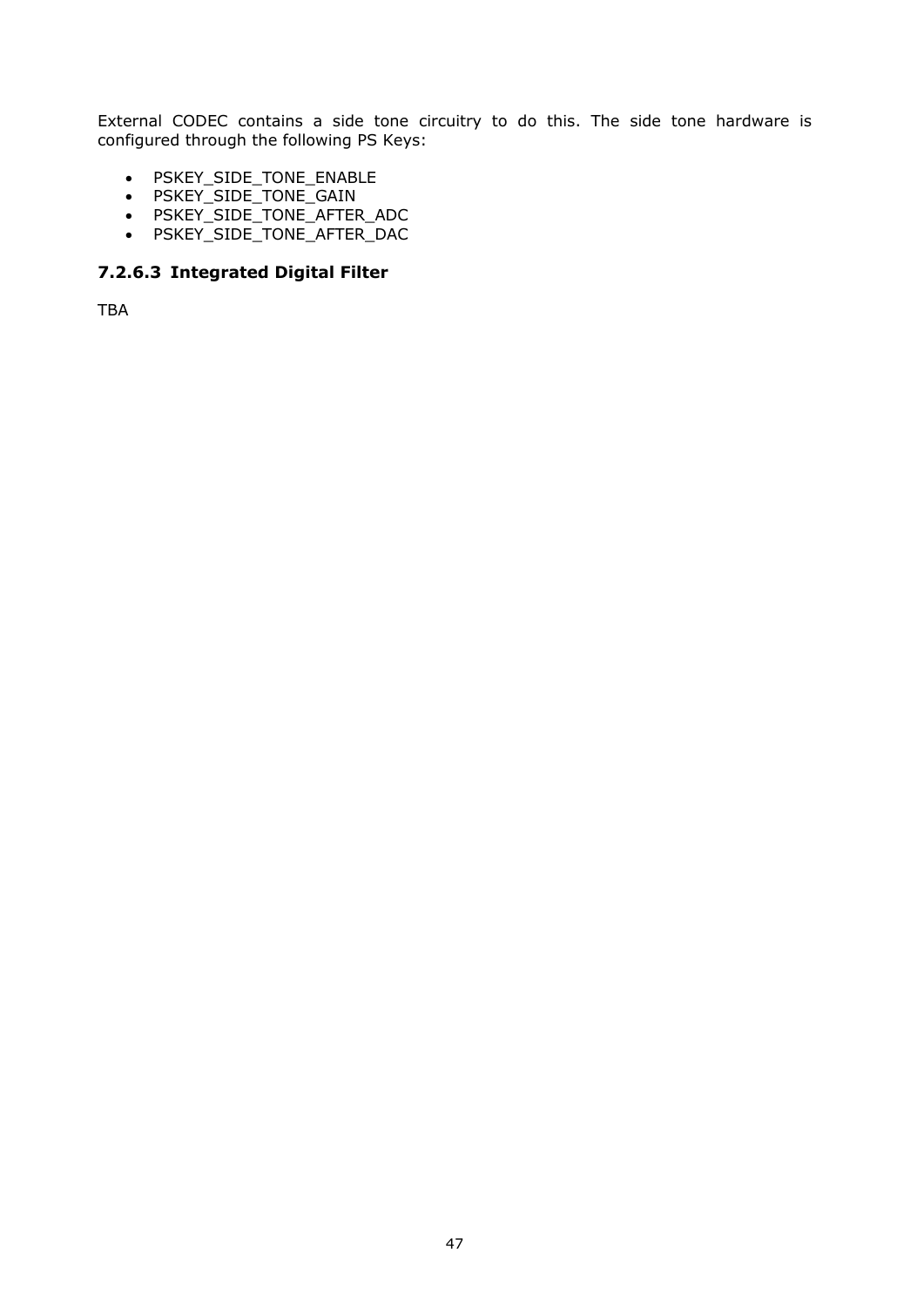External CODEC contains a side tone circuitry to do this. The side tone hardware is configured through the following PS Keys:

- PSKEY_SIDE_TONE_ENABLE
- PSKEY_SIDE_TONE_GAIN
- PSKEY_SIDE_TONE_AFTER_ADC
- PSKEY_SIDE_TONE_AFTER_DAC

#### 7.2.6.3 Integrated Digital Filter

TBA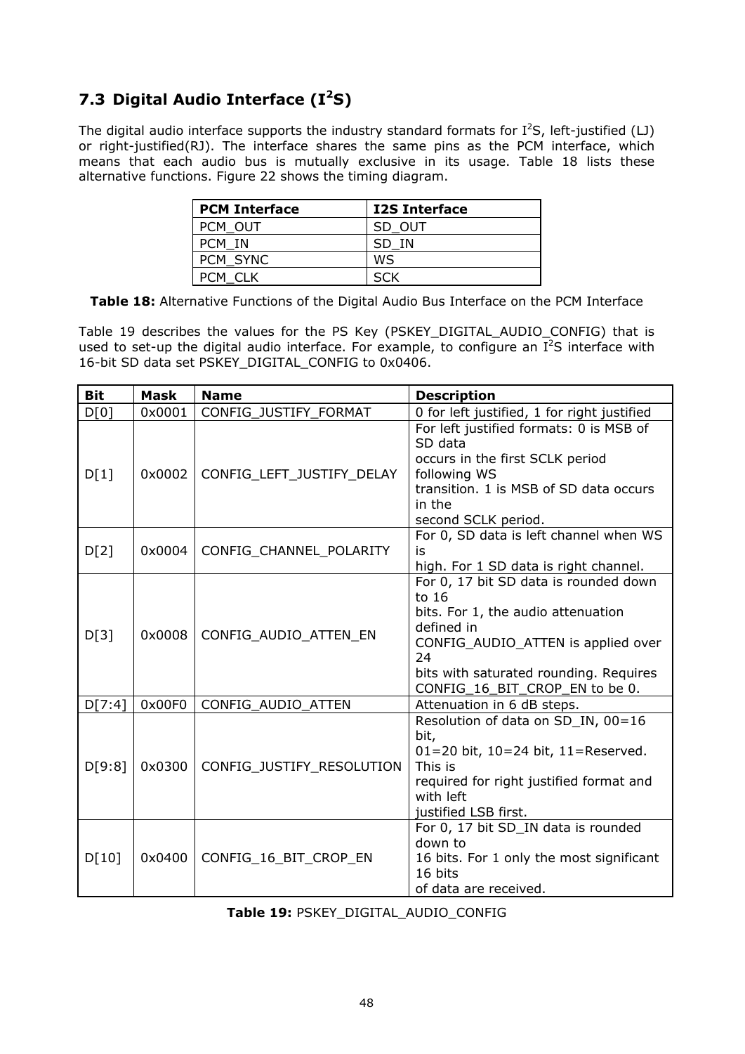## 7.3 Digital Audio Interface (I$^2$S)

The digital audio interface supports the industry standard formats for I$^2$S, left-justified (LJ) or right-justified(RJ). The interface shares the same pins as the PCM interface, which means that each audio bus is mutually exclusive in its usage. Table 18 lists these alternative functions. Figure 22 shows the timing diagram.

| PCM Interface | I2S Interface |
|---|---|
| PCM_OUT | SD_OUT |
| PCM_IN | SD_IN |
| PCM_SYNC | WS |
| PCM_CLK | SCK |

**Table 18:** Alternative Functions of the Digital Audio Bus Interface on the PCM Interface

Table 19 describes the values for the PS Key (PSKEY_DIGITAL_AUDIO_CONFIG) that is used to set-up the digital audio interface. For example, to configure an I$^2$S interface with 16-bit SD data set PSKEY_DIGITAL_CONFIG to 0x0406.

| Bit | Mask | Name | Description |
|---|---|---|---|
| D[0] | 0x0001 | CONFIG_JUSTIFY_FORMAT | 0 for left justified, 1 for right justified |
| D[1] | 0x0002 | CONFIG_LEFT_JUSTIFY_DELAY | For left justified formats: 0 is MSB of SD data occurs in the first SCLK period following WS transition. 1 is MSB of SD data occurs in the second SCLK period. |
| D[2] | 0x0004 | CONFIG_CHANNEL_POLARITY | For 0, SD data is left channel when WS is high. For 1 SD data is right channel. |
| D[3] | 0x0008 | CONFIG_AUDIO_ATTEN_EN | For 0, 17 bit SD data is rounded down to 16 bits. For 1, the audio attenuation defined in CONFIG_AUDIO_ATTEN is applied over 24 bits with saturated rounding. Requires CONFIG_16_BIT_CROP_EN to be 0. |
| D[7:4] | 0x00F0 | CONFIG_AUDIO_ATTEN | Attenuation in 6 dB steps. |
| D[9:8] | 0x0300 | CONFIG_JUSTIFY_RESOLUTION | Resolution of data on SD_IN, 00=16 bit, 01=20 bit, 10=24 bit, 11=Reserved. This is required for right justified format and with left justified LSB first. |
| D[10] | 0x0400 | CONFIG_16_BIT_CROP_EN | For 0, 17 bit SD_IN data is rounded down to 16 bits. For 1 only the most significant 16 bits of data are received. |

**Table 19:** PSKEY_DIGITAL_AUDIO_CONFIG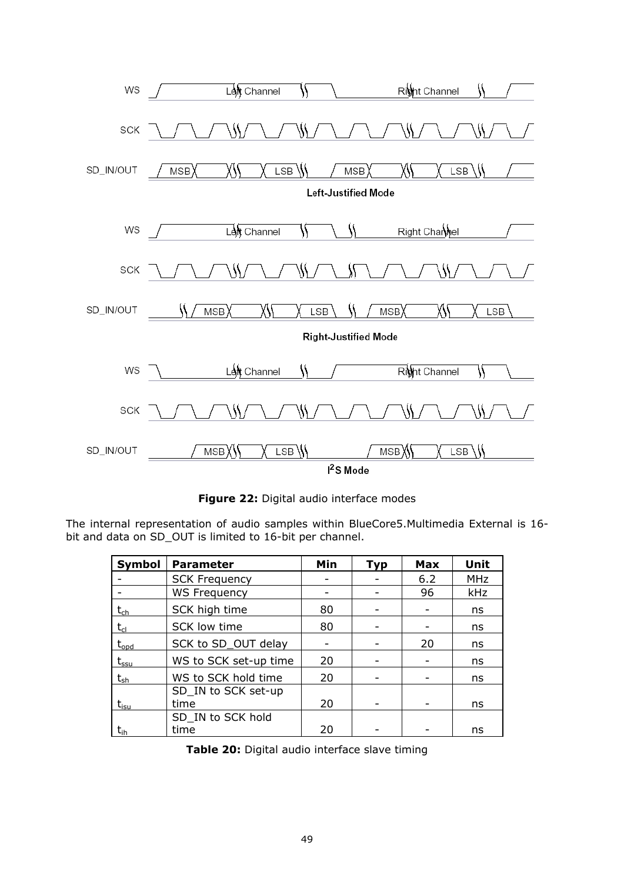**Figure 22:** Digital audio interface modes

The internal representation of audio samples within BlueCore5.Multimedia External is 16-bit and data on SD_OUT is limited to 16-bit per channel.

| Symbol | Parameter | Min | Typ | Max | Unit |
|---|---|---|---|---|---|
| - | SCK Frequency | - | - | 6.2 | MHz |
| - | WS Frequency | - | - | 96 | kHz |
| $t_{ch}$ | SCK high time | 80 | - | - | ns |
| $t_{cl}$ | SCK low time | 80 | - | - | ns |
| $t_{opd}$ | SCK to SD_OUT delay | - | - | 20 | ns |
| $t_{ssu}$ | WS to SCK set-up time | 20 | - | - | ns |
| $t_{sh}$ | WS to SCK hold time | 20 | - | - | ns |
| $t_{isu}$ | SD_IN to SCK set-up time | 20 | - | - | ns |
| $t_{ih}$ | SD_IN to SCK hold time | 20 | - | - | ns |

**Table 20:** Digital audio interface slave timing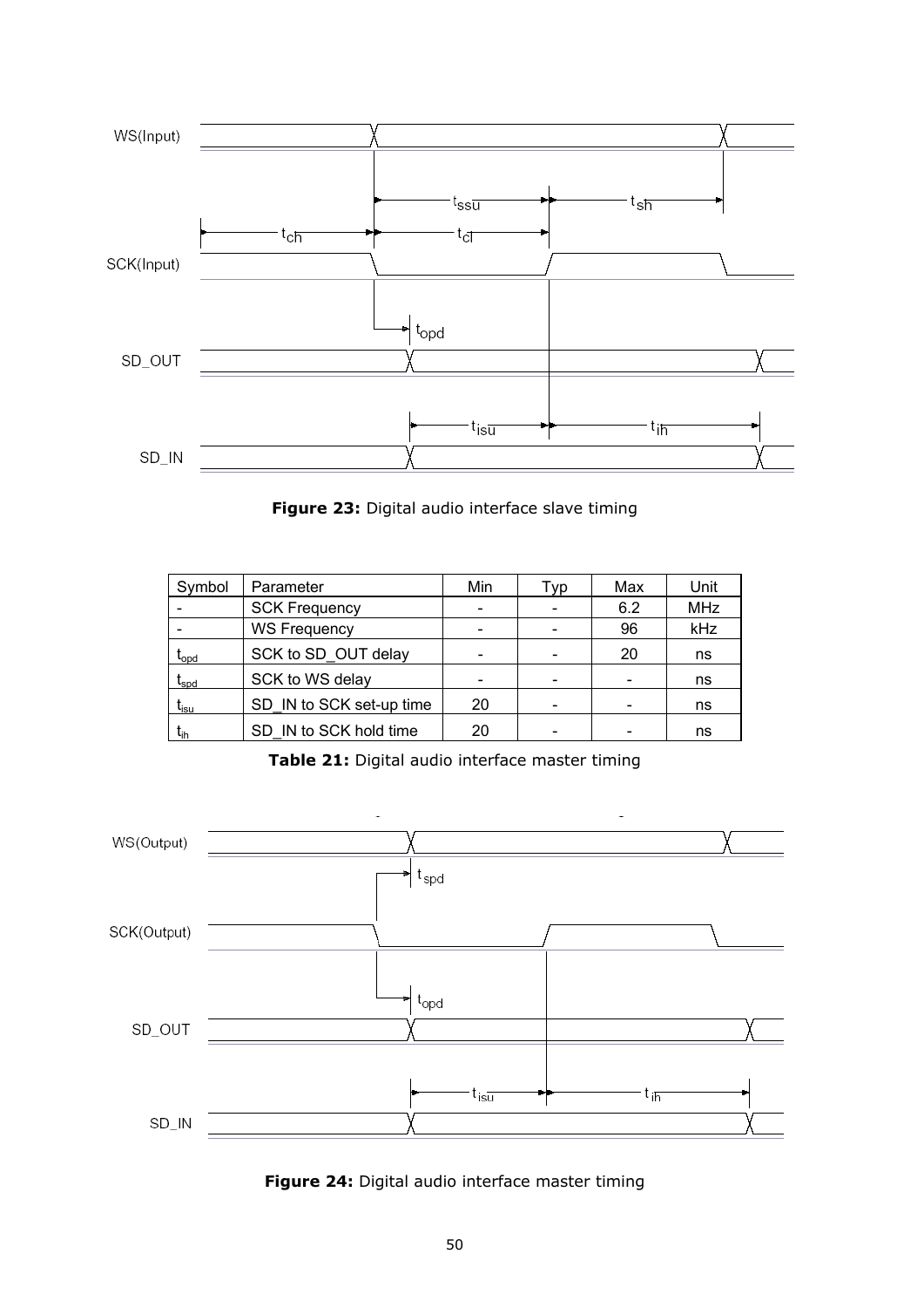**Figure 23:** Digital audio interface slave timing

| Symbol | Parameter | Min | Typ | Max | Unit |
|---|---|---|---|---|---|
| - | SCK Frequency | - | - | 6.2 | MHz |
| - | WS Frequency | - | - | 96 | kHz |
| $t_{opd}$ | SCK to SD_OUT delay | - | - | 20 | ns |
| $t_{spd}$ | SCK to WS delay | - | - | - | ns |
| $t_{isu}$ | SD_IN to SCK set-up time | 20 | - | - | ns |
| $t_{ih}$ | SD_IN to SCK hold time | 20 | - | - | ns |

**Table 21:** Digital audio interface master timing

**Figure 24:** Digital audio interface master timing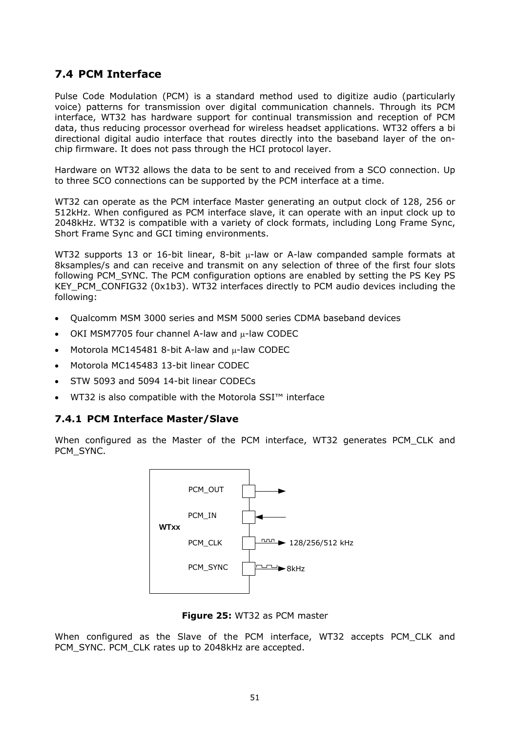## 7.4 PCM Interface

Pulse Code Modulation (PCM) is a standard method used to digitize audio (particularly voice) patterns for transmission over digital communication channels. Through its PCM interface, WT32 has hardware support for continual transmission and reception of PCM data, thus reducing processor overhead for wireless headset applications. WT32 offers a bi directional digital audio interface that routes directly into the baseband layer of the on-chip firmware. It does not pass through the HCI protocol layer.

Hardware on WT32 allows the data to be sent to and received from a SCO connection. Up to three SCO connections can be supported by the PCM interface at a time.

WT32 can operate as the PCM interface Master generating an output clock of 128, 256 or 512kHz. When configured as PCM interface slave, it can operate with an input clock up to 2048kHz. WT32 is compatible with a variety of clock formats, including Long Frame Sync, Short Frame Sync and GCI timing environments.

WT32 supports 13 or 16-bit linear, 8-bit μ-law or A-law companded sample formats at 8ksamples/s and can receive and transmit on any selection of three of the first four slots following PCM_SYNC. The PCM configuration options are enabled by setting the PS Key PS KEY_PCM_CONFIG32 (0x1b3). WT32 interfaces directly to PCM audio devices including the following:

- Qualcomm MSM 3000 series and MSM 5000 series CDMA baseband devices
- OKI MSM7705 four channel A-law and μ-law CODEC
- Motorola MC145481 8-bit A-law and μ-law CODEC
- Motorola MC145483 13-bit linear CODEC
- STW 5093 and 5094 14-bit linear CODECs
- WT32 is also compatible with the Motorola SSI™ interface

### 7.4.1 PCM Interface Master/Slave

When configured as the Master of the PCM interface, WT32 generates PCM_CLK and PCM_SYNC.

WTxx: PCM_OUT →; PCM_IN ←; PCM_CLK → 128/256/512 kHz; PCM_SYNC → 8kHz

**Figure 25:** WT32 as PCM master

When configured as the Slave of the PCM interface, WT32 accepts PCM_CLK and PCM_SYNC. PCM_CLK rates up to 2048kHz are accepted.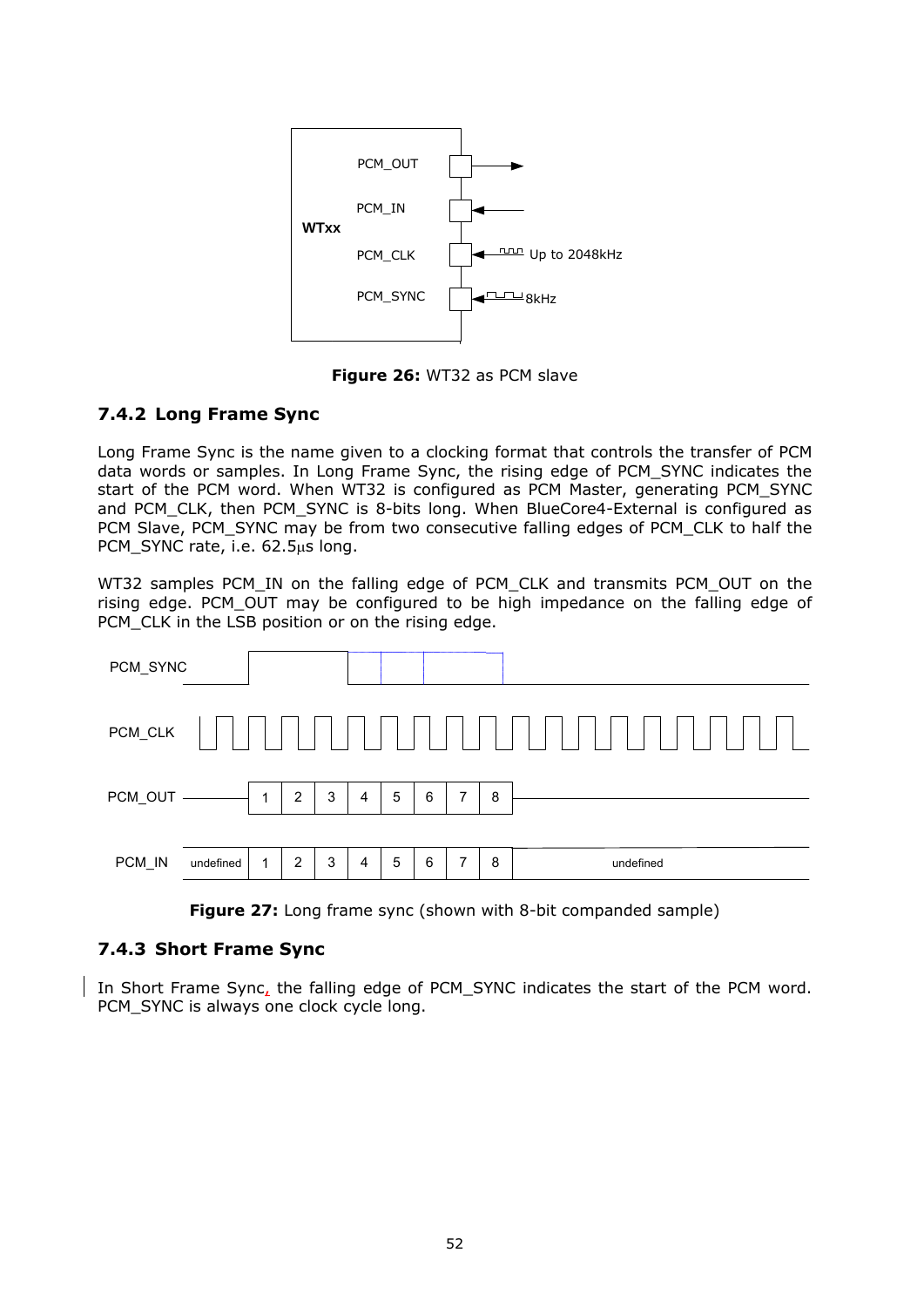**Figure 26:** WT32 as PCM slave

### 7.4.2 Long Frame Sync

Long Frame Sync is the name given to a clocking format that controls the transfer of PCM data words or samples. In Long Frame Sync, the rising edge of PCM_SYNC indicates the start of the PCM word. When WT32 is configured as PCM Master, generating PCM_SYNC and PCM_CLK, then PCM_SYNC is 8-bits long. When BlueCore4-External is configured as PCM Slave, PCM_SYNC may be from two consecutive falling edges of PCM_CLK to half the PCM_SYNC rate, i.e. 62.5μs long.

WT32 samples PCM_IN on the falling edge of PCM_CLK and transmits PCM_OUT on the rising edge. PCM_OUT may be configured to be high impedance on the falling edge of PCM_CLK in the LSB position or on the rising edge.

**Figure 27:** Long frame sync (shown with 8-bit companded sample)

### 7.4.3 Short Frame Sync

In Short Frame Sync, the falling edge of PCM_SYNC indicates the start of the PCM word. PCM_SYNC is always one clock cycle long.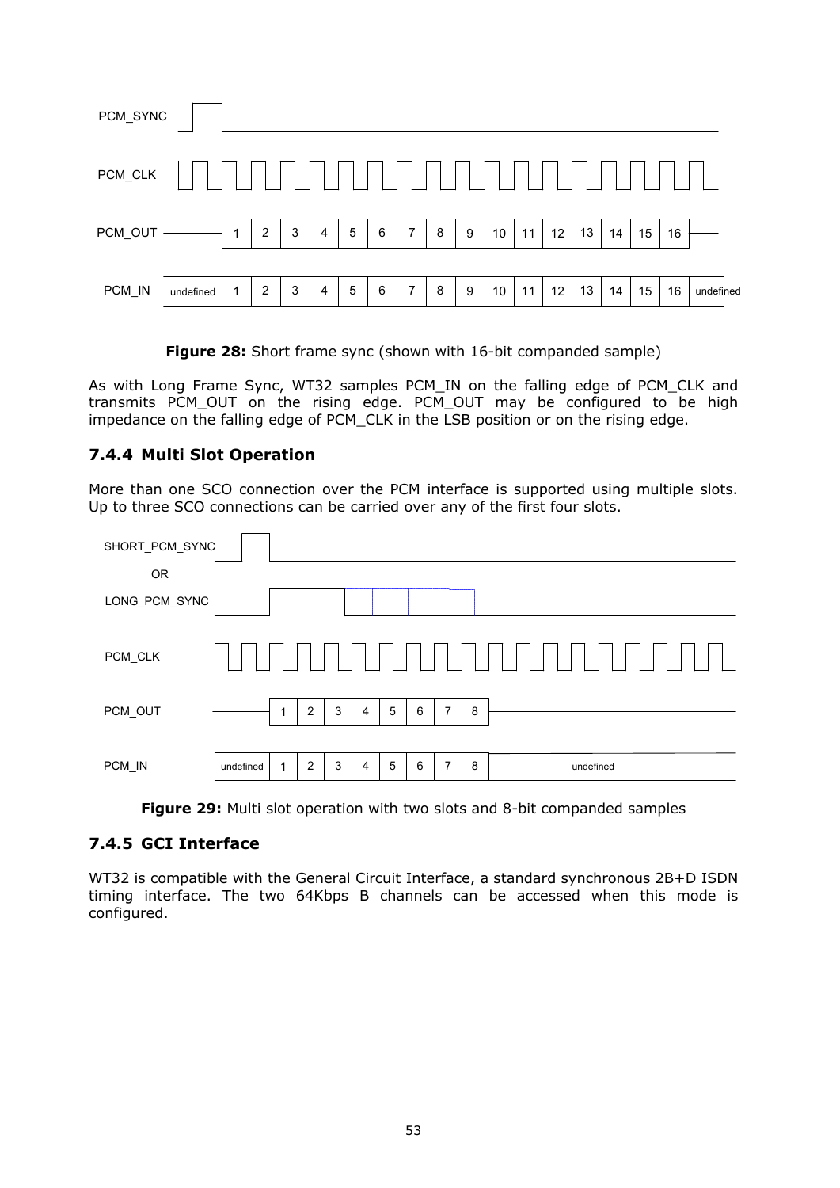**Figure 28:** Short frame sync (shown with 16-bit companded sample)

As with Long Frame Sync, WT32 samples PCM_IN on the falling edge of PCM_CLK and transmits PCM_OUT on the rising edge. PCM_OUT may be configured to be high impedance on the falling edge of PCM_CLK in the LSB position or on the rising edge.

### 7.4.4 Multi Slot Operation

More than one SCO connection over the PCM interface is supported using multiple slots. Up to three SCO connections can be carried over any of the first four slots.

**Figure 29:** Multi slot operation with two slots and 8-bit companded samples

### 7.4.5 GCI Interface

WT32 is compatible with the General Circuit Interface, a standard synchronous 2B+D ISDN timing interface. The two 64Kbps B channels can be accessed when this mode is configured.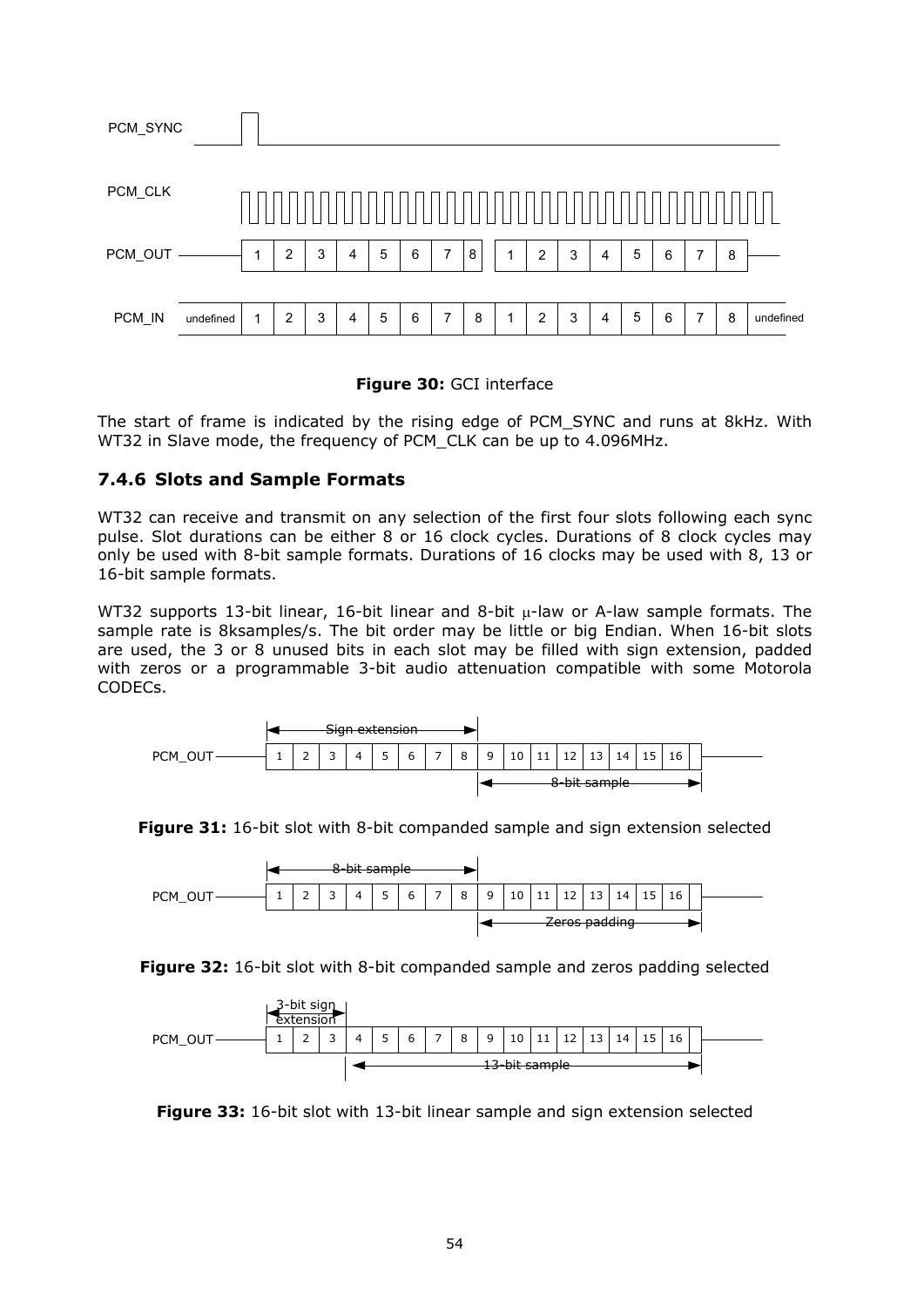**Figure 30:** GCI interface

The start of frame is indicated by the rising edge of PCM_SYNC and runs at 8kHz. With WT32 in Slave mode, the frequency of PCM_CLK can be up to 4.096MHz.

### 7.4.6 Slots and Sample Formats

WT32 can receive and transmit on any selection of the first four slots following each sync pulse. Slot durations can be either 8 or 16 clock cycles. Durations of 8 clock cycles may only be used with 8-bit sample formats. Durations of 16 clocks may be used with 8, 13 or 16-bit sample formats.

WT32 supports 13-bit linear, 16-bit linear and 8-bit μ-law or A-law sample formats. The sample rate is 8ksamples/s. The bit order may be little or big Endian. When 16-bit slots are used, the 3 or 8 unused bits in each slot may be filled with sign extension, padded with zeros or a programmable 3-bit audio attenuation compatible with some Motorola CODECs.

**Figure 31:** 16-bit slot with 8-bit companded sample and sign extension selected

**Figure 32:** 16-bit slot with 8-bit companded sample and zeros padding selected

**Figure 33:** 16-bit slot with 13-bit linear sample and sign extension selected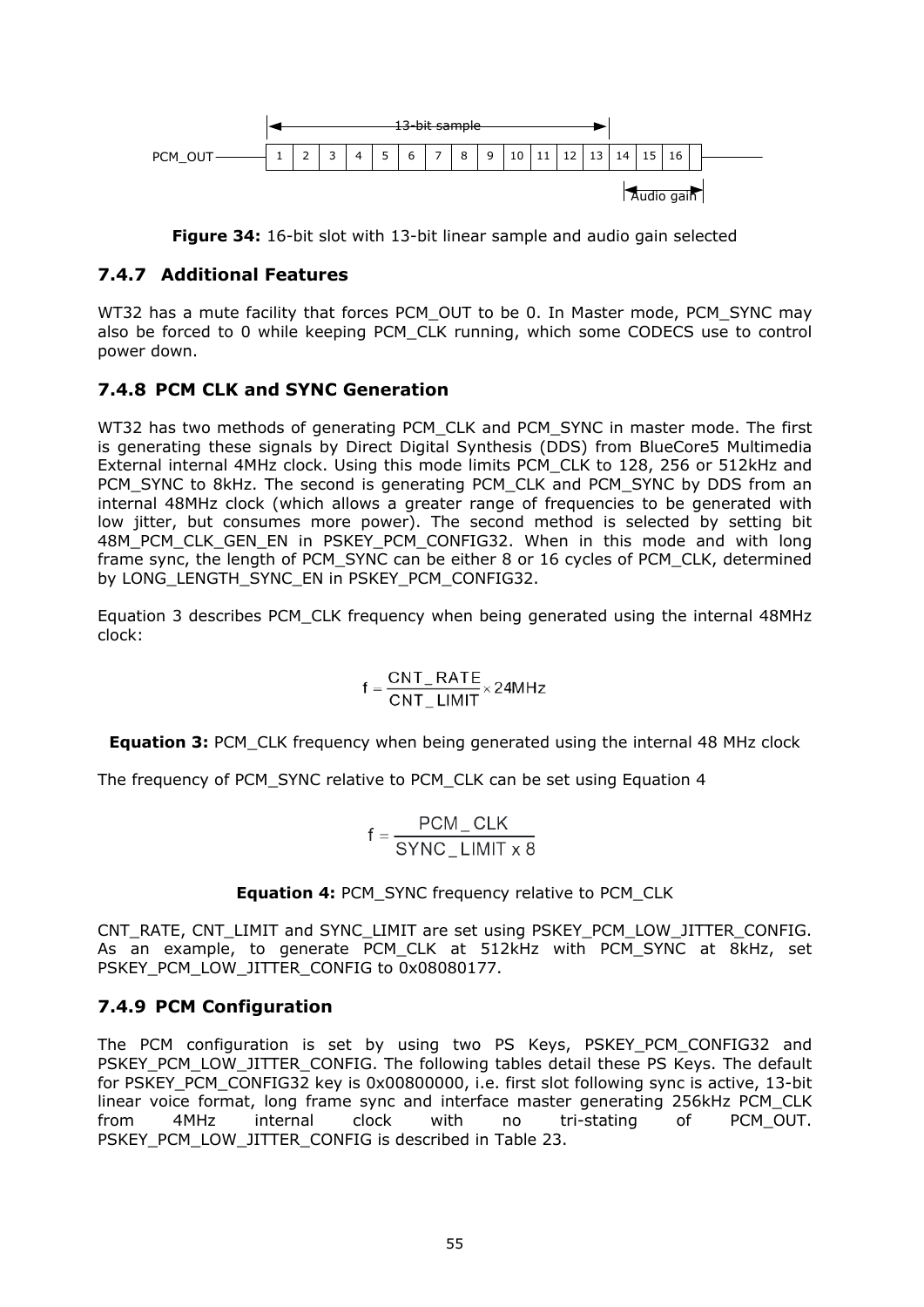Figure 34: 16-bit slot with 13-bit linear sample and audio gain selected

### 7.4.7 Additional Features

WT32 has a mute facility that forces PCM_OUT to be 0. In Master mode, PCM_SYNC may also be forced to 0 while keeping PCM_CLK running, which some CODECS use to control power down.

### 7.4.8 PCM CLK and SYNC Generation

WT32 has two methods of generating PCM_CLK and PCM_SYNC in master mode. The first is generating these signals by Direct Digital Synthesis (DDS) from BlueCore5 Multimedia External internal 4MHz clock. Using this mode limits PCM_CLK to 128, 256 or 512kHz and PCM_SYNC to 8kHz. The second is generating PCM_CLK and PCM_SYNC by DDS from an internal 48MHz clock (which allows a greater range of frequencies to be generated with low jitter, but consumes more power). The second method is selected by setting bit 48M_PCM_CLK_GEN_EN in PSKEY_PCM_CONFIG32. When in this mode and with long frame sync, the length of PCM_SYNC can be either 8 or 16 cycles of PCM_CLK, determined by LONG_LENGTH_SYNC_EN in PSKEY_PCM_CONFIG32.

Equation 3 describes PCM_CLK frequency when being generated using the internal 48MHz clock:

$$f = \frac{CNT\_RATE}{CNT\_LIMIT} \times 24MHz$$

**Equation 3:** PCM_CLK frequency when being generated using the internal 48 MHz clock

The frequency of PCM_SYNC relative to PCM_CLK can be set using Equation 4

$$f = \frac{PCM\_CLK}{SYNC\_LIMIT \times 8}$$

**Equation 4:** PCM_SYNC frequency relative to PCM_CLK

CNT_RATE, CNT_LIMIT and SYNC_LIMIT are set using PSKEY_PCM_LOW_JITTER_CONFIG. As an example, to generate PCM_CLK at 512kHz with PCM_SYNC at 8kHz, set PSKEY_PCM_LOW_JITTER_CONFIG to 0x08080177.

### 7.4.9 PCM Configuration

The PCM configuration is set by using two PS Keys, PSKEY_PCM_CONFIG32 and PSKEY_PCM_LOW_JITTER_CONFIG. The following tables detail these PS Keys. The default for PSKEY_PCM_CONFIG32 key is 0x00800000, i.e. first slot following sync is active, 13-bit linear voice format, long frame sync and interface master generating 256kHz PCM_CLK from 4MHz internal clock with no tri-stating of PCM_OUT. PSKEY_PCM_LOW_JITTER_CONFIG is described in Table 23.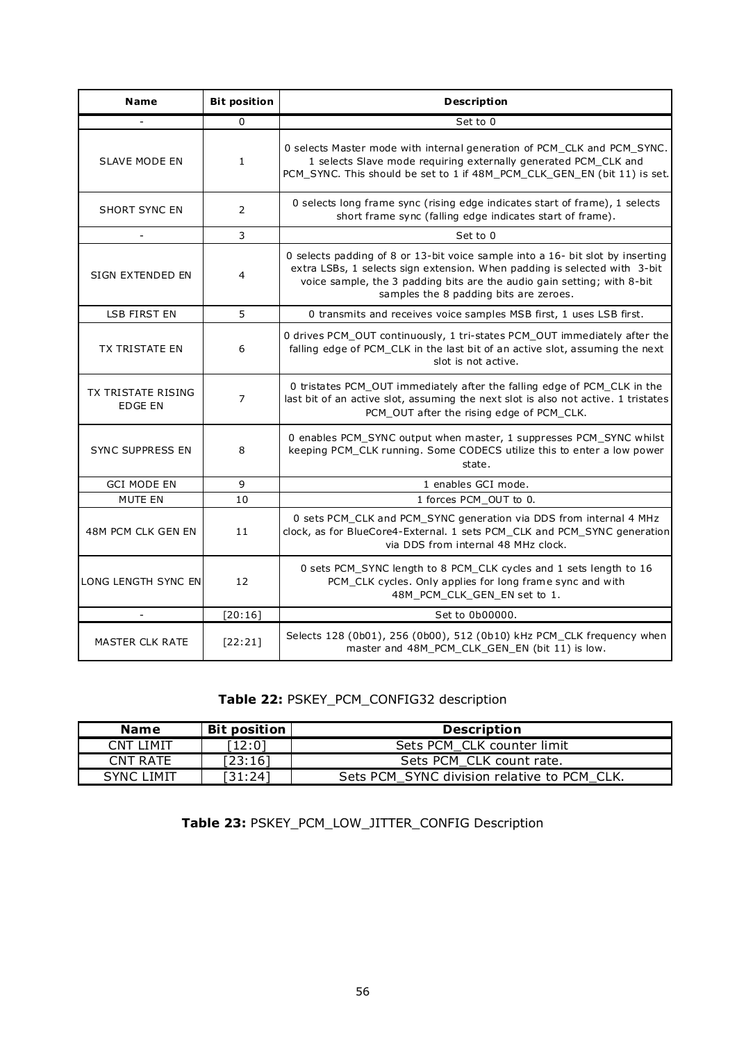| Name | Bit position | Description |
|---|---|---|
| - | 0 | Set to 0 |
| SLAVE MODE EN | 1 | 0 selects Master mode with internal generation of PCM_CLK and PCM_SYNC. 1 selects Slave mode requiring externally generated PCM_CLK and PCM_SYNC. This should be set to 1 if 48M_PCM_CLK_GEN_EN (bit 11) is set. |
| SHORT SYNC EN | 2 | 0 selects long frame sync (rising edge indicates start of frame), 1 selects short frame sync (falling edge indicates start of frame). |
| - | 3 | Set to 0 |
| SIGN EXTENDED EN | 4 | 0 selects padding of 8 or 13-bit voice sample into a 16- bit slot by inserting extra LSBs, 1 selects sign extension. When padding is selected with 3-bit voice sample, the 3 padding bits are the audio gain setting; with 8-bit samples the 8 padding bits are zeroes. |
| LSB FIRST EN | 5 | 0 transmits and receives voice samples MSB first, 1 uses LSB first. |
| TX TRISTATE EN | 6 | 0 drives PCM_OUT continuously, 1 tri-states PCM_OUT immediately after the falling edge of PCM_CLK in the last bit of an active slot, assuming the next slot is not active. |
| TX TRISTATE RISING EDGE EN | 7 | 0 tristates PCM_OUT immediately after the falling edge of PCM_CLK in the last bit of an active slot, assuming the next slot is also not active. 1 tristates PCM_OUT after the rising edge of PCM_CLK. |
| SYNC SUPPRESS EN | 8 | 0 enables PCM_SYNC output when master, 1 suppresses PCM_SYNC whilst keeping PCM_CLK running. Some CODECS utilize this to enter a low power state. |
| GCI MODE EN | 9 | 1 enables GCI mode. |
| MUTE EN | 10 | 1 forces PCM_OUT to 0. |
| 48M PCM CLK GEN EN | 11 | 0 sets PCM_CLK and PCM_SYNC generation via DDS from internal 4 MHz clock, as for BlueCore4-External. 1 sets PCM_CLK and PCM_SYNC generation via DDS from internal 48 MHz clock. |
| LONG LENGTH SYNC EN | 12 | 0 sets PCM_SYNC length to 8 PCM_CLK cycles and 1 sets length to 16 PCM_CLK cycles. Only applies for long frame sync and with 48M_PCM_CLK_GEN_EN set to 1. |
| - | [20:16] | Set to 0b00000. |
| MASTER CLK RATE | [22:21] | Selects 128 (0b01), 256 (0b00), 512 (0b10) kHz PCM_CLK frequency when master and 48M_PCM_CLK_GEN_EN (bit 11) is low. |

**Table 22:** PSKEY_PCM_CONFIG32 description

| Name | Bit position | Description |
|---|---|---|
| CNT LIMIT | [12:0] | Sets PCM_CLK counter limit |
| CNT RATE | [23:16] | Sets PCM_CLK count rate. |
| SYNC LIMIT | [31:24] | Sets PCM_SYNC division relative to PCM_CLK. |

**Table 23:** PSKEY_PCM_LOW_JITTER_CONFIG Description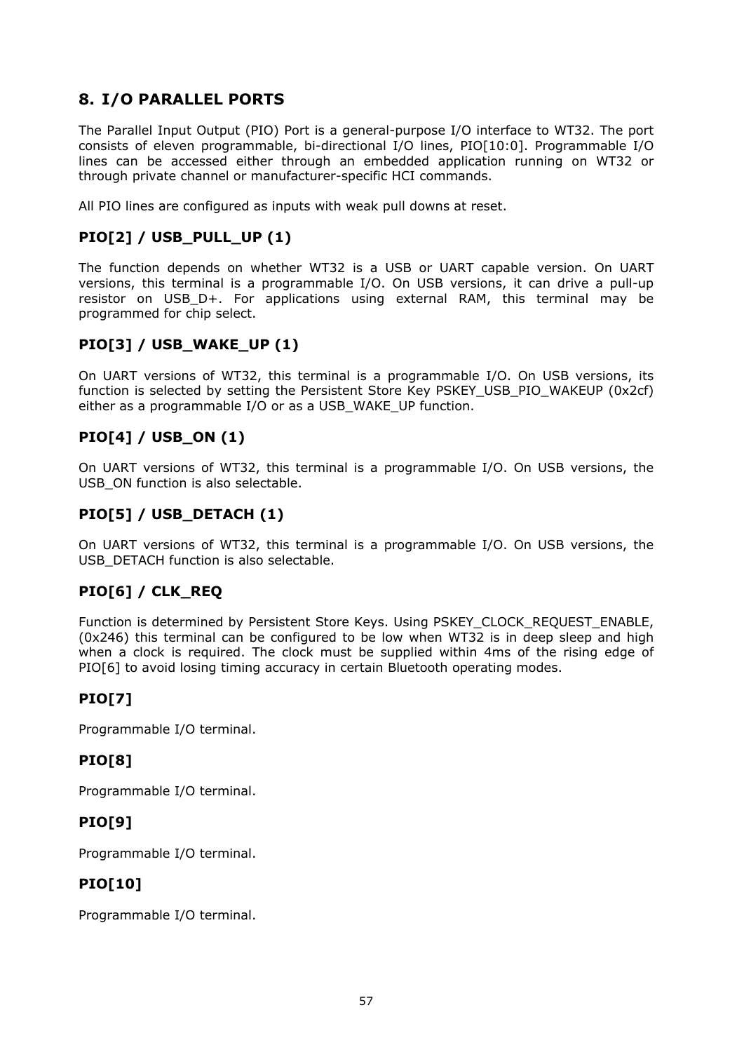# 8. I/O PARALLEL PORTS

The Parallel Input Output (PIO) Port is a general-purpose I/O interface to WT32. The port consists of eleven programmable, bi-directional I/O lines, PIO[10:0]. Programmable I/O lines can be accessed either through an embedded application running on WT32 or through private channel or manufacturer-specific HCI commands.

All PIO lines are configured as inputs with weak pull downs at reset.

### PIO[2] / USB_PULL_UP (1)

The function depends on whether WT32 is a USB or UART capable version. On UART versions, this terminal is a programmable I/O. On USB versions, it can drive a pull-up resistor on USB_D+. For applications using external RAM, this terminal may be programmed for chip select.

### PIO[3] / USB_WAKE_UP (1)

On UART versions of WT32, this terminal is a programmable I/O. On USB versions, its function is selected by setting the Persistent Store Key PSKEY_USB_PIO_WAKEUP (0x2cf) either as a programmable I/O or as a USB_WAKE_UP function.

### PIO[4] / USB_ON (1)

On UART versions of WT32, this terminal is a programmable I/O. On USB versions, the USB_ON function is also selectable.

### PIO[5] / USB_DETACH (1)

On UART versions of WT32, this terminal is a programmable I/O. On USB versions, the USB_DETACH function is also selectable.

### PIO[6] / CLK_REQ

Function is determined by Persistent Store Keys. Using PSKEY_CLOCK_REQUEST_ENABLE, (0x246) this terminal can be configured to be low when WT32 is in deep sleep and high when a clock is required. The clock must be supplied within 4ms of the rising edge of PIO[6] to avoid losing timing accuracy in certain Bluetooth operating modes.

### PIO[7]

Programmable I/O terminal.

### PIO[8]

Programmable I/O terminal.

### PIO[9]

Programmable I/O terminal.

### PIO[10]

Programmable I/O terminal.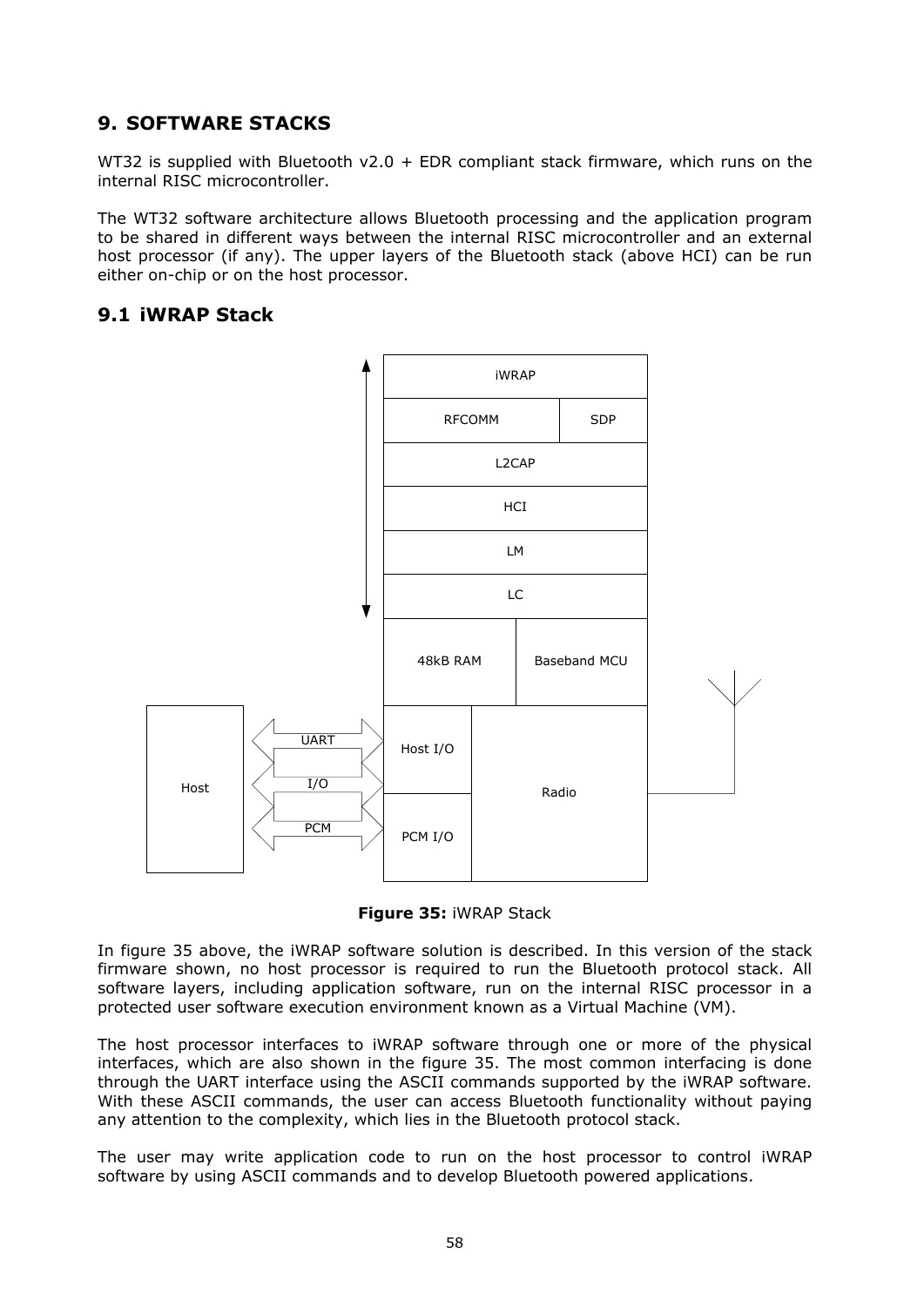# 9. SOFTWARE STACKS

WT32 is supplied with Bluetooth v2.0 + EDR compliant stack firmware, which runs on the internal RISC microcontroller.

The WT32 software architecture allows Bluetooth processing and the application program to be shared in different ways between the internal RISC microcontroller and an external host processor (if any). The upper layers of the Bluetooth stack (above HCI) can be run either on-chip or on the host processor.

## 9.1 iWRAP Stack

**Figure 35:** iWRAP Stack

In figure 35 above, the iWRAP software solution is described. In this version of the stack firmware shown, no host processor is required to run the Bluetooth protocol stack. All software layers, including application software, run on the internal RISC processor in a protected user software execution environment known as a Virtual Machine (VM).

The host processor interfaces to iWRAP software through one or more of the physical interfaces, which are also shown in the figure 35. The most common interfacing is done through the UART interface using the ASCII commands supported by the iWRAP software. With these ASCII commands, the user can access Bluetooth functionality without paying any attention to the complexity, which lies in the Bluetooth protocol stack.

The user may write application code to run on the host processor to control iWRAP software by using ASCII commands and to develop Bluetooth powered applications.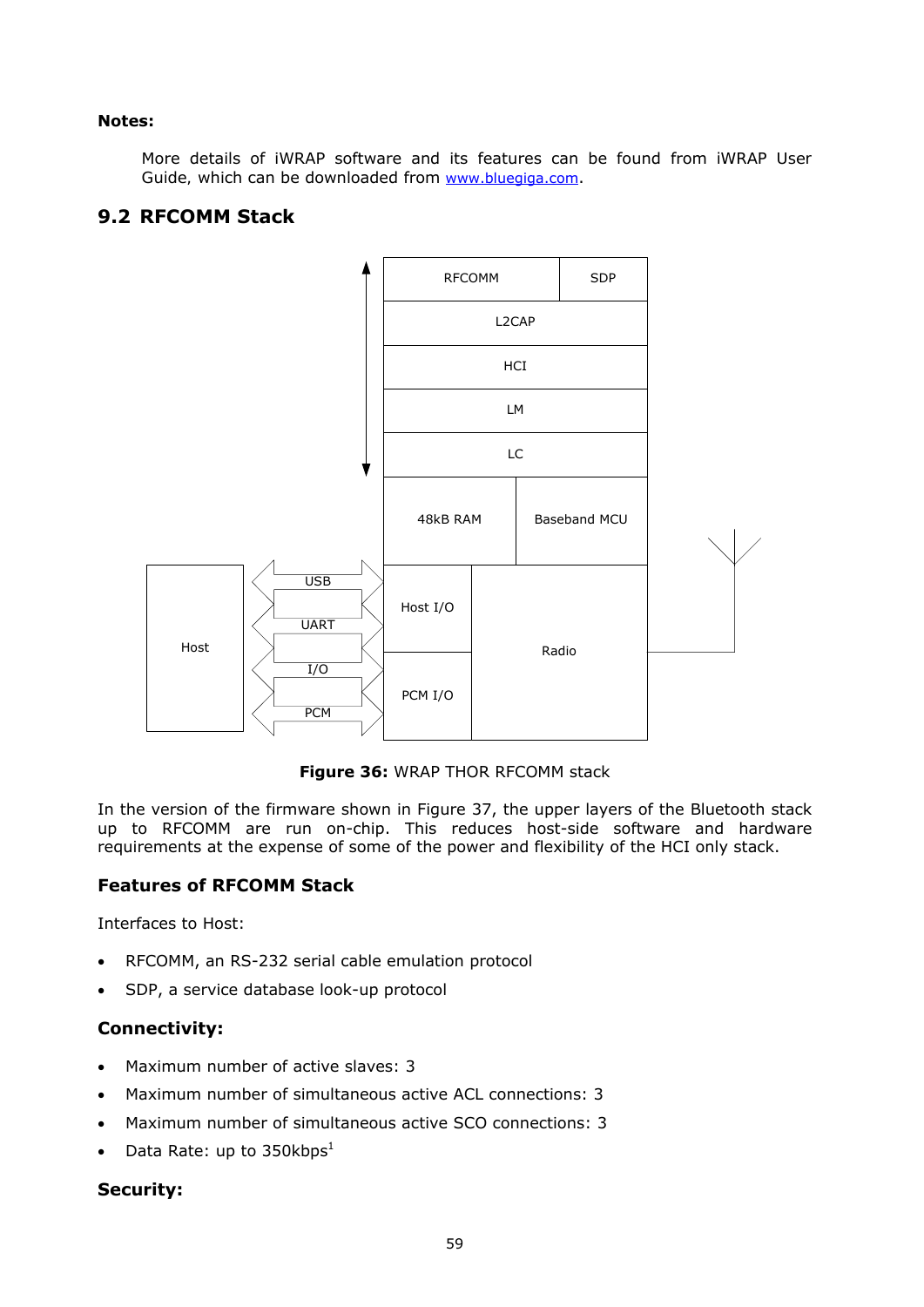**Notes:**

More details of iWRAP software and its features can be found from iWRAP User Guide, which can be downloaded from www.bluegiga.com.

## 9.2 RFCOMM Stack

**Figure 36:** WRAP THOR RFCOMM stack

In the version of the firmware shown in Figure 37, the upper layers of the Bluetooth stack up to RFCOMM are run on-chip. This reduces host-side software and hardware requirements at the expense of some of the power and flexibility of the HCI only stack.

### Features of RFCOMM Stack

Interfaces to Host:

- RFCOMM, an RS-232 serial cable emulation protocol
- SDP, a service database look-up protocol

### Connectivity:

- Maximum number of active slaves: 3
- Maximum number of simultaneous active ACL connections: 3
- Maximum number of simultaneous active SCO connections: 3
- Data Rate: up to 350kbps[1]

### Security: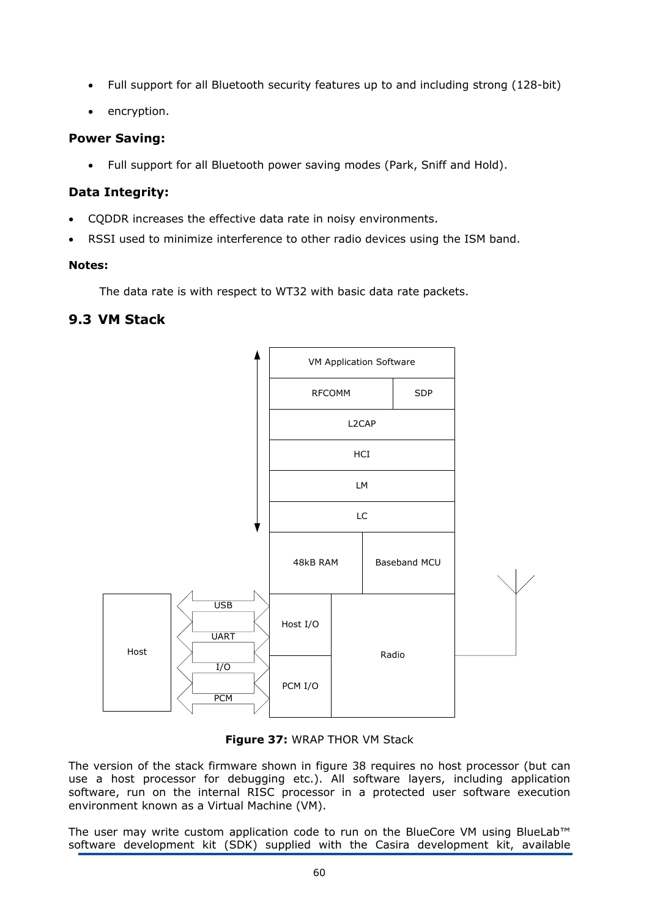- Full support for all Bluetooth security features up to and including strong (128-bit)
- encryption.

**Power Saving:**

- Full support for all Bluetooth power saving modes (Park, Sniff and Hold).

**Data Integrity:**

- CQDDR increases the effective data rate in noisy environments.
- RSSI used to minimize interference to other radio devices using the ISM band.

**Notes:**

The data rate is with respect to WT32 with basic data rate packets.

## 9.3 VM Stack

**Figure 37:** WRAP THOR VM Stack

The version of the stack firmware shown in figure 38 requires no host processor (but can use a host processor for debugging etc.). All software layers, including application software, run on the internal RISC processor in a protected user software execution environment known as a Virtual Machine (VM).

The user may write custom application code to run on the BlueCore VM using BlueLab™ software development kit (SDK) supplied with the Casira development kit, available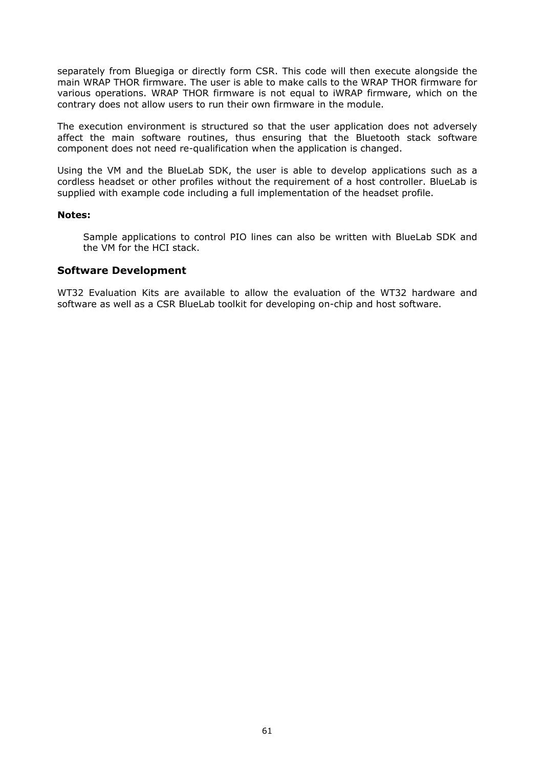separately from Bluegiga or directly form CSR. This code will then execute alongside the main WRAP THOR firmware. The user is able to make calls to the WRAP THOR firmware for various operations. WRAP THOR firmware is not equal to iWRAP firmware, which on the contrary does not allow users to run their own firmware in the module.

The execution environment is structured so that the user application does not adversely affect the main software routines, thus ensuring that the Bluetooth stack software component does not need re-qualification when the application is changed.

Using the VM and the BlueLab SDK, the user is able to develop applications such as a cordless headset or other profiles without the requirement of a host controller. BlueLab is supplied with example code including a full implementation of the headset profile.

**Notes:**

> Sample applications to control PIO lines can also be written with BlueLab SDK and the VM for the HCI stack.

### Software Development

WT32 Evaluation Kits are available to allow the evaluation of the WT32 hardware and software as well as a CSR BlueLab toolkit for developing on-chip and host software.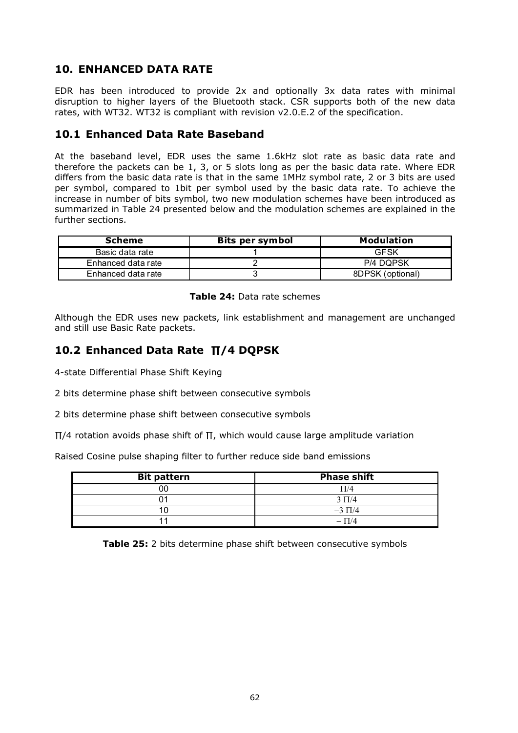## 10. ENHANCED DATA RATE

EDR has been introduced to provide 2x and optionally 3x data rates with minimal disruption to higher layers of the Bluetooth stack. CSR supports both of the new data rates, with WT32. WT32 is compliant with revision v2.0.E.2 of the specification.

### 10.1 Enhanced Data Rate Baseband

At the baseband level, EDR uses the same 1.6kHz slot rate as basic data rate and therefore the packets can be 1, 3, or 5 slots long as per the basic data rate. Where EDR differs from the basic data rate is that in the same 1MHz symbol rate, 2 or 3 bits are used per symbol, compared to 1bit per symbol used by the basic data rate. To achieve the increase in number of bits symbol, two new modulation schemes have been introduced as summarized in Table 24 presented below and the modulation schemes are explained in the further sections.

| Scheme | Bits per symbol | Modulation |
|---|---|---|
| Basic data rate | 1 | GFSK |
| Enhanced data rate | 2 | P/4 DQPSK |
| Enhanced data rate | 3 | 8DPSK (optional) |

**Table 24:** Data rate schemes

Although the EDR uses new packets, link establishment and management are unchanged and still use Basic Rate packets.

### 10.2 Enhanced Data Rate ∏/4 DQPSK

4-state Differential Phase Shift Keying

2 bits determine phase shift between consecutive symbols

2 bits determine phase shift between consecutive symbols

∏/4 rotation avoids phase shift of ∏, which would cause large amplitude variation

Raised Cosine pulse shaping filter to further reduce side band emissions

| Bit pattern | Phase shift |
|---|---|
| 00 | ∏/4 |
| 01 | 3 ∏/4 |
| 10 | –3 ∏/4 |
| 11 | – ∏/4 |

**Table 25:** 2 bits determine phase shift between consecutive symbols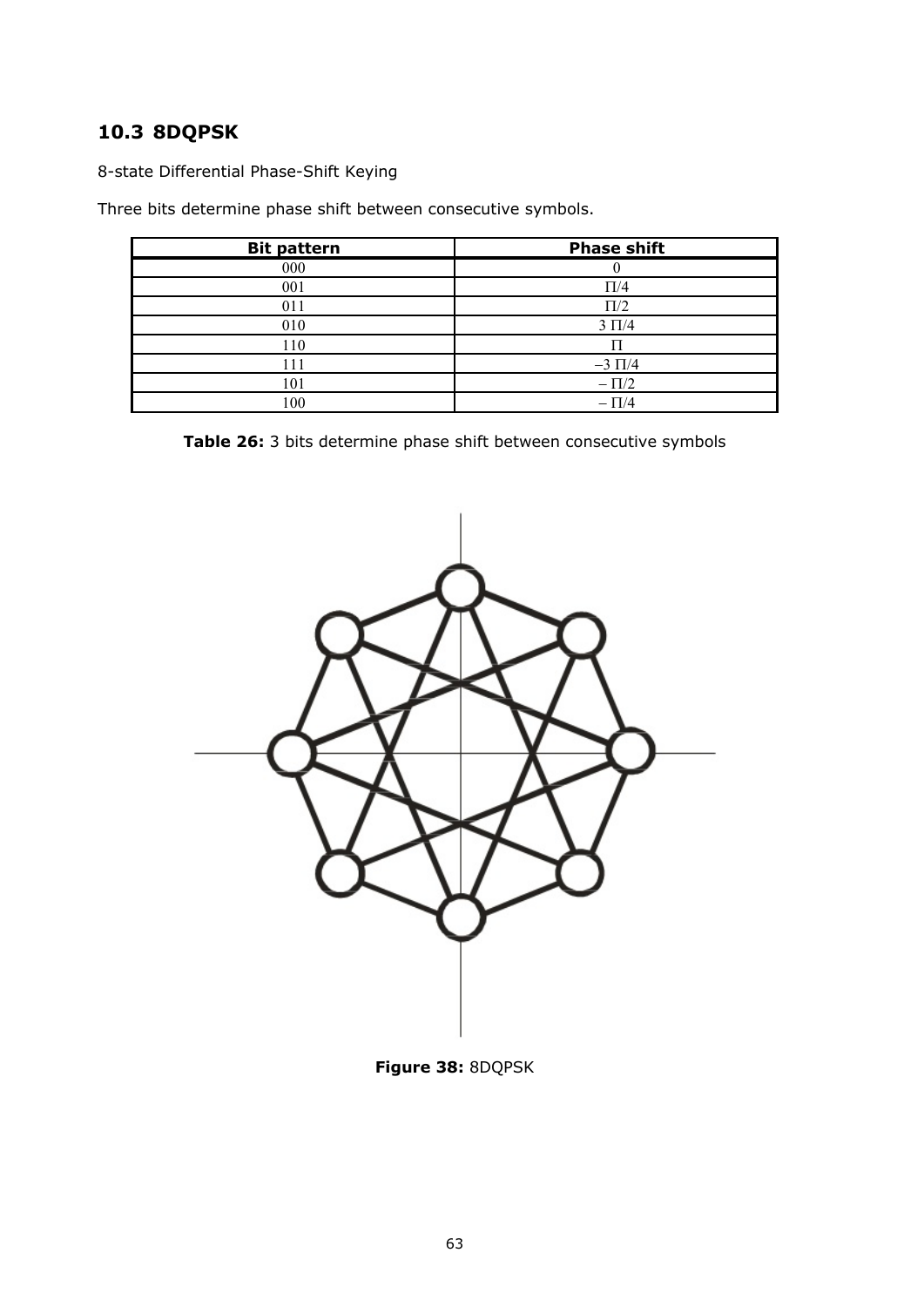## 10.3 8DQPSK

8-state Differential Phase-Shift Keying

Three bits determine phase shift between consecutive symbols.

| Bit pattern | Phase shift |
|---|---|
| 000 | 0 |
| 001 | $\Pi/4$ |
| 011 | $\Pi/2$ |
| 010 | $3\ \Pi/4$ |
| 110 | $\Pi$ |
| 111 | $-3\ \Pi/4$ |
| 101 | $-\ \Pi/2$ |
| 100 | $-\ \Pi/4$ |

**Table 26:** 3 bits determine phase shift between consecutive symbols

**Figure 38:** 8DQPSK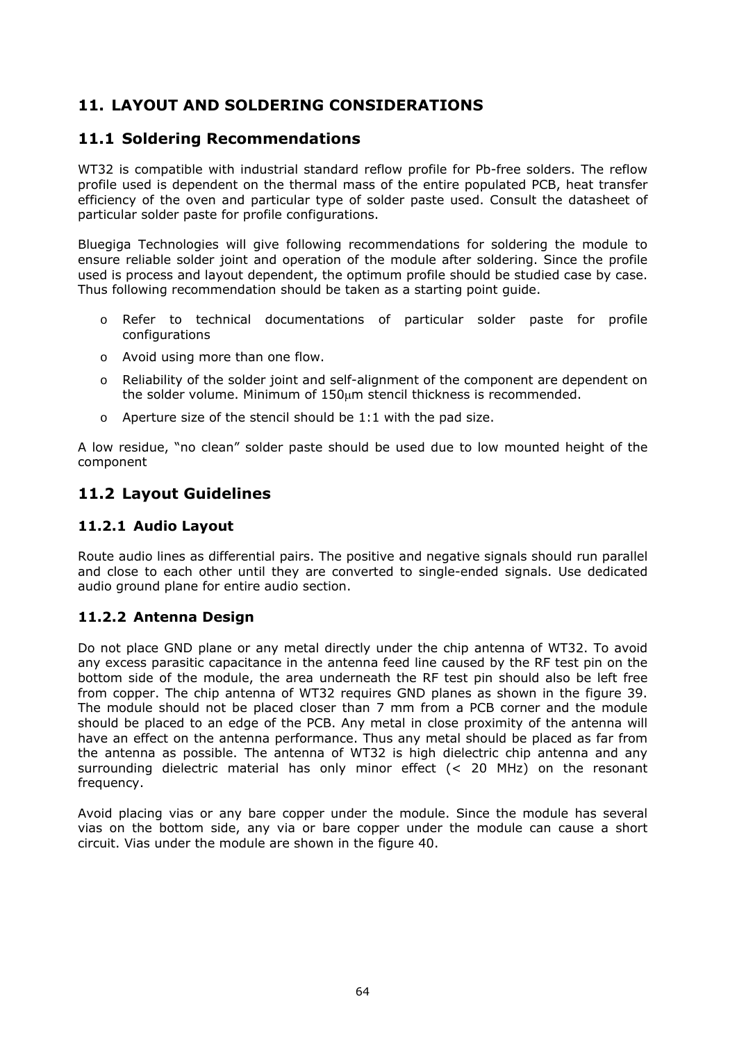# 11. LAYOUT AND SOLDERING CONSIDERATIONS

## 11.1 Soldering Recommendations

WT32 is compatible with industrial standard reflow profile for Pb-free solders. The reflow profile used is dependent on the thermal mass of the entire populated PCB, heat transfer efficiency of the oven and particular type of solder paste used. Consult the datasheet of particular solder paste for profile configurations.

Bluegiga Technologies will give following recommendations for soldering the module to ensure reliable solder joint and operation of the module after soldering. Since the profile used is process and layout dependent, the optimum profile should be studied case by case. Thus following recommendation should be taken as a starting point guide.

- Refer to technical documentations of particular solder paste for profile configurations
- Avoid using more than one flow.
- Reliability of the solder joint and self-alignment of the component are dependent on the solder volume. Minimum of 150μm stencil thickness is recommended.
- Aperture size of the stencil should be 1:1 with the pad size.

A low residue, "no clean" solder paste should be used due to low mounted height of the component

## 11.2 Layout Guidelines

### 11.2.1 Audio Layout

Route audio lines as differential pairs. The positive and negative signals should run parallel and close to each other until they are converted to single-ended signals. Use dedicated audio ground plane for entire audio section.

### 11.2.2 Antenna Design

Do not place GND plane or any metal directly under the chip antenna of WT32. To avoid any excess parasitic capacitance in the antenna feed line caused by the RF test pin on the bottom side of the module, the area underneath the RF test pin should also be left free from copper. The chip antenna of WT32 requires GND planes as shown in the figure 39. The module should not be placed closer than 7 mm from a PCB corner and the module should be placed to an edge of the PCB. Any metal in close proximity of the antenna will have an effect on the antenna performance. Thus any metal should be placed as far from the antenna as possible. The antenna of WT32 is high dielectric chip antenna and any surrounding dielectric material has only minor effect (< 20 MHz) on the resonant frequency.

Avoid placing vias or any bare copper under the module. Since the module has several vias on the bottom side, any via or bare copper under the module can cause a short circuit. Vias under the module are shown in the figure 40.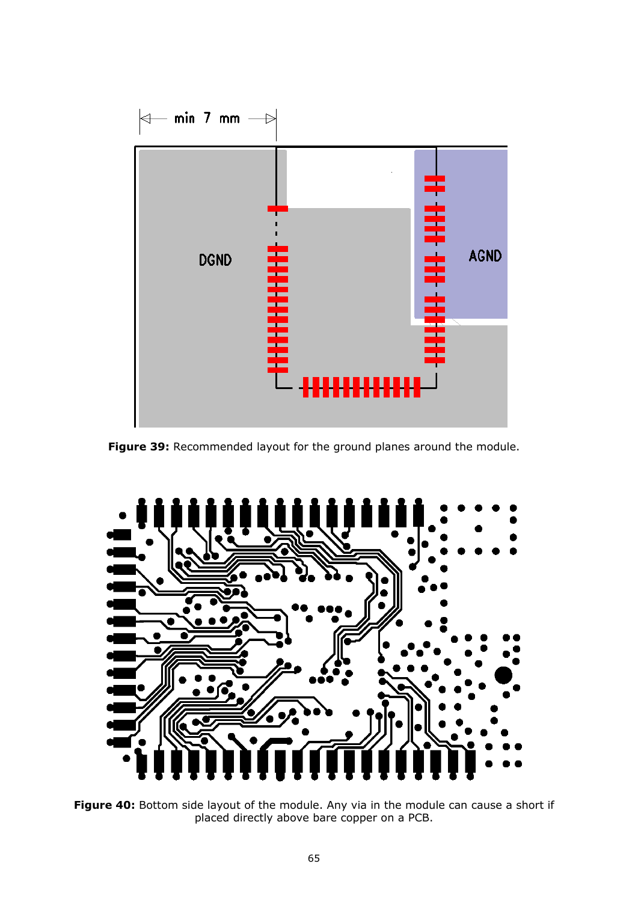**Figure 39:** Recommended layout for the ground planes around the module.

**Figure 40:** Bottom side layout of the module. Any via in the module can cause a short if placed directly above bare copper on a PCB.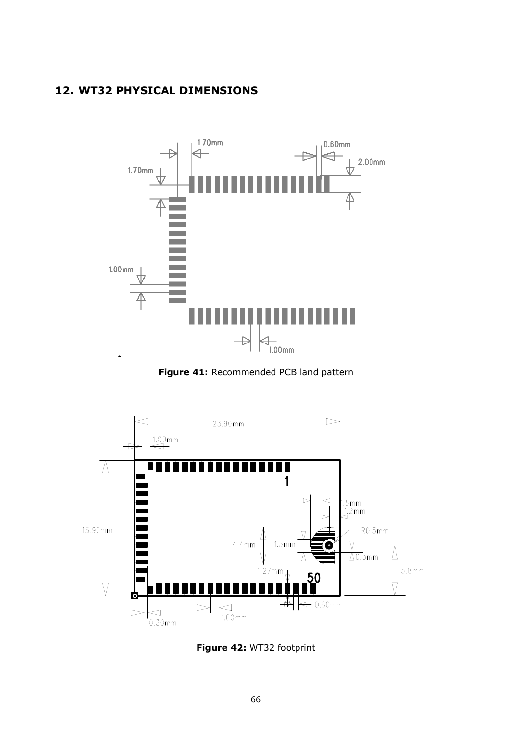## 12. WT32 PHYSICAL DIMENSIONS

**Figure 41:** Recommended PCB land pattern

**Figure 42:** WT32 footprint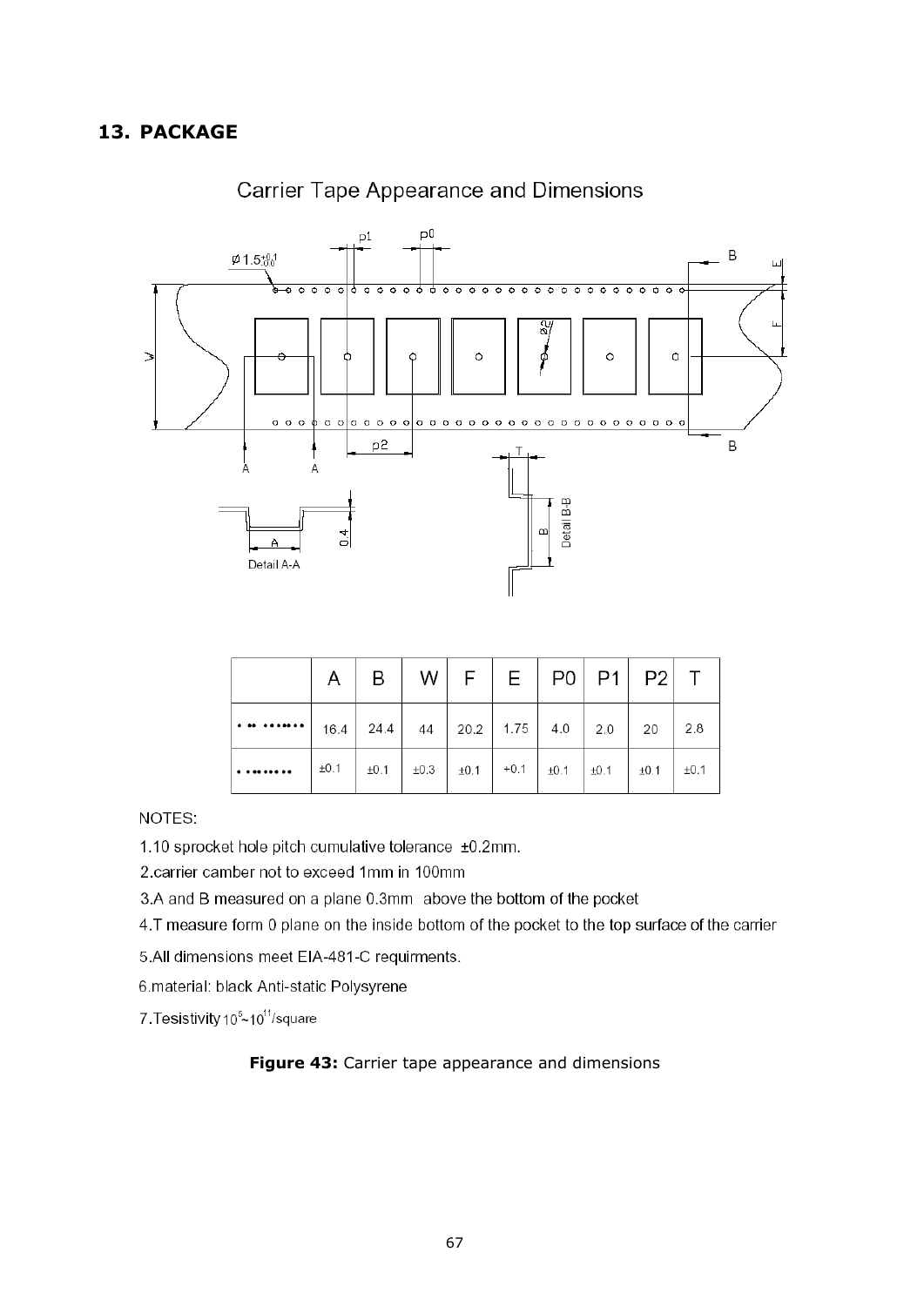## 13. PACKAGE

Carrier Tape Appearance and Dimensions

|  | A | B | W | F | E | P0 | P1 | P2 | T |
|---|---|---|---|---|---|---|---|---|---|
| • •• ••••••• | 16.4 | 24.4 | 44 | 20.2 | 1.75 | 4.0 | 2.0 | 20 | 2.8 |
| • •••••••• | ±0.1 | ±0.1 | ±0.3 | ±0.1 | +0.1 | ±0.1 | ±0.1 | ±0.1 | ±0.1 |

NOTES:

1.10 sprocket hole pitch cumulative tolerance ±0.2mm.

2.carrier camber not to exceed 1mm in 100mm

3.A and B measured on a plane 0.3mm above the bottom of the pocket

4.T measure form 0 plane on the inside bottom of the pocket to the top surface of the carrier

5.All dimensions meet EIA-481-C requirments.

6.material: black Anti-static Polysyrene

7.Tesistivity $10^5$~$10^{11}$/square

**Figure 43:** Carrier tape appearance and dimensions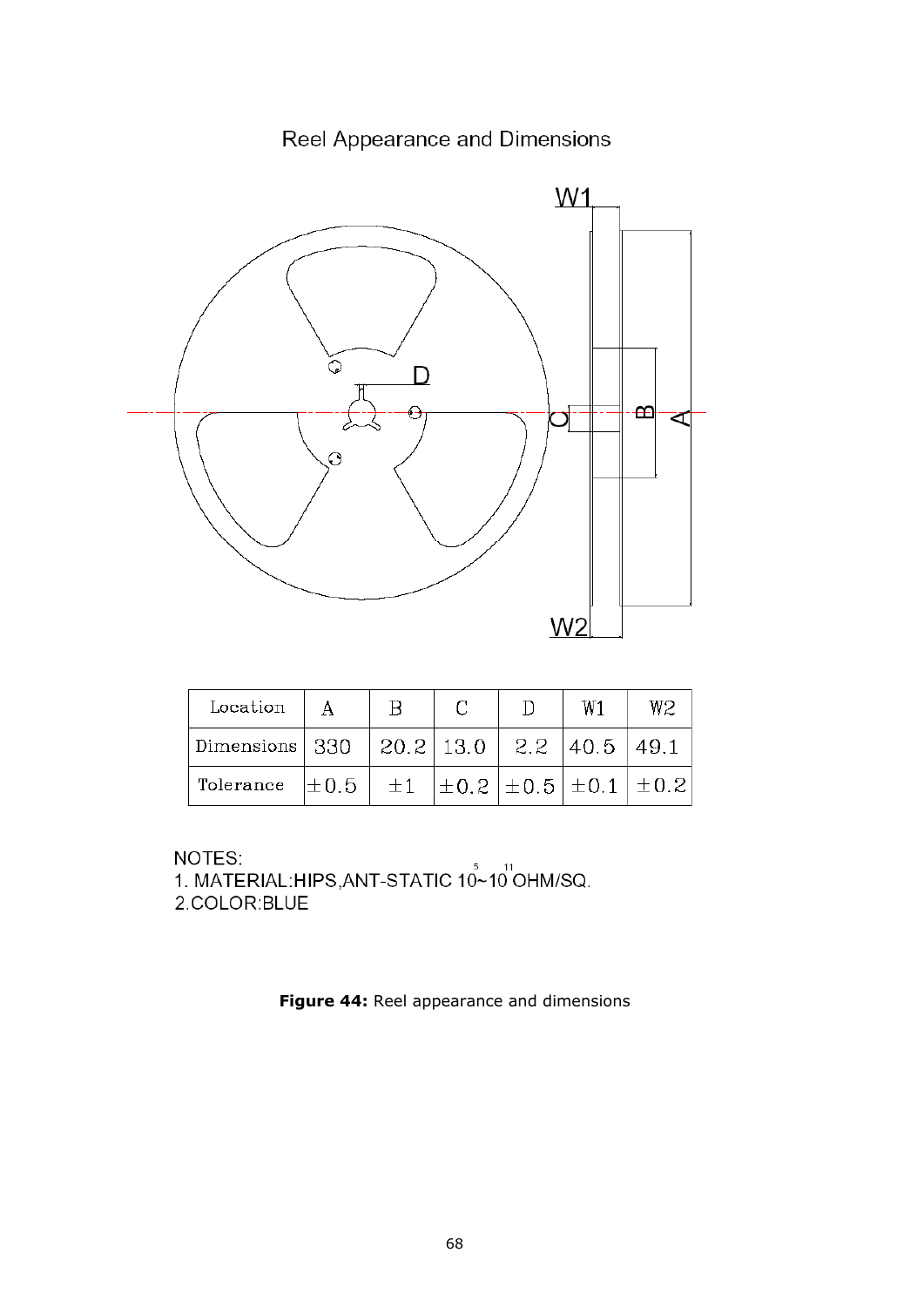Reel Appearance and Dimensions

| Location | A | B | C | D | W1 | W2 |
|---|---|---|---|---|---|---|
| Dimensions | 330 | 20.2 | 13.0 | 2.2 | 40.5 | 49.1 |
| Tolerance | ±0.5 | ±1 | ±0.2 | ±0.5 | ±0.1 | ±0.2 |

NOTES:
1. MATERIAL:HIPS,ANT-STATIC $10^5$~$10^{11}$ OHM/SQ.
2.COLOR:BLUE

**Figure 44:** Reel appearance and dimensions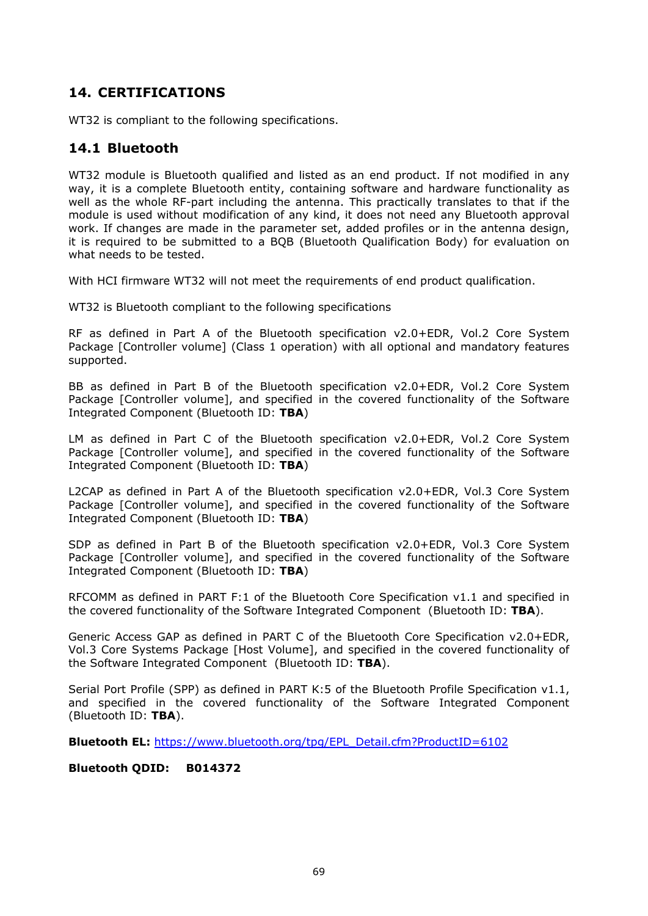# 14. CERTIFICATIONS

WT32 is compliant to the following specifications.

## 14.1 Bluetooth

WT32 module is Bluetooth qualified and listed as an end product. If not modified in any way, it is a complete Bluetooth entity, containing software and hardware functionality as well as the whole RF-part including the antenna. This practically translates to that if the module is used without modification of any kind, it does not need any Bluetooth approval work. If changes are made in the parameter set, added profiles or in the antenna design, it is required to be submitted to a BQB (Bluetooth Qualification Body) for evaluation on what needs to be tested.

With HCI firmware WT32 will not meet the requirements of end product qualification.

WT32 is Bluetooth compliant to the following specifications

RF as defined in Part A of the Bluetooth specification v2.0+EDR, Vol.2 Core System Package [Controller volume] (Class 1 operation) with all optional and mandatory features supported.

BB as defined in Part B of the Bluetooth specification v2.0+EDR, Vol.2 Core System Package [Controller volume], and specified in the covered functionality of the Software Integrated Component (Bluetooth ID: **TBA**)

LM as defined in Part C of the Bluetooth specification v2.0+EDR, Vol.2 Core System Package [Controller volume], and specified in the covered functionality of the Software Integrated Component (Bluetooth ID: **TBA**)

L2CAP as defined in Part A of the Bluetooth specification v2.0+EDR, Vol.3 Core System Package [Controller volume], and specified in the covered functionality of the Software Integrated Component (Bluetooth ID: **TBA**)

SDP as defined in Part B of the Bluetooth specification v2.0+EDR, Vol.3 Core System Package [Controller volume], and specified in the covered functionality of the Software Integrated Component (Bluetooth ID: **TBA**)

RFCOMM as defined in PART F:1 of the Bluetooth Core Specification v1.1 and specified in the covered functionality of the Software Integrated Component (Bluetooth ID: **TBA**).

Generic Access GAP as defined in PART C of the Bluetooth Core Specification v2.0+EDR, Vol.3 Core Systems Package [Host Volume], and specified in the covered functionality of the Software Integrated Component (Bluetooth ID: **TBA**).

Serial Port Profile (SPP) as defined in PART K:5 of the Bluetooth Profile Specification v1.1, and specified in the covered functionality of the Software Integrated Component (Bluetooth ID: **TBA**).

**Bluetooth EL:** https://www.bluetooth.org/tpg/EPL_Detail.cfm?ProductID=6102

**Bluetooth QDID: B014372**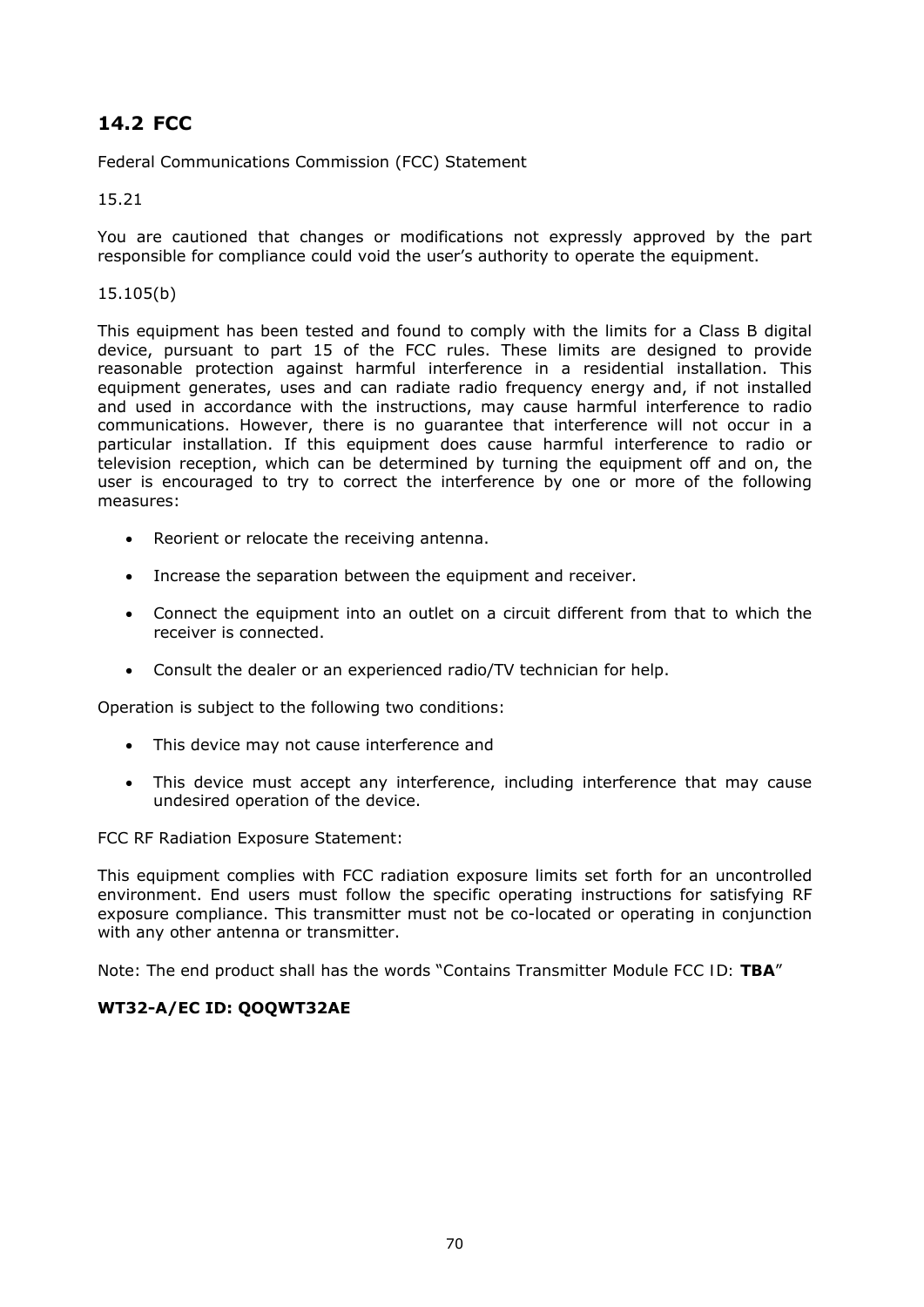## 14.2 FCC

Federal Communications Commission (FCC) Statement

15.21

You are cautioned that changes or modifications not expressly approved by the part responsible for compliance could void the user's authority to operate the equipment.

15.105(b)

This equipment has been tested and found to comply with the limits for a Class B digital device, pursuant to part 15 of the FCC rules. These limits are designed to provide reasonable protection against harmful interference in a residential installation. This equipment generates, uses and can radiate radio frequency energy and, if not installed and used in accordance with the instructions, may cause harmful interference to radio communications. However, there is no guarantee that interference will not occur in a particular installation. If this equipment does cause harmful interference to radio or television reception, which can be determined by turning the equipment off and on, the user is encouraged to try to correct the interference by one or more of the following measures:

- Reorient or relocate the receiving antenna.
- Increase the separation between the equipment and receiver.
- Connect the equipment into an outlet on a circuit different from that to which the receiver is connected.
- Consult the dealer or an experienced radio/TV technician for help.

Operation is subject to the following two conditions:

- This device may not cause interference and
- This device must accept any interference, including interference that may cause undesired operation of the device.

FCC RF Radiation Exposure Statement:

This equipment complies with FCC radiation exposure limits set forth for an uncontrolled environment. End users must follow the specific operating instructions for satisfying RF exposure compliance. This transmitter must not be co-located or operating in conjunction with any other antenna or transmitter.

Note: The end product shall has the words "Contains Transmitter Module FCC ID: **TBA**"

**WT32-A/EC ID: QOQWT32AE**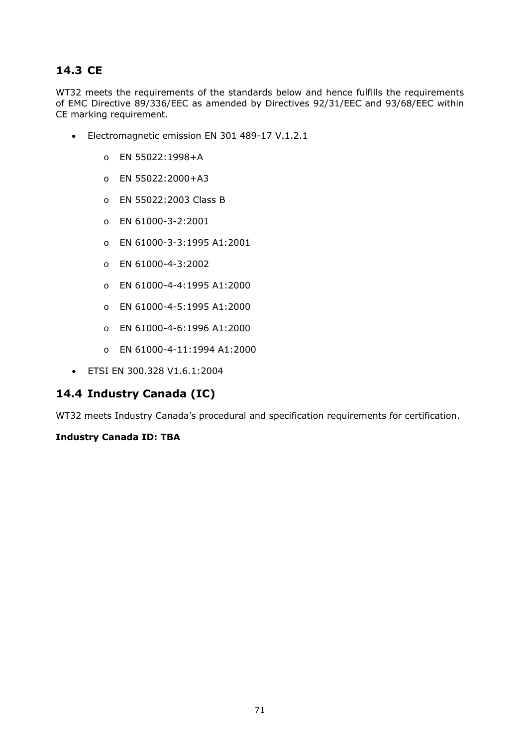## 14.3 CE

WT32 meets the requirements of the standards below and hence fulfills the requirements of EMC Directive 89/336/EEC as amended by Directives 92/31/EEC and 93/68/EEC within CE marking requirement.

- Electromagnetic emission EN 301 489-17 V.1.2.1
  - EN 55022:1998+A
  - EN 55022:2000+A3
  - EN 55022:2003 Class B
  - EN 61000-3-2:2001
  - EN 61000-3-3:1995 A1:2001
  - EN 61000-4-3:2002
  - EN 61000-4-4:1995 A1:2000
  - EN 61000-4-5:1995 A1:2000
  - EN 61000-4-6:1996 A1:2000
  - EN 61000-4-11:1994 A1:2000
- ETSI EN 300.328 V1.6.1:2004

## 14.4 Industry Canada (IC)

WT32 meets Industry Canada's procedural and specification requirements for certification.

**Industry Canada ID: TBA**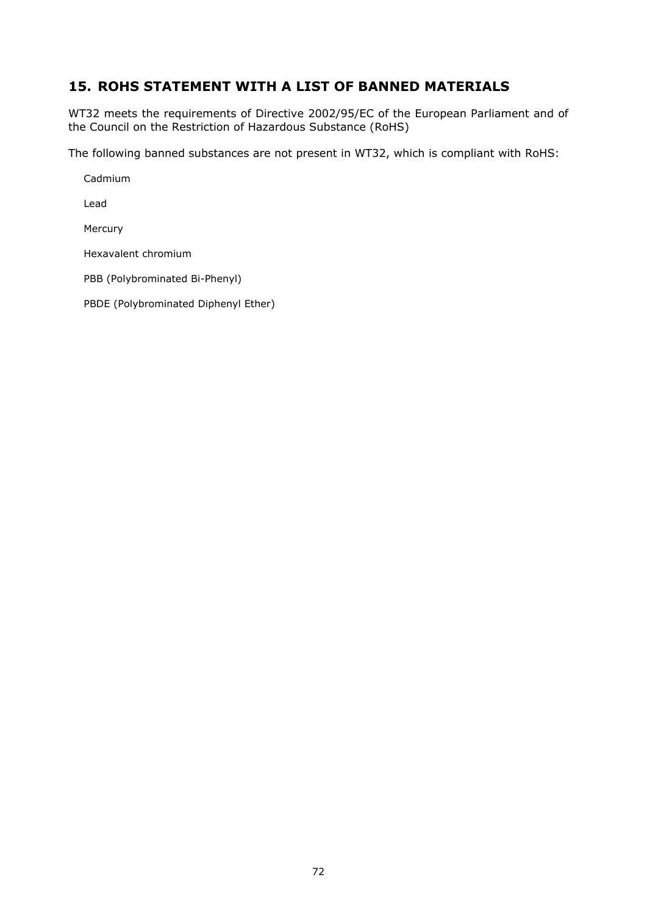## 15. ROHS STATEMENT WITH A LIST OF BANNED MATERIALS

WT32 meets the requirements of Directive 2002/95/EC of the European Parliament and of the Council on the Restriction of Hazardous Substance (RoHS)

The following banned substances are not present in WT32, which is compliant with RoHS:

Cadmium

Lead

Mercury

Hexavalent chromium

PBB (Polybrominated Bi-Phenyl)

PBDE (Polybrominated Diphenyl Ether)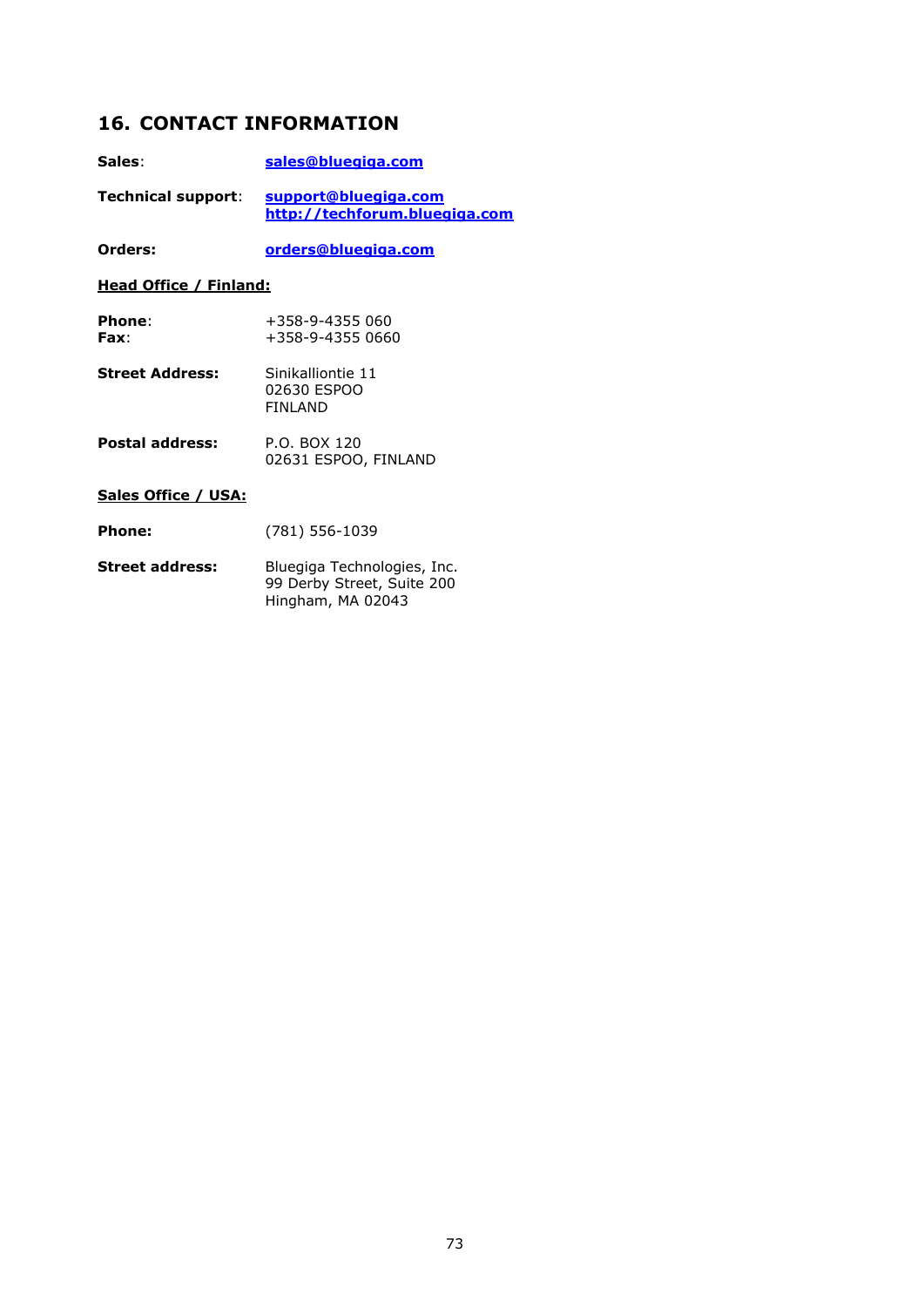## 16. CONTACT INFORMATION

| | |
|---|---|
| **Sales**: | sales@bluegiga.com |
| **Technical support**: | support@bluegiga.com<br>http://techforum.bluegiga.com |
| **Orders:** | orders@bluegiga.com |

**Head Office / Finland:**

| | |
|---|---|
| **Phone**:<br>**Fax**: | +358-9-4355 060<br>+358-9-4355 0660 |
| **Street Address:** | Sinikalliontie 11<br>02630 ESPOO<br>FINLAND |
| **Postal address:** | P.O. BOX 120<br>02631 ESPOO, FINLAND |

**Sales Office / USA:**

| | |
|---|---|
| **Phone:** | (781) 556-1039 |
| **Street address:** | Bluegiga Technologies, Inc.<br>99 Derby Street, Suite 200<br>Hingham, MA 02043 |